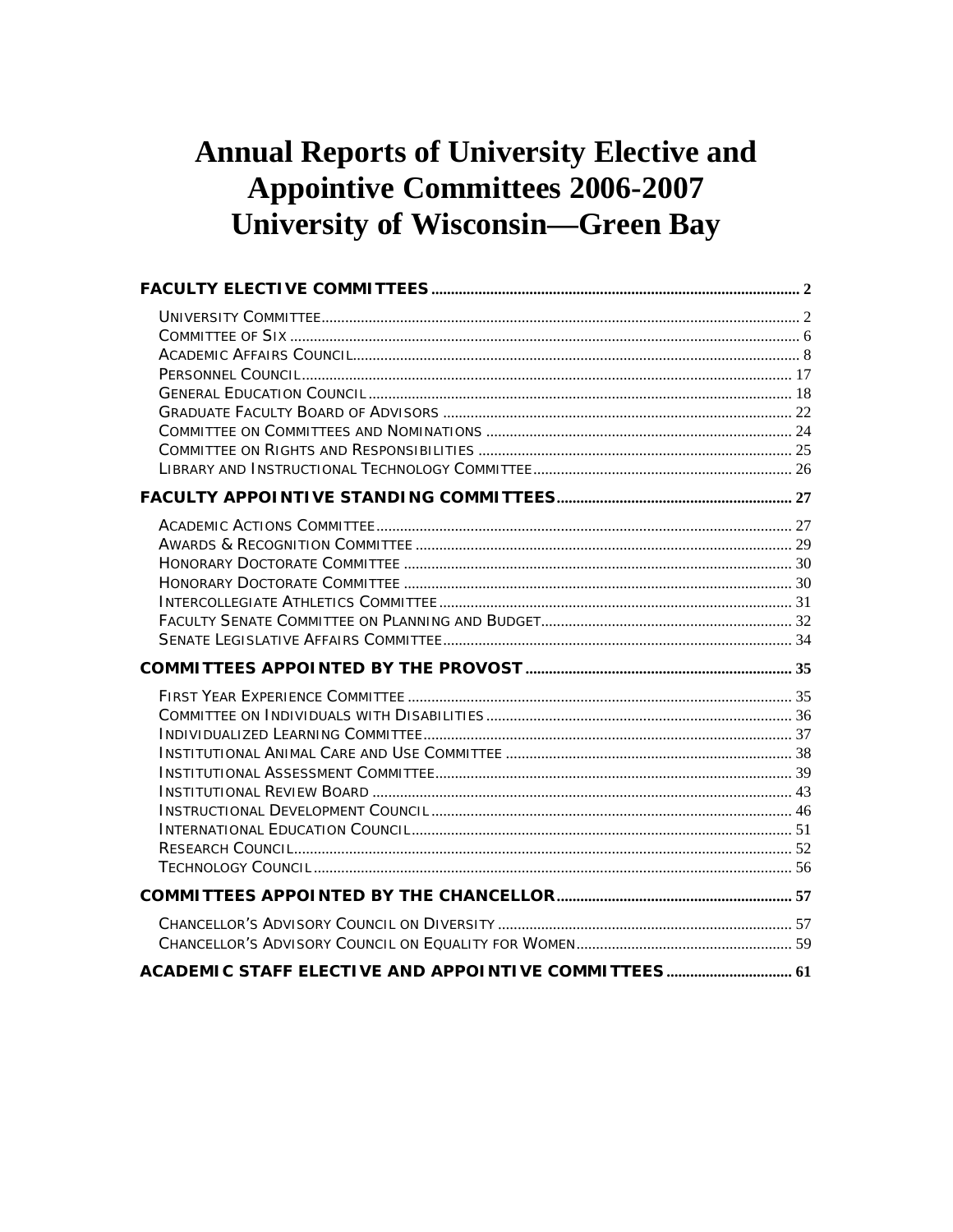# Annual Reports of University Elective and Appointive Committees 2006-2007
# University of Wisconsin—Green Bay

**FACULTY ELECTIVE COMMITTEES** .......... 2

- University Committee .......... 2
- Committee of Six .......... 6
- Academic Affairs Council .......... 8
- Personnel Council .......... 17
- General Education Council .......... 18
- Graduate Faculty Board of Advisors .......... 22
- Committee on Committees and Nominations .......... 24
- Committee on Rights and Responsibilities .......... 25
- Library and Instructional Technology Committee .......... 26

**FACULTY APPOINTIVE STANDING COMMITTEES** .......... 27

- Academic Actions Committee .......... 27
- Awards & Recognition Committee .......... 29
- Honorary Doctorate Committee .......... 30
- Honorary Doctorate Committee .......... 30
- Intercollegiate Athletics Committee .......... 31
- Faculty Senate Committee on Planning and Budget .......... 32
- Senate Legislative Affairs Committee .......... 34

**COMMITTEES APPOINTED BY THE PROVOST** .......... 35

- First Year Experience Committee .......... 35
- Committee on Individuals with Disabilities .......... 36
- Individualized Learning Committee .......... 37
- Institutional Animal Care and Use Committee .......... 38
- Institutional Assessment Committee .......... 39
- Institutional Review Board .......... 43
- Instructional Development Council .......... 46
- International Education Council .......... 51
- Research Council .......... 52
- Technology Council .......... 56

**COMMITTEES APPOINTED BY THE CHANCELLOR** .......... 57

- Chancellor's Advisory Council on Diversity .......... 57
- Chancellor's Advisory Council on Equality for Women .......... 59

**ACADEMIC STAFF ELECTIVE AND APPOINTIVE COMMITTEES** .......... 61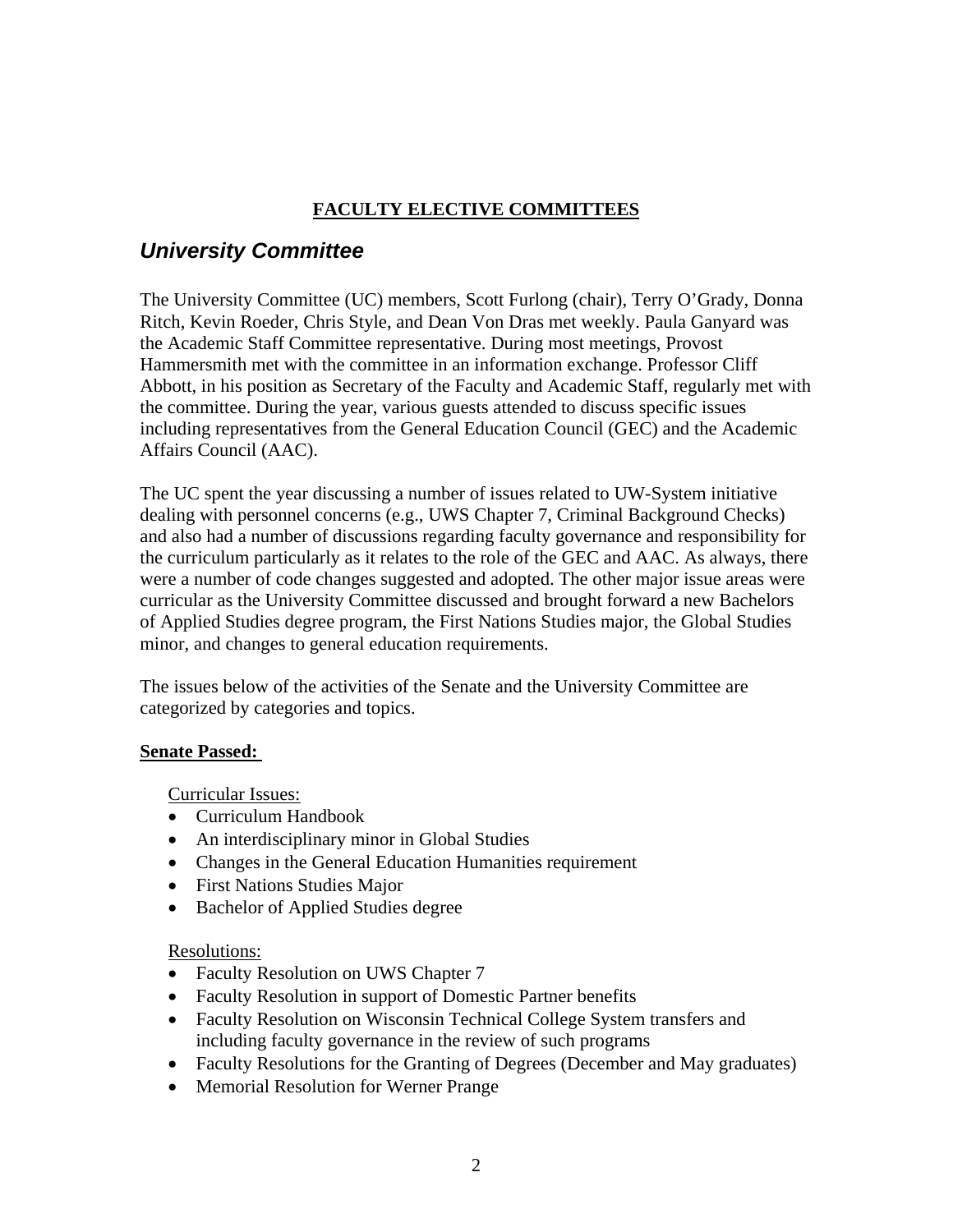# **FACULTY ELECTIVE COMMITTEES**

## *University Committee*

The University Committee (UC) members, Scott Furlong (chair), Terry O'Grady, Donna Ritch, Kevin Roeder, Chris Style, and Dean Von Dras met weekly. Paula Ganyard was the Academic Staff Committee representative. During most meetings, Provost Hammersmith met with the committee in an information exchange. Professor Cliff Abbott, in his position as Secretary of the Faculty and Academic Staff, regularly met with the committee. During the year, various guests attended to discuss specific issues including representatives from the General Education Council (GEC) and the Academic Affairs Council (AAC).

The UC spent the year discussing a number of issues related to UW-System initiative dealing with personnel concerns (e.g., UWS Chapter 7, Criminal Background Checks) and also had a number of discussions regarding faculty governance and responsibility for the curriculum particularly as it relates to the role of the GEC and AAC. As always, there were a number of code changes suggested and adopted. The other major issue areas were curricular as the University Committee discussed and brought forward a new Bachelors of Applied Studies degree program, the First Nations Studies major, the Global Studies minor, and changes to general education requirements.

The issues below of the activities of the Senate and the University Committee are categorized by categories and topics.

**Senate Passed:**

Curricular Issues:

- Curriculum Handbook
- An interdisciplinary minor in Global Studies
- Changes in the General Education Humanities requirement
- First Nations Studies Major
- Bachelor of Applied Studies degree

Resolutions:

- Faculty Resolution on UWS Chapter 7
- Faculty Resolution in support of Domestic Partner benefits
- Faculty Resolution on Wisconsin Technical College System transfers and including faculty governance in the review of such programs
- Faculty Resolutions for the Granting of Degrees (December and May graduates)
- Memorial Resolution for Werner Prange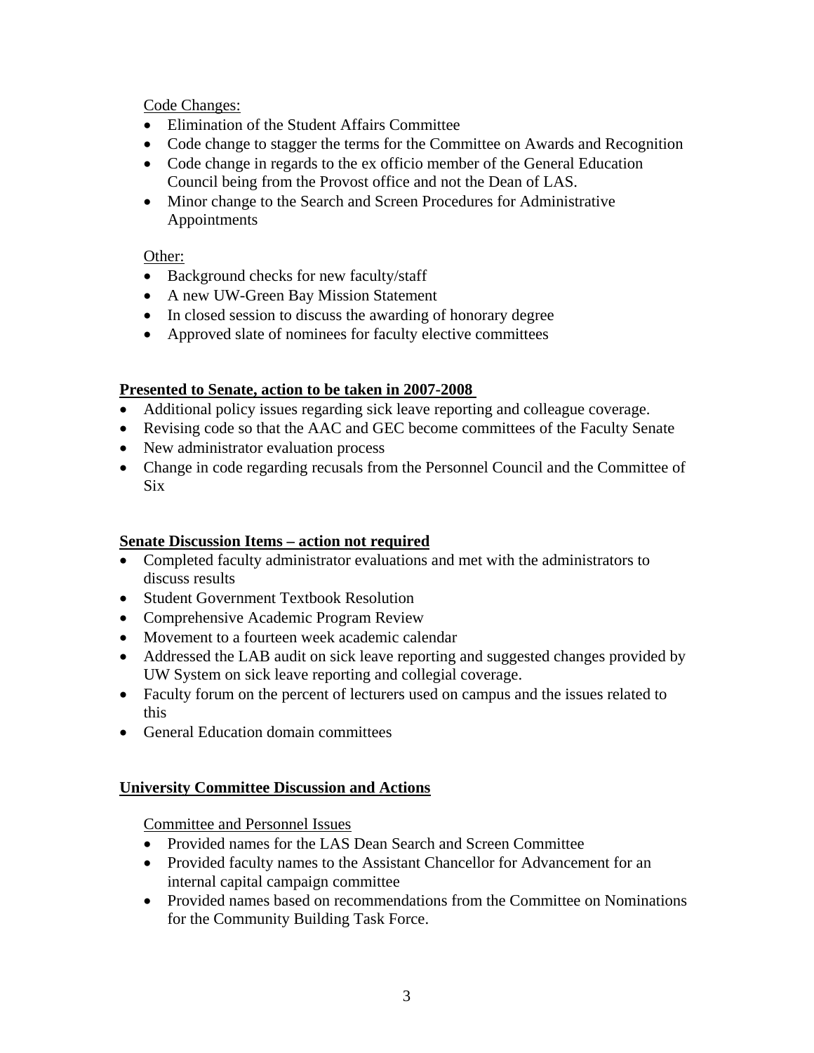Code Changes:

- Elimination of the Student Affairs Committee
- Code change to stagger the terms for the Committee on Awards and Recognition
- Code change in regards to the ex officio member of the General Education Council being from the Provost office and not the Dean of LAS.
- Minor change to the Search and Screen Procedures for Administrative Appointments

Other:

- Background checks for new faculty/staff
- A new UW-Green Bay Mission Statement
- In closed session to discuss the awarding of honorary degree
- Approved slate of nominees for faculty elective committees

**Presented to Senate, action to be taken in 2007-2008**

- Additional policy issues regarding sick leave reporting and colleague coverage.
- Revising code so that the AAC and GEC become committees of the Faculty Senate
- New administrator evaluation process
- Change in code regarding recusals from the Personnel Council and the Committee of Six

**Senate Discussion Items – action not required**

- Completed faculty administrator evaluations and met with the administrators to discuss results
- Student Government Textbook Resolution
- Comprehensive Academic Program Review
- Movement to a fourteen week academic calendar
- Addressed the LAB audit on sick leave reporting and suggested changes provided by UW System on sick leave reporting and collegial coverage.
- Faculty forum on the percent of lecturers used on campus and the issues related to this
- General Education domain committees

**University Committee Discussion and Actions**

Committee and Personnel Issues

- Provided names for the LAS Dean Search and Screen Committee
- Provided faculty names to the Assistant Chancellor for Advancement for an internal capital campaign committee
- Provided names based on recommendations from the Committee on Nominations for the Community Building Task Force.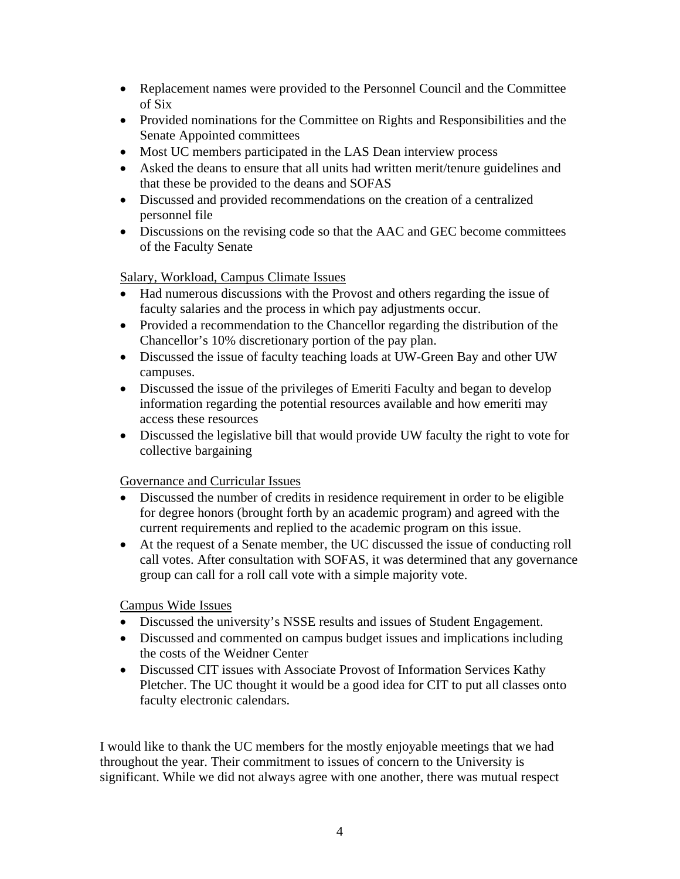- Replacement names were provided to the Personnel Council and the Committee of Six
- Provided nominations for the Committee on Rights and Responsibilities and the Senate Appointed committees
- Most UC members participated in the LAS Dean interview process
- Asked the deans to ensure that all units had written merit/tenure guidelines and that these be provided to the deans and SOFAS
- Discussed and provided recommendations on the creation of a centralized personnel file
- Discussions on the revising code so that the AAC and GEC become committees of the Faculty Senate

<u>Salary, Workload, Campus Climate Issues</u>

- Had numerous discussions with the Provost and others regarding the issue of faculty salaries and the process in which pay adjustments occur.
- Provided a recommendation to the Chancellor regarding the distribution of the Chancellor's 10% discretionary portion of the pay plan.
- Discussed the issue of faculty teaching loads at UW-Green Bay and other UW campuses.
- Discussed the issue of the privileges of Emeriti Faculty and began to develop information regarding the potential resources available and how emeriti may access these resources
- Discussed the legislative bill that would provide UW faculty the right to vote for collective bargaining

<u>Governance and Curricular Issues</u>

- Discussed the number of credits in residence requirement in order to be eligible for degree honors (brought forth by an academic program) and agreed with the current requirements and replied to the academic program on this issue.
- At the request of a Senate member, the UC discussed the issue of conducting roll call votes. After consultation with SOFAS, it was determined that any governance group can call for a roll call vote with a simple majority vote.

<u>Campus Wide Issues</u>

- Discussed the university's NSSE results and issues of Student Engagement.
- Discussed and commented on campus budget issues and implications including the costs of the Weidner Center
- Discussed CIT issues with Associate Provost of Information Services Kathy Pletcher. The UC thought it would be a good idea for CIT to put all classes onto faculty electronic calendars.

I would like to thank the UC members for the mostly enjoyable meetings that we had throughout the year. Their commitment to issues of concern to the University is significant. While we did not always agree with one another, there was mutual respect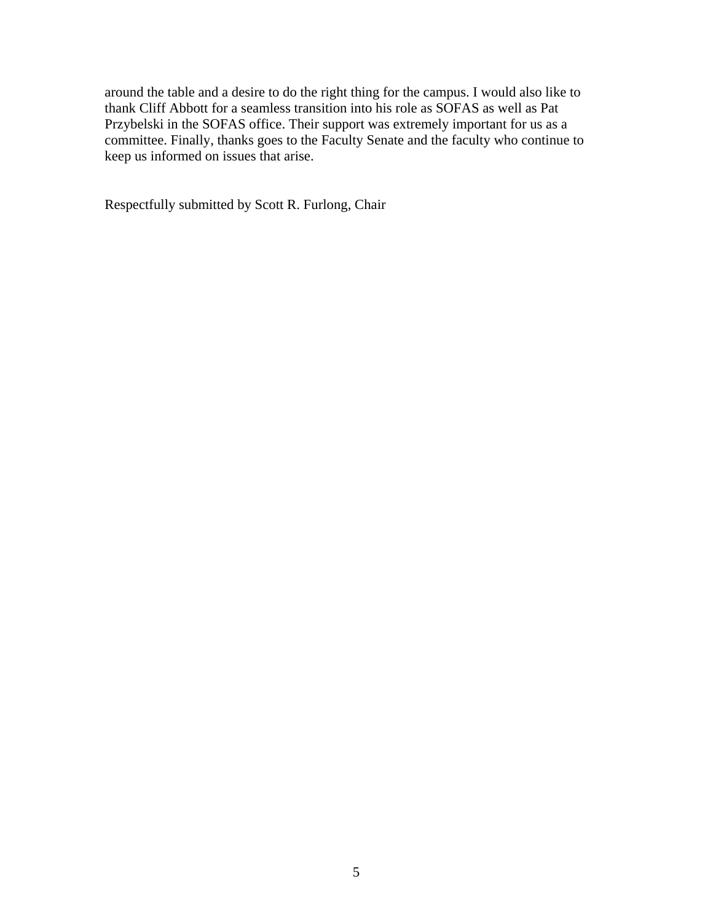around the table and a desire to do the right thing for the campus. I would also like to thank Cliff Abbott for a seamless transition into his role as SOFAS as well as Pat Przybelski in the SOFAS office. Their support was extremely important for us as a committee. Finally, thanks goes to the Faculty Senate and the faculty who continue to keep us informed on issues that arise.

Respectfully submitted by Scott R. Furlong, Chair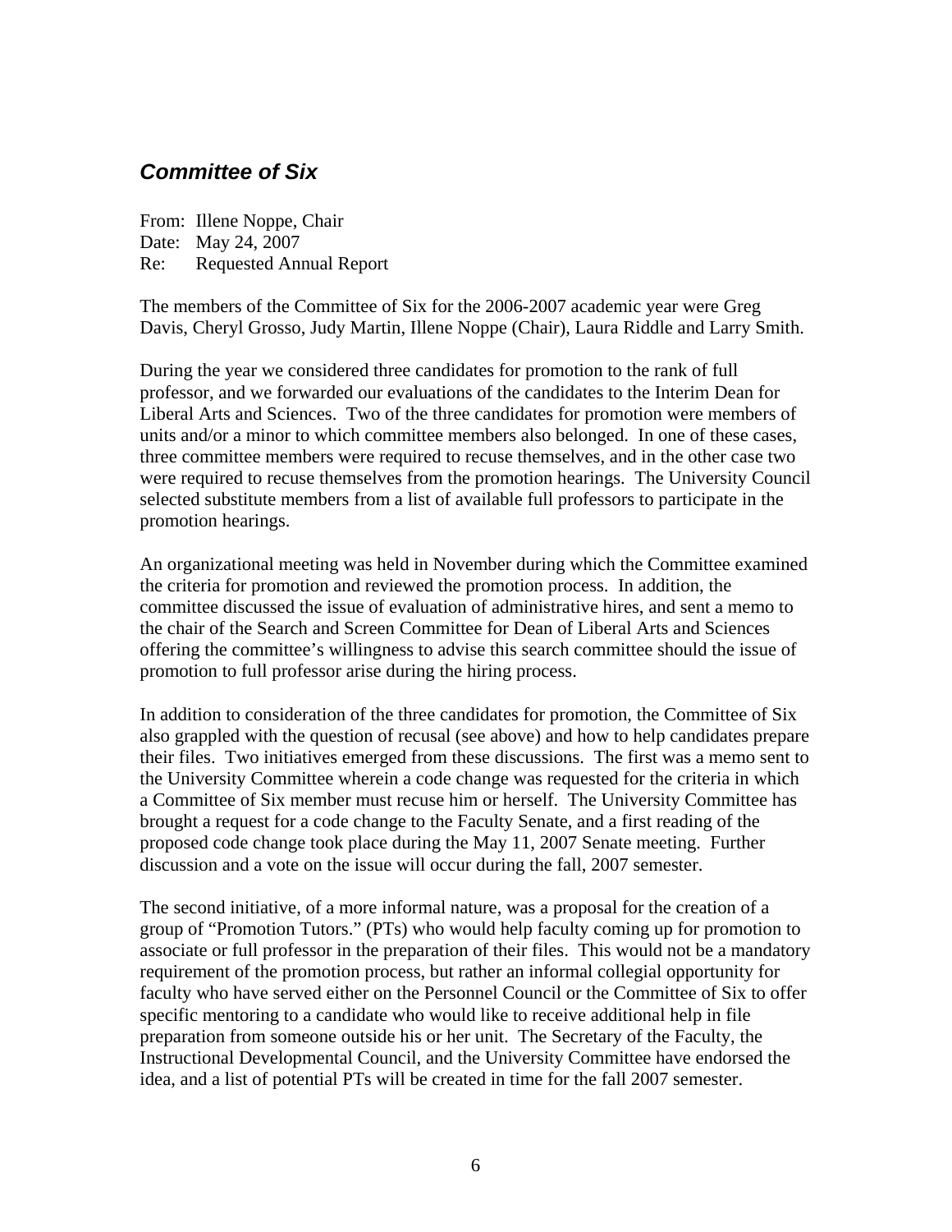## *Committee of Six*

From: Illene Noppe, Chair
Date: May 24, 2007
Re: Requested Annual Report

The members of the Committee of Six for the 2006-2007 academic year were Greg Davis, Cheryl Grosso, Judy Martin, Illene Noppe (Chair), Laura Riddle and Larry Smith.

During the year we considered three candidates for promotion to the rank of full professor, and we forwarded our evaluations of the candidates to the Interim Dean for Liberal Arts and Sciences. Two of the three candidates for promotion were members of units and/or a minor to which committee members also belonged. In one of these cases, three committee members were required to recuse themselves, and in the other case two were required to recuse themselves from the promotion hearings. The University Council selected substitute members from a list of available full professors to participate in the promotion hearings.

An organizational meeting was held in November during which the Committee examined the criteria for promotion and reviewed the promotion process. In addition, the committee discussed the issue of evaluation of administrative hires, and sent a memo to the chair of the Search and Screen Committee for Dean of Liberal Arts and Sciences offering the committee's willingness to advise this search committee should the issue of promotion to full professor arise during the hiring process.

In addition to consideration of the three candidates for promotion, the Committee of Six also grappled with the question of recusal (see above) and how to help candidates prepare their files. Two initiatives emerged from these discussions. The first was a memo sent to the University Committee wherein a code change was requested for the criteria in which a Committee of Six member must recuse him or herself. The University Committee has brought a request for a code change to the Faculty Senate, and a first reading of the proposed code change took place during the May 11, 2007 Senate meeting. Further discussion and a vote on the issue will occur during the fall, 2007 semester.

The second initiative, of a more informal nature, was a proposal for the creation of a group of "Promotion Tutors." (PTs) who would help faculty coming up for promotion to associate or full professor in the preparation of their files. This would not be a mandatory requirement of the promotion process, but rather an informal collegial opportunity for faculty who have served either on the Personnel Council or the Committee of Six to offer specific mentoring to a candidate who would like to receive additional help in file preparation from someone outside his or her unit. The Secretary of the Faculty, the Instructional Developmental Council, and the University Committee have endorsed the idea, and a list of potential PTs will be created in time for the fall 2007 semester.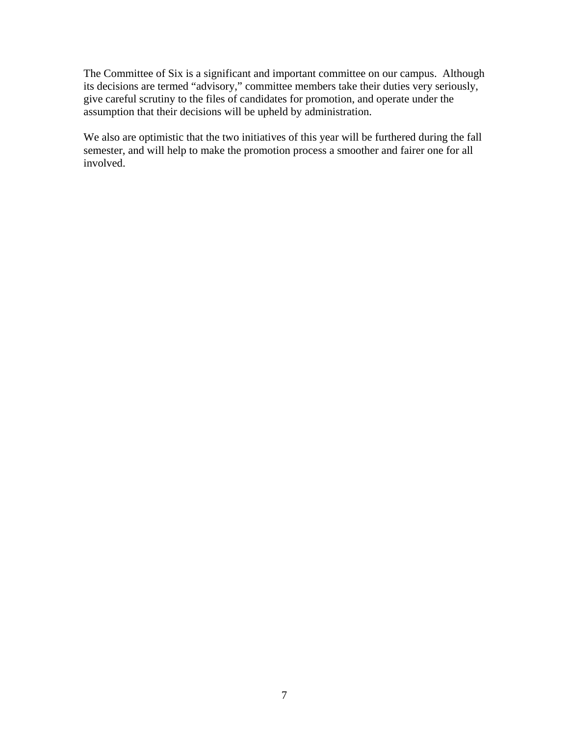The Committee of Six is a significant and important committee on our campus. Although its decisions are termed "advisory," committee members take their duties very seriously, give careful scrutiny to the files of candidates for promotion, and operate under the assumption that their decisions will be upheld by administration.

We also are optimistic that the two initiatives of this year will be furthered during the fall semester, and will help to make the promotion process a smoother and fairer one for all involved.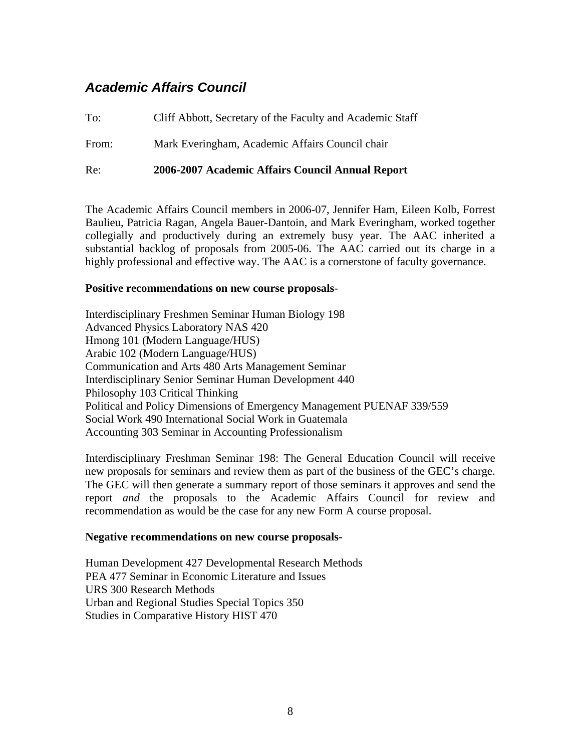## *Academic Affairs Council*

To: Cliff Abbott, Secretary of the Faculty and Academic Staff

From: Mark Everingham, Academic Affairs Council chair

Re: **2006-2007 Academic Affairs Council Annual Report**

The Academic Affairs Council members in 2006-07, Jennifer Ham, Eileen Kolb, Forrest Baulieu, Patricia Ragan, Angela Bauer-Dantoin, and Mark Everingham, worked together collegially and productively during an extremely busy year. The AAC inherited a substantial backlog of proposals from 2005-06. The AAC carried out its charge in a highly professional and effective way. The AAC is a cornerstone of faculty governance.

**Positive recommendations on new course proposals**-

Interdisciplinary Freshmen Seminar Human Biology 198
Advanced Physics Laboratory NAS 420
Hmong 101 (Modern Language/HUS)
Arabic 102 (Modern Language/HUS)
Communication and Arts 480 Arts Management Seminar
Interdisciplinary Senior Seminar Human Development 440
Philosophy 103 Critical Thinking
Political and Policy Dimensions of Emergency Management PUENAF 339/559
Social Work 490 International Social Work in Guatemala
Accounting 303 Seminar in Accounting Professionalism

Interdisciplinary Freshman Seminar 198: The General Education Council will receive new proposals for seminars and review them as part of the business of the GEC's charge. The GEC will then generate a summary report of those seminars it approves and send the report *and* the proposals to the Academic Affairs Council for review and recommendation as would be the case for any new Form A course proposal.

**Negative recommendations on new course proposals-**

Human Development 427 Developmental Research Methods
PEA 477 Seminar in Economic Literature and Issues
URS 300 Research Methods
Urban and Regional Studies Special Topics 350
Studies in Comparative History HIST 470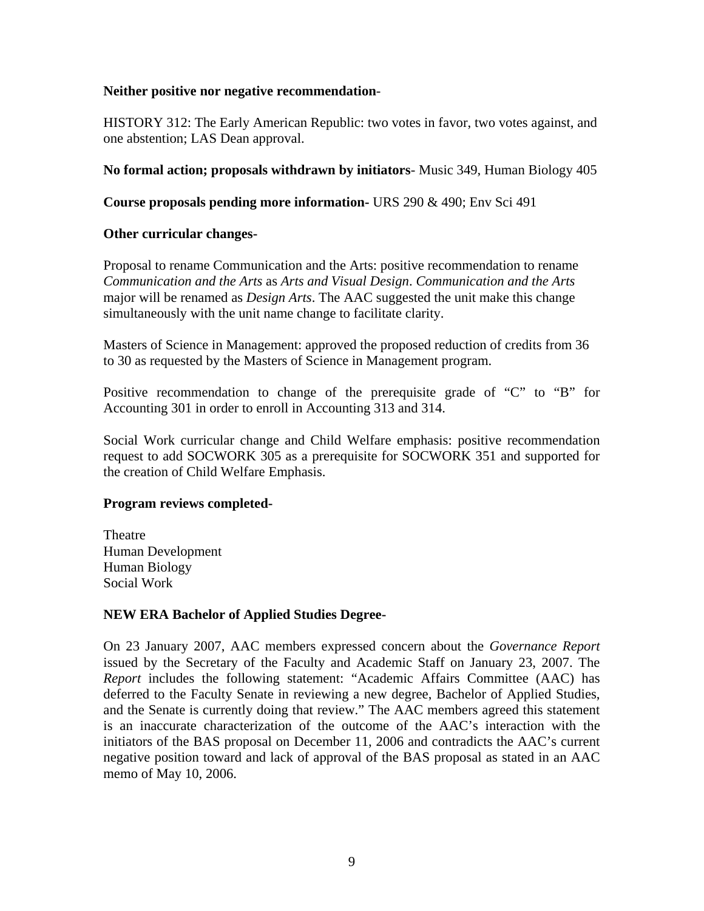**Neither positive nor negative recommendation-**

HISTORY 312: The Early American Republic: two votes in favor, two votes against, and one abstention; LAS Dean approval.

**No formal action; proposals withdrawn by initiators**- Music 349, Human Biology 405

**Course proposals pending more information-** URS 290 & 490; Env Sci 491

**Other curricular changes-**

Proposal to rename Communication and the Arts: positive recommendation to rename *Communication and the Arts* as *Arts and Visual Design*. *Communication and the Arts* major will be renamed as *Design Arts*. The AAC suggested the unit make this change simultaneously with the unit name change to facilitate clarity.

Masters of Science in Management: approved the proposed reduction of credits from 36 to 30 as requested by the Masters of Science in Management program.

Positive recommendation to change of the prerequisite grade of "C" to "B" for Accounting 301 in order to enroll in Accounting 313 and 314.

Social Work curricular change and Child Welfare emphasis: positive recommendation request to add SOCWORK 305 as a prerequisite for SOCWORK 351 and supported for the creation of Child Welfare Emphasis.

**Program reviews completed-**

Theatre
Human Development
Human Biology
Social Work

**NEW ERA Bachelor of Applied Studies Degree-**

On 23 January 2007, AAC members expressed concern about the *Governance Report* issued by the Secretary of the Faculty and Academic Staff on January 23, 2007. The *Report* includes the following statement: "Academic Affairs Committee (AAC) has deferred to the Faculty Senate in reviewing a new degree, Bachelor of Applied Studies, and the Senate is currently doing that review." The AAC members agreed this statement is an inaccurate characterization of the outcome of the AAC's interaction with the initiators of the BAS proposal on December 11, 2006 and contradicts the AAC's current negative position toward and lack of approval of the BAS proposal as stated in an AAC memo of May 10, 2006.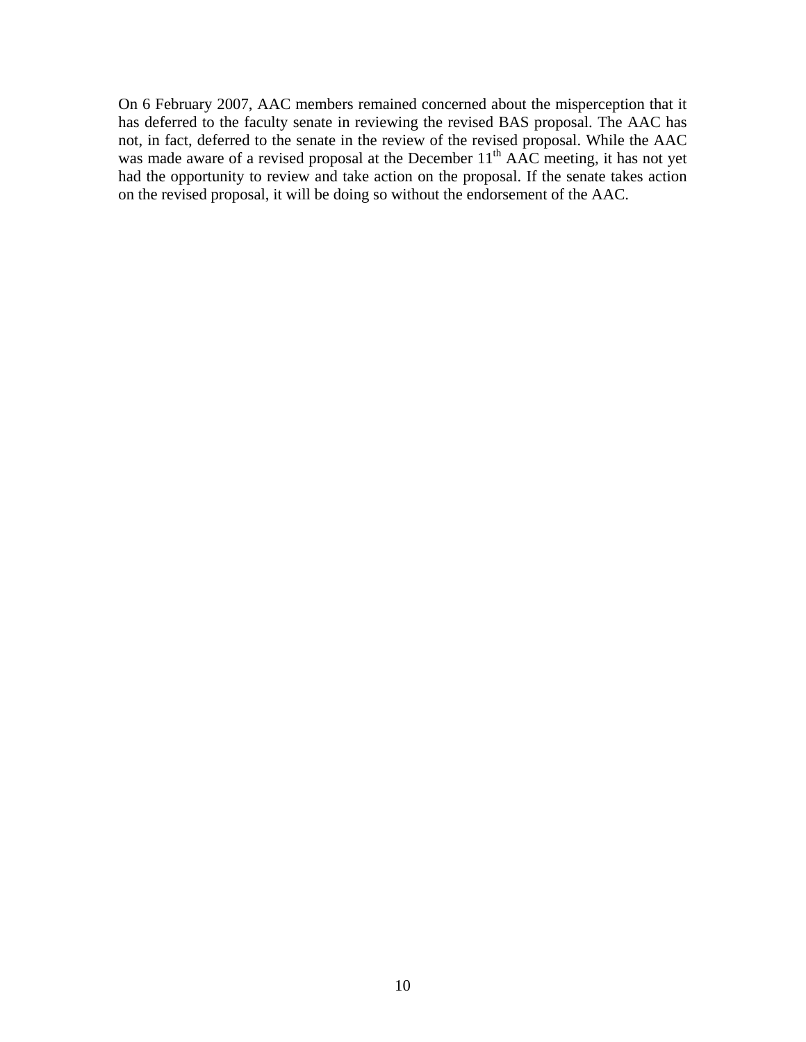On 6 February 2007, AAC members remained concerned about the misperception that it has deferred to the faculty senate in reviewing the revised BAS proposal. The AAC has not, in fact, deferred to the senate in the review of the revised proposal. While the AAC was made aware of a revised proposal at the December 11th AAC meeting, it has not yet had the opportunity to review and take action on the proposal. If the senate takes action on the revised proposal, it will be doing so without the endorsement of the AAC.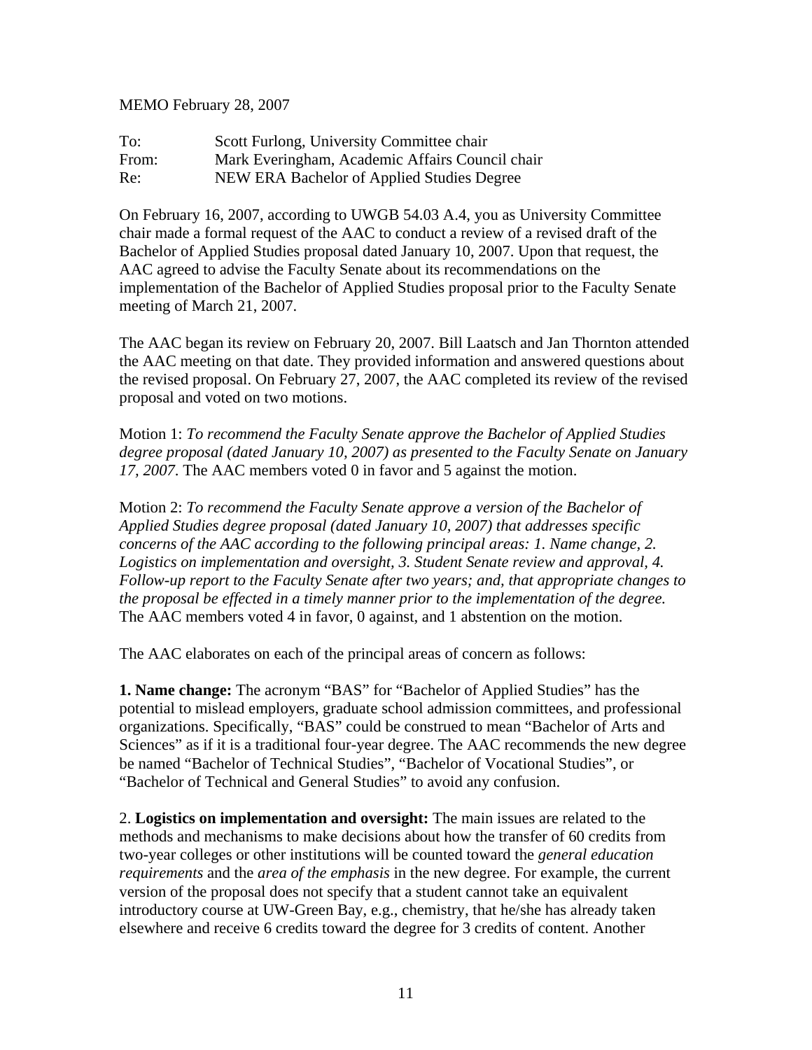MEMO February 28, 2007

To: Scott Furlong, University Committee chair
From: Mark Everingham, Academic Affairs Council chair
Re: NEW ERA Bachelor of Applied Studies Degree

On February 16, 2007, according to UWGB 54.03 A.4, you as University Committee chair made a formal request of the AAC to conduct a review of a revised draft of the Bachelor of Applied Studies proposal dated January 10, 2007. Upon that request, the AAC agreed to advise the Faculty Senate about its recommendations on the implementation of the Bachelor of Applied Studies proposal prior to the Faculty Senate meeting of March 21, 2007.

The AAC began its review on February 20, 2007. Bill Laatsch and Jan Thornton attended the AAC meeting on that date. They provided information and answered questions about the revised proposal. On February 27, 2007, the AAC completed its review of the revised proposal and voted on two motions.

Motion 1: *To recommend the Faculty Senate approve the Bachelor of Applied Studies degree proposal (dated January 10, 2007) as presented to the Faculty Senate on January 17, 2007.* The AAC members voted 0 in favor and 5 against the motion.

Motion 2: *To recommend the Faculty Senate approve a version of the Bachelor of Applied Studies degree proposal (dated January 10, 2007) that addresses specific concerns of the AAC according to the following principal areas: 1. Name change, 2. Logistics on implementation and oversight, 3. Student Senate review and approval, 4. Follow-up report to the Faculty Senate after two years; and, that appropriate changes to the proposal be effected in a timely manner prior to the implementation of the degree.* The AAC members voted 4 in favor, 0 against, and 1 abstention on the motion.

The AAC elaborates on each of the principal areas of concern as follows:

**1. Name change:** The acronym "BAS" for "Bachelor of Applied Studies" has the potential to mislead employers, graduate school admission committees, and professional organizations. Specifically, "BAS" could be construed to mean "Bachelor of Arts and Sciences" as if it is a traditional four-year degree. The AAC recommends the new degree be named "Bachelor of Technical Studies", "Bachelor of Vocational Studies", or "Bachelor of Technical and General Studies" to avoid any confusion.

2. **Logistics on implementation and oversight:** The main issues are related to the methods and mechanisms to make decisions about how the transfer of 60 credits from two-year colleges or other institutions will be counted toward the *general education requirements* and the *area of the emphasis* in the new degree. For example, the current version of the proposal does not specify that a student cannot take an equivalent introductory course at UW-Green Bay, e.g., chemistry, that he/she has already taken elsewhere and receive 6 credits toward the degree for 3 credits of content. Another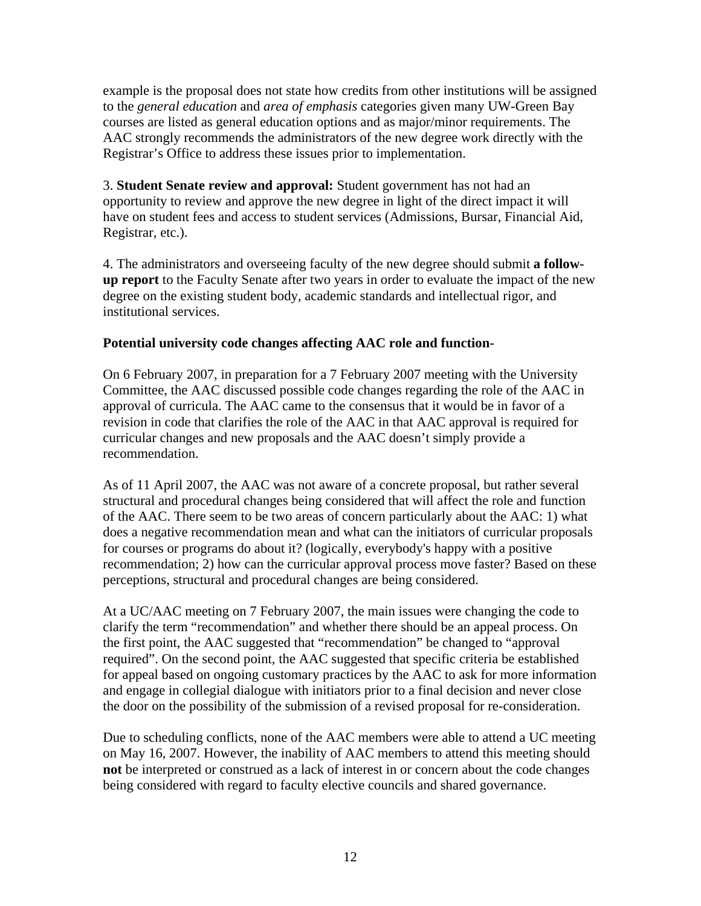example is the proposal does not state how credits from other institutions will be assigned to the *general education* and *area of emphasis* categories given many UW-Green Bay courses are listed as general education options and as major/minor requirements. The AAC strongly recommends the administrators of the new degree work directly with the Registrar's Office to address these issues prior to implementation.

3. **Student Senate review and approval:** Student government has not had an opportunity to review and approve the new degree in light of the direct impact it will have on student fees and access to student services (Admissions, Bursar, Financial Aid, Registrar, etc.).

4. The administrators and overseeing faculty of the new degree should submit **a follow-up report** to the Faculty Senate after two years in order to evaluate the impact of the new degree on the existing student body, academic standards and intellectual rigor, and institutional services.

**Potential university code changes affecting AAC role and function-**

On 6 February 2007, in preparation for a 7 February 2007 meeting with the University Committee, the AAC discussed possible code changes regarding the role of the AAC in approval of curricula. The AAC came to the consensus that it would be in favor of a revision in code that clarifies the role of the AAC in that AAC approval is required for curricular changes and new proposals and the AAC doesn't simply provide a recommendation.

As of 11 April 2007, the AAC was not aware of a concrete proposal, but rather several structural and procedural changes being considered that will affect the role and function of the AAC. There seem to be two areas of concern particularly about the AAC: 1) what does a negative recommendation mean and what can the initiators of curricular proposals for courses or programs do about it? (logically, everybody's happy with a positive recommendation; 2) how can the curricular approval process move faster? Based on these perceptions, structural and procedural changes are being considered.

At a UC/AAC meeting on 7 February 2007, the main issues were changing the code to clarify the term "recommendation" and whether there should be an appeal process. On the first point, the AAC suggested that "recommendation" be changed to "approval required". On the second point, the AAC suggested that specific criteria be established for appeal based on ongoing customary practices by the AAC to ask for more information and engage in collegial dialogue with initiators prior to a final decision and never close the door on the possibility of the submission of a revised proposal for re-consideration.

Due to scheduling conflicts, none of the AAC members were able to attend a UC meeting on May 16, 2007. However, the inability of AAC members to attend this meeting should **not** be interpreted or construed as a lack of interest in or concern about the code changes being considered with regard to faculty elective councils and shared governance.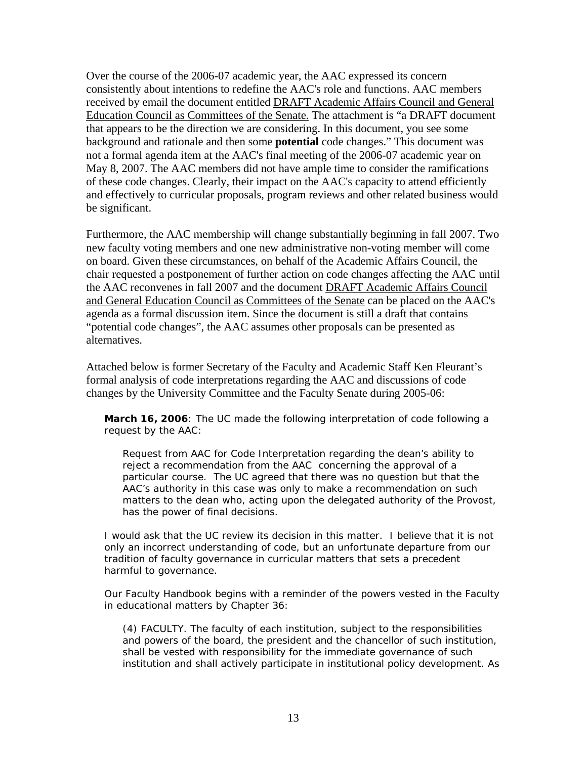Over the course of the 2006-07 academic year, the AAC expressed its concern consistently about intentions to redefine the AAC's role and functions. AAC members received by email the document entitled DRAFT Academic Affairs Council and General Education Council as Committees of the Senate. The attachment is "a DRAFT document that appears to be the direction we are considering. In this document, you see some background and rationale and then some **potential** code changes." This document was not a formal agenda item at the AAC's final meeting of the 2006-07 academic year on May 8, 2007. The AAC members did not have ample time to consider the ramifications of these code changes. Clearly, their impact on the AAC's capacity to attend efficiently and effectively to curricular proposals, program reviews and other related business would be significant.

Furthermore, the AAC membership will change substantially beginning in fall 2007. Two new faculty voting members and one new administrative non-voting member will come on board. Given these circumstances, on behalf of the Academic Affairs Council, the chair requested a postponement of further action on code changes affecting the AAC until the AAC reconvenes in fall 2007 and the document DRAFT Academic Affairs Council and General Education Council as Committees of the Senate can be placed on the AAC's agenda as a formal discussion item. Since the document is still a draft that contains "potential code changes", the AAC assumes other proposals can be presented as alternatives.

Attached below is former Secretary of the Faculty and Academic Staff Ken Fleurant's formal analysis of code interpretations regarding the AAC and discussions of code changes by the University Committee and the Faculty Senate during 2005-06:

> **March 16, 2006**: The UC made the following interpretation of code following a request by the AAC:
>
> > Request from AAC for Code Interpretation regarding the dean's ability to reject a recommendation from the AAC concerning the approval of a particular course. The UC agreed that there was no question but that the AAC's authority in this case was only to make a recommendation on such matters to the dean who, acting upon the delegated authority of the Provost, has the power of final decisions.
>
> I would ask that the UC review its decision in this matter. I believe that it is not only an incorrect understanding of code, but an unfortunate departure from our tradition of faculty governance in curricular matters that sets a precedent harmful to governance.
>
> Our Faculty Handbook begins with a reminder of the powers vested in the Faculty in educational matters by Chapter 36:
>
> > (4) FACULTY. The faculty of each institution, subject to the responsibilities and powers of the board, the president and the chancellor of such institution, shall be vested with responsibility for the immediate governance of such institution and shall actively participate in institutional policy development. As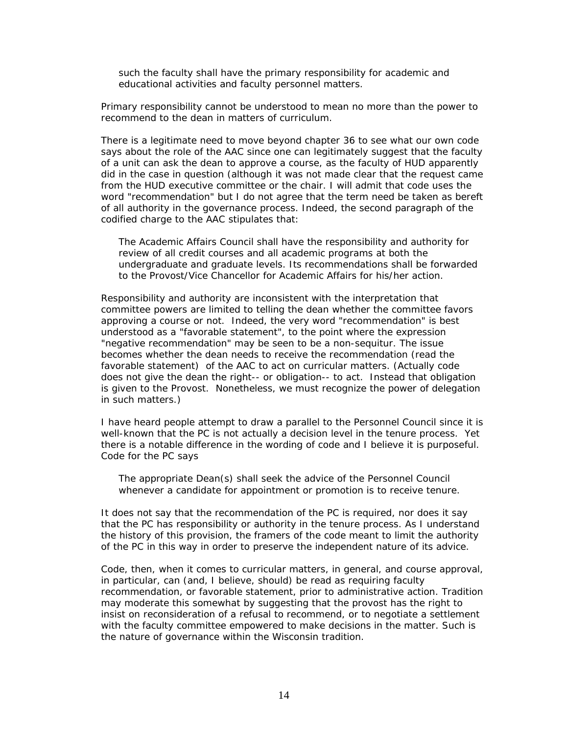> such the faculty shall have the primary responsibility for academic and educational activities and faculty personnel matters.

Primary responsibility cannot be understood to mean no more than the power to recommend to the dean in matters of curriculum.

There is a legitimate need to move beyond chapter 36 to see what our own code says about the role of the AAC since one can legitimately suggest that the faculty of a unit can ask the dean to approve a course, as the faculty of HUD apparently did in the case in question (although it was not made clear that the request came from the HUD executive committee or the chair. I will admit that code uses the word "recommendation" but I do not agree that the term need be taken as bereft of all authority in the governance process. Indeed, the second paragraph of the codified charge to the AAC stipulates that:

> The Academic Affairs Council shall have the responsibility and authority for review of all credit courses and all academic programs at both the undergraduate and graduate levels. Its recommendations shall be forwarded to the Provost/Vice Chancellor for Academic Affairs for his/her action.

Responsibility and authority are inconsistent with the interpretation that committee powers are limited to telling the dean whether the committee favors approving a course or not. Indeed, the very word "recommendation" is best understood as a "favorable statement", to the point where the expression "negative recommendation" may be seen to be a non-sequitur. The issue becomes whether the dean needs to receive the recommendation (read the favorable statement) of the AAC to act on curricular matters. (Actually code does not give the dean the right-- or obligation-- to act. Instead that obligation is given to the Provost. Nonetheless, we must recognize the power of delegation in such matters.)

I have heard people attempt to draw a parallel to the Personnel Council since it is well-known that the PC is not actually a decision level in the tenure process. Yet there is a notable difference in the wording of code and I believe it is purposeful. Code for the PC says

> The appropriate Dean(s) shall seek the advice of the Personnel Council whenever a candidate for appointment or promotion is to receive tenure.

It does not say that the recommendation of the PC is required, nor does it say that the PC has responsibility or authority in the tenure process. As I understand the history of this provision, the framers of the code meant to limit the authority of the PC in this way in order to preserve the independent nature of its advice.

Code, then, when it comes to curricular matters, in general, and course approval, in particular, can (and, I believe, should) be read as requiring faculty recommendation, or favorable statement, prior to administrative action. Tradition may moderate this somewhat by suggesting that the provost has the right to insist on reconsideration of a refusal to recommend, or to negotiate a settlement with the faculty committee empowered to make decisions in the matter. Such is the nature of governance within the Wisconsin tradition.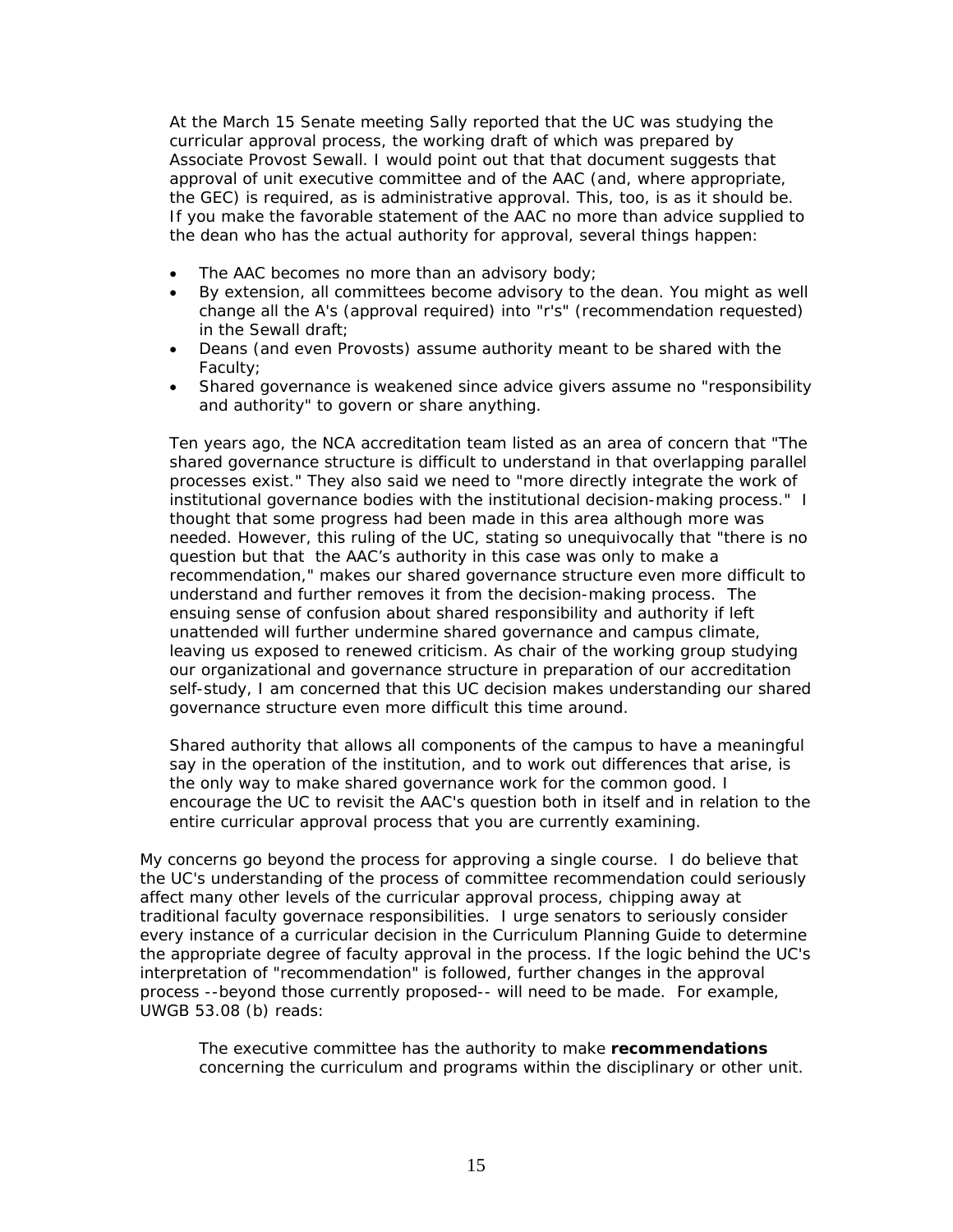> At the March 15 Senate meeting Sally reported that the UC was studying the curricular approval process, the working draft of which was prepared by Associate Provost Sewall. I would point out that that document suggests that approval of unit executive committee and of the AAC (and, where appropriate, the GEC) is required, as is administrative approval. This, too, is as it should be. If you make the favorable statement of the AAC no more than advice supplied to the dean who has the actual authority for approval, several things happen:
>
> - The AAC becomes no more than an advisory body;
> - By extension, all committees become advisory to the dean. You might as well change all the A's (approval required) into "r's" (recommendation requested) in the Sewall draft;
> - Deans (and even Provosts) assume authority meant to be shared with the Faculty;
> - Shared governance is weakened since advice givers assume no "responsibility and authority" to govern or share anything.
>
> Ten years ago, the NCA accreditation team listed as an area of concern that "The shared governance structure is difficult to understand in that overlapping parallel processes exist." They also said we need to "more directly integrate the work of institutional governance bodies with the institutional decision-making process." I thought that some progress had been made in this area although more was needed. However, this ruling of the UC, stating so unequivocally that "there is no question but that the AAC's authority in this case was only to make a recommendation," makes our shared governance structure even more difficult to understand and further removes it from the decision-making process. The ensuing sense of confusion about shared responsibility and authority if left unattended will further undermine shared governance and campus climate, leaving us exposed to renewed criticism. As chair of the working group studying our organizational and governance structure in preparation of our accreditation self-study, I am concerned that this UC decision makes understanding our shared governance structure even more difficult this time around.
>
> Shared authority that allows all components of the campus to have a meaningful say in the operation of the institution, and to work out differences that arise, is the only way to make shared governance work for the common good. I encourage the UC to revisit the AAC's question both in itself and in relation to the entire curricular approval process that you are currently examining.

My concerns go beyond the process for approving a single course. I do believe that the UC's understanding of the process of committee recommendation could seriously affect many other levels of the curricular approval process, chipping away at traditional faculty governace responsibilities. I urge senators to seriously consider every instance of a curricular decision in the Curriculum Planning Guide to determine the appropriate degree of faculty approval in the process. If the logic behind the UC's interpretation of "recommendation" is followed, further changes in the approval process --beyond those currently proposed-- will need to be made. For example, UWGB 53.08 (b) reads:

> The executive committee has the authority to make **recommendations** concerning the curriculum and programs within the disciplinary or other unit.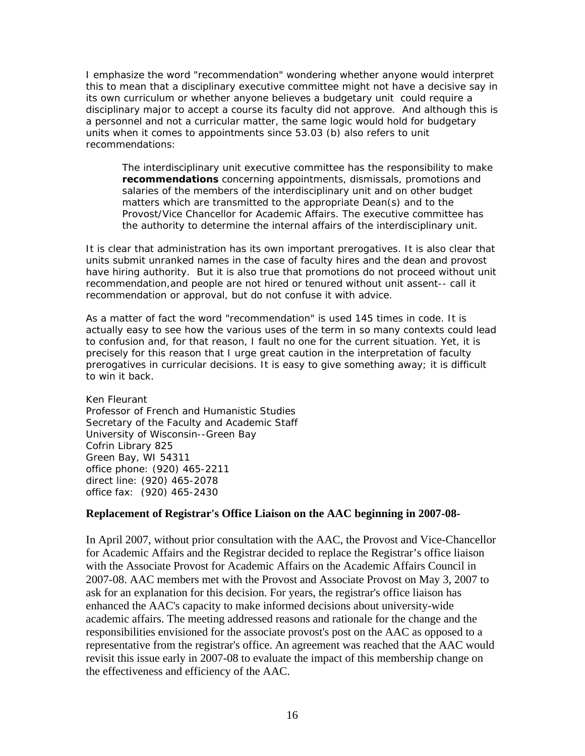I emphasize the word "recommendation" wondering whether anyone would interpret this to mean that a disciplinary executive committee might not have a decisive say in its own curriculum or whether anyone believes a budgetary unit could require a disciplinary major to accept a course its faculty did not approve. And although this is a personnel and not a curricular matter, the same logic would hold for budgetary units when it comes to appointments since 53.03 (b) also refers to unit recommendations:

> The interdisciplinary unit executive committee has the responsibility to make **recommendations** concerning appointments, dismissals, promotions and salaries of the members of the interdisciplinary unit and on other budget matters which are transmitted to the appropriate Dean(s) and to the Provost/Vice Chancellor for Academic Affairs. The executive committee has the authority to determine the internal affairs of the interdisciplinary unit.

It is clear that administration has its own important prerogatives. It is also clear that units submit unranked names in the case of faculty hires and the dean and provost have hiring authority. But it is also true that promotions do not proceed without unit recommendation,and people are not hired or tenured without unit assent-- call it recommendation or approval, but do not confuse it with advice.

As a matter of fact the word "recommendation" is used 145 times in code. It is actually easy to see how the various uses of the term in so many contexts could lead to confusion and, for that reason, I fault no one for the current situation. Yet, it is precisely for this reason that I urge great caution in the interpretation of faculty prerogatives in curricular decisions. It is easy to give something away; it is difficult to win it back.

Ken Fleurant
Professor of French and Humanistic Studies
Secretary of the Faculty and Academic Staff
University of Wisconsin--Green Bay
Cofrin Library 825
Green Bay, WI 54311
office phone: (920) 465-2211
direct line: (920) 465-2078
office fax: (920) 465-2430

**Replacement of Registrar's Office Liaison on the AAC beginning in 2007-08-**

In April 2007, without prior consultation with the AAC, the Provost and Vice-Chancellor for Academic Affairs and the Registrar decided to replace the Registrar's office liaison with the Associate Provost for Academic Affairs on the Academic Affairs Council in 2007-08. AAC members met with the Provost and Associate Provost on May 3, 2007 to ask for an explanation for this decision. For years, the registrar's office liaison has enhanced the AAC's capacity to make informed decisions about university-wide academic affairs. The meeting addressed reasons and rationale for the change and the responsibilities envisioned for the associate provost's post on the AAC as opposed to a representative from the registrar's office. An agreement was reached that the AAC would revisit this issue early in 2007-08 to evaluate the impact of this membership change on the effectiveness and efficiency of the AAC.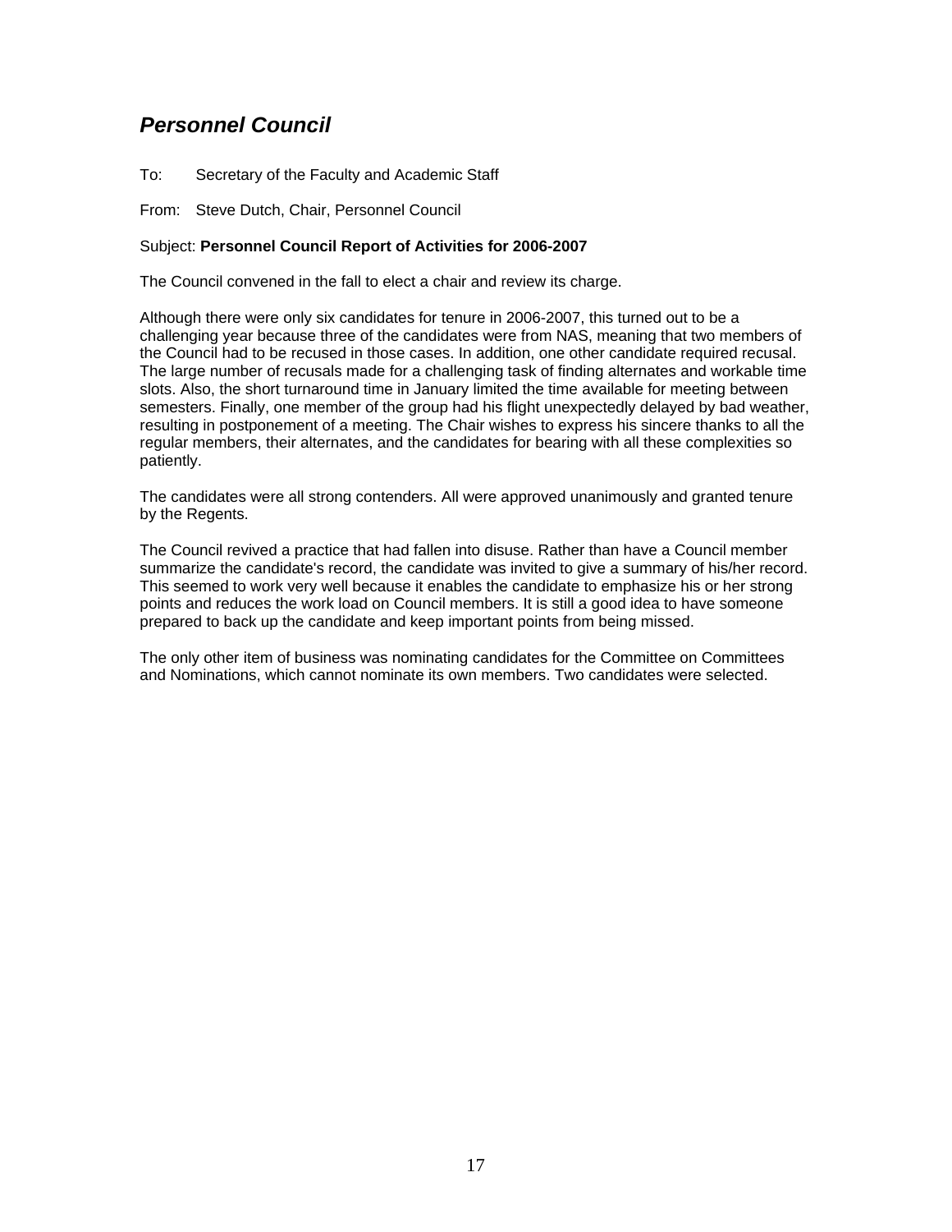## *Personnel Council*

To: Secretary of the Faculty and Academic Staff

From: Steve Dutch, Chair, Personnel Council

Subject: **Personnel Council Report of Activities for 2006-2007**

The Council convened in the fall to elect a chair and review its charge.

Although there were only six candidates for tenure in 2006-2007, this turned out to be a challenging year because three of the candidates were from NAS, meaning that two members of the Council had to be recused in those cases. In addition, one other candidate required recusal. The large number of recusals made for a challenging task of finding alternates and workable time slots. Also, the short turnaround time in January limited the time available for meeting between semesters. Finally, one member of the group had his flight unexpectedly delayed by bad weather, resulting in postponement of a meeting. The Chair wishes to express his sincere thanks to all the regular members, their alternates, and the candidates for bearing with all these complexities so patiently.

The candidates were all strong contenders. All were approved unanimously and granted tenure by the Regents.

The Council revived a practice that had fallen into disuse. Rather than have a Council member summarize the candidate's record, the candidate was invited to give a summary of his/her record. This seemed to work very well because it enables the candidate to emphasize his or her strong points and reduces the work load on Council members. It is still a good idea to have someone prepared to back up the candidate and keep important points from being missed.

The only other item of business was nominating candidates for the Committee on Committees and Nominations, which cannot nominate its own members. Two candidates were selected.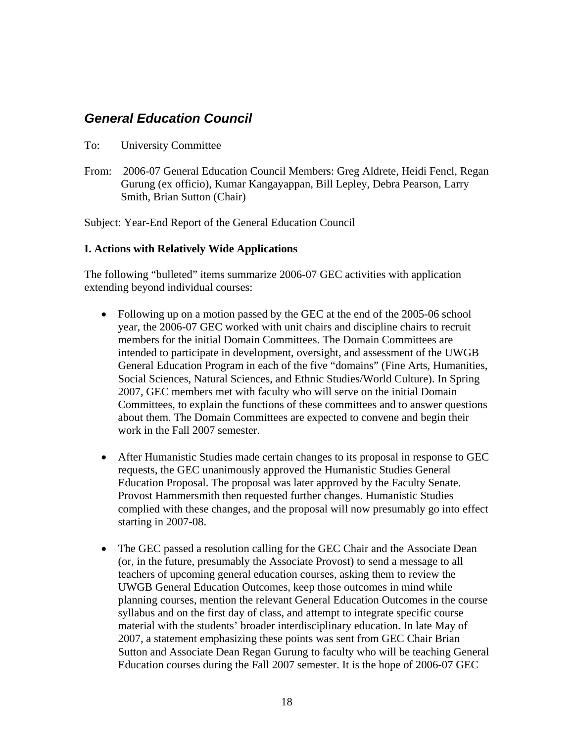## *General Education Council*

To: University Committee

From: 2006-07 General Education Council Members: Greg Aldrete, Heidi Fencl, Regan Gurung (ex officio), Kumar Kangayappan, Bill Lepley, Debra Pearson, Larry Smith, Brian Sutton (Chair)

Subject: Year-End Report of the General Education Council

**I. Actions with Relatively Wide Applications**

The following "bulleted" items summarize 2006-07 GEC activities with application extending beyond individual courses:

- Following up on a motion passed by the GEC at the end of the 2005-06 school year, the 2006-07 GEC worked with unit chairs and discipline chairs to recruit members for the initial Domain Committees. The Domain Committees are intended to participate in development, oversight, and assessment of the UWGB General Education Program in each of the five "domains" (Fine Arts, Humanities, Social Sciences, Natural Sciences, and Ethnic Studies/World Culture). In Spring 2007, GEC members met with faculty who will serve on the initial Domain Committees, to explain the functions of these committees and to answer questions about them. The Domain Committees are expected to convene and begin their work in the Fall 2007 semester.

- After Humanistic Studies made certain changes to its proposal in response to GEC requests, the GEC unanimously approved the Humanistic Studies General Education Proposal. The proposal was later approved by the Faculty Senate. Provost Hammersmith then requested further changes. Humanistic Studies complied with these changes, and the proposal will now presumably go into effect starting in 2007-08.

- The GEC passed a resolution calling for the GEC Chair and the Associate Dean (or, in the future, presumably the Associate Provost) to send a message to all teachers of upcoming general education courses, asking them to review the UWGB General Education Outcomes, keep those outcomes in mind while planning courses, mention the relevant General Education Outcomes in the course syllabus and on the first day of class, and attempt to integrate specific course material with the students' broader interdisciplinary education. In late May of 2007, a statement emphasizing these points was sent from GEC Chair Brian Sutton and Associate Dean Regan Gurung to faculty who will be teaching General Education courses during the Fall 2007 semester. It is the hope of 2006-07 GEC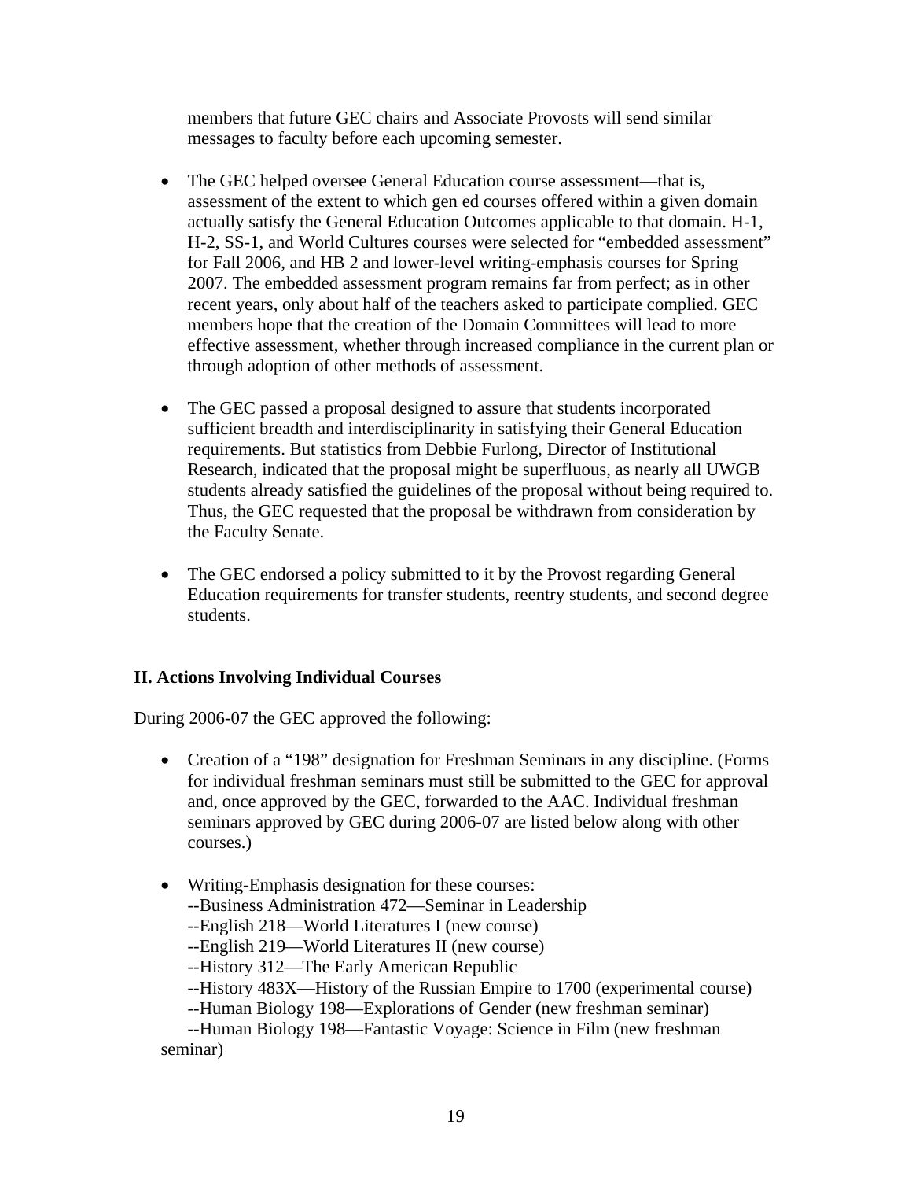members that future GEC chairs and Associate Provosts will send similar messages to faculty before each upcoming semester.

- The GEC helped oversee General Education course assessment—that is, assessment of the extent to which gen ed courses offered within a given domain actually satisfy the General Education Outcomes applicable to that domain. H-1, H-2, SS-1, and World Cultures courses were selected for "embedded assessment" for Fall 2006, and HB 2 and lower-level writing-emphasis courses for Spring 2007. The embedded assessment program remains far from perfect; as in other recent years, only about half of the teachers asked to participate complied. GEC members hope that the creation of the Domain Committees will lead to more effective assessment, whether through increased compliance in the current plan or through adoption of other methods of assessment.

- The GEC passed a proposal designed to assure that students incorporated sufficient breadth and interdisciplinarity in satisfying their General Education requirements. But statistics from Debbie Furlong, Director of Institutional Research, indicated that the proposal might be superfluous, as nearly all UWGB students already satisfied the guidelines of the proposal without being required to. Thus, the GEC requested that the proposal be withdrawn from consideration by the Faculty Senate.

- The GEC endorsed a policy submitted to it by the Provost regarding General Education requirements for transfer students, reentry students, and second degree students.

### II. Actions Involving Individual Courses

During 2006-07 the GEC approved the following:

- Creation of a "198" designation for Freshman Seminars in any discipline. (Forms for individual freshman seminars must still be submitted to the GEC for approval and, once approved by the GEC, forwarded to the AAC. Individual freshman seminars approved by GEC during 2006-07 are listed below along with other courses.)

- Writing-Emphasis designation for these courses:
  --Business Administration 472—Seminar in Leadership
  --English 218—World Literatures I (new course)
  --English 219—World Literatures II (new course)
  --History 312—The Early American Republic
  --History 483X—History of the Russian Empire to 1700 (experimental course)
  --Human Biology 198—Explorations of Gender (new freshman seminar)
  --Human Biology 198—Fantastic Voyage: Science in Film (new freshman seminar)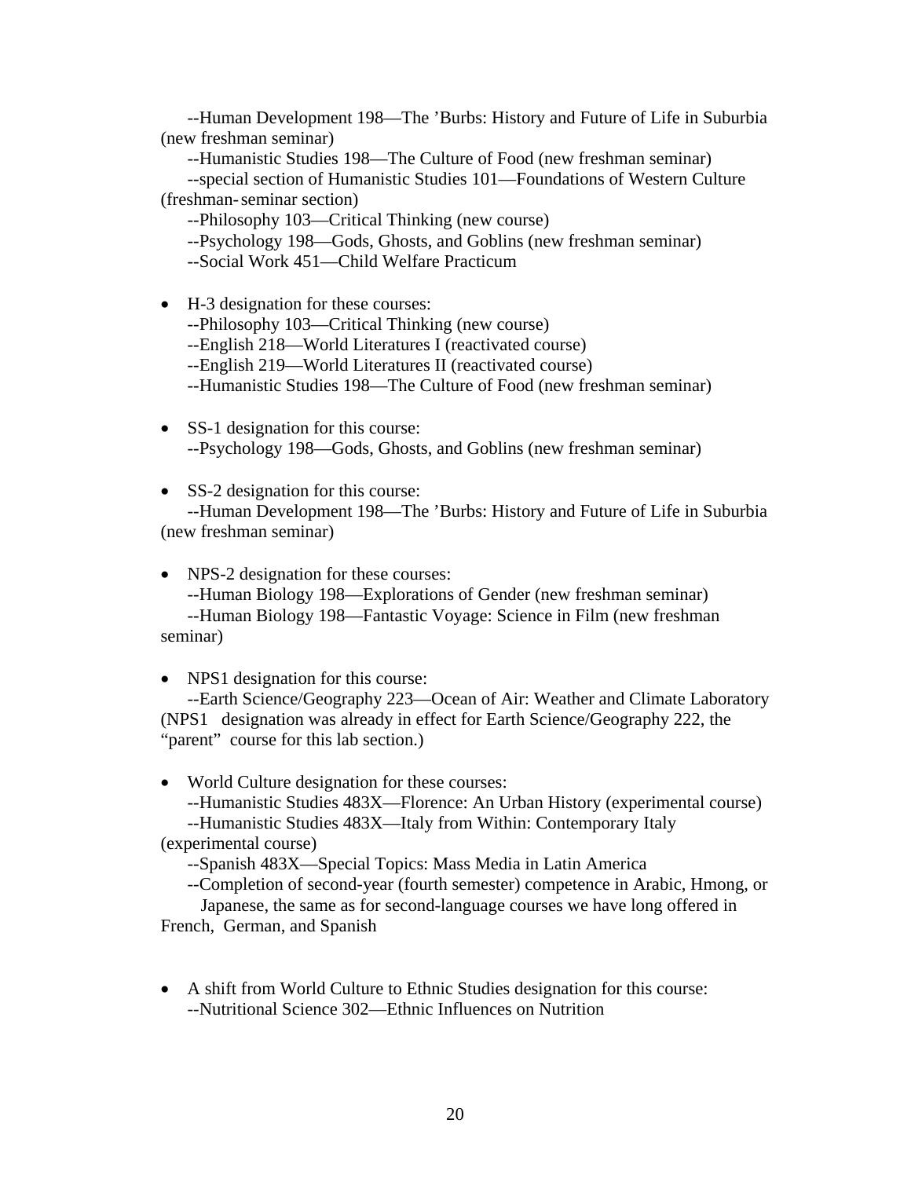--Human Development 198—The 'Burbs: History and Future of Life in Suburbia (new freshman seminar)

--Humanistic Studies 198—The Culture of Food (new freshman seminar)

--special section of Humanistic Studies 101—Foundations of Western Culture (freshman-seminar section)

--Philosophy 103—Critical Thinking (new course)

--Psychology 198—Gods, Ghosts, and Goblins (new freshman seminar)

--Social Work 451—Child Welfare Practicum

- H-3 designation for these courses:
  --Philosophy 103—Critical Thinking (new course)
  --English 218—World Literatures I (reactivated course)
  --English 219—World Literatures II (reactivated course)
  --Humanistic Studies 198—The Culture of Food (new freshman seminar)

- SS-1 designation for this course:
  --Psychology 198—Gods, Ghosts, and Goblins (new freshman seminar)

- SS-2 designation for this course:
  --Human Development 198—The 'Burbs: History and Future of Life in Suburbia (new freshman seminar)

- NPS-2 designation for these courses:
  --Human Biology 198—Explorations of Gender (new freshman seminar)
  --Human Biology 198—Fantastic Voyage: Science in Film (new freshman seminar)

- NPS1 designation for this course:
  --Earth Science/Geography 223—Ocean of Air: Weather and Climate Laboratory (NPS1 designation was already in effect for Earth Science/Geography 222, the "parent" course for this lab section.)

- World Culture designation for these courses:
  --Humanistic Studies 483X—Florence: An Urban History (experimental course)
  --Humanistic Studies 483X—Italy from Within: Contemporary Italy (experimental course)
  --Spanish 483X—Special Topics: Mass Media in Latin America
  --Completion of second-year (fourth semester) competence in Arabic, Hmong, or Japanese, the same as for second-language courses we have long offered in French, German, and Spanish

- A shift from World Culture to Ethnic Studies designation for this course:
  --Nutritional Science 302—Ethnic Influences on Nutrition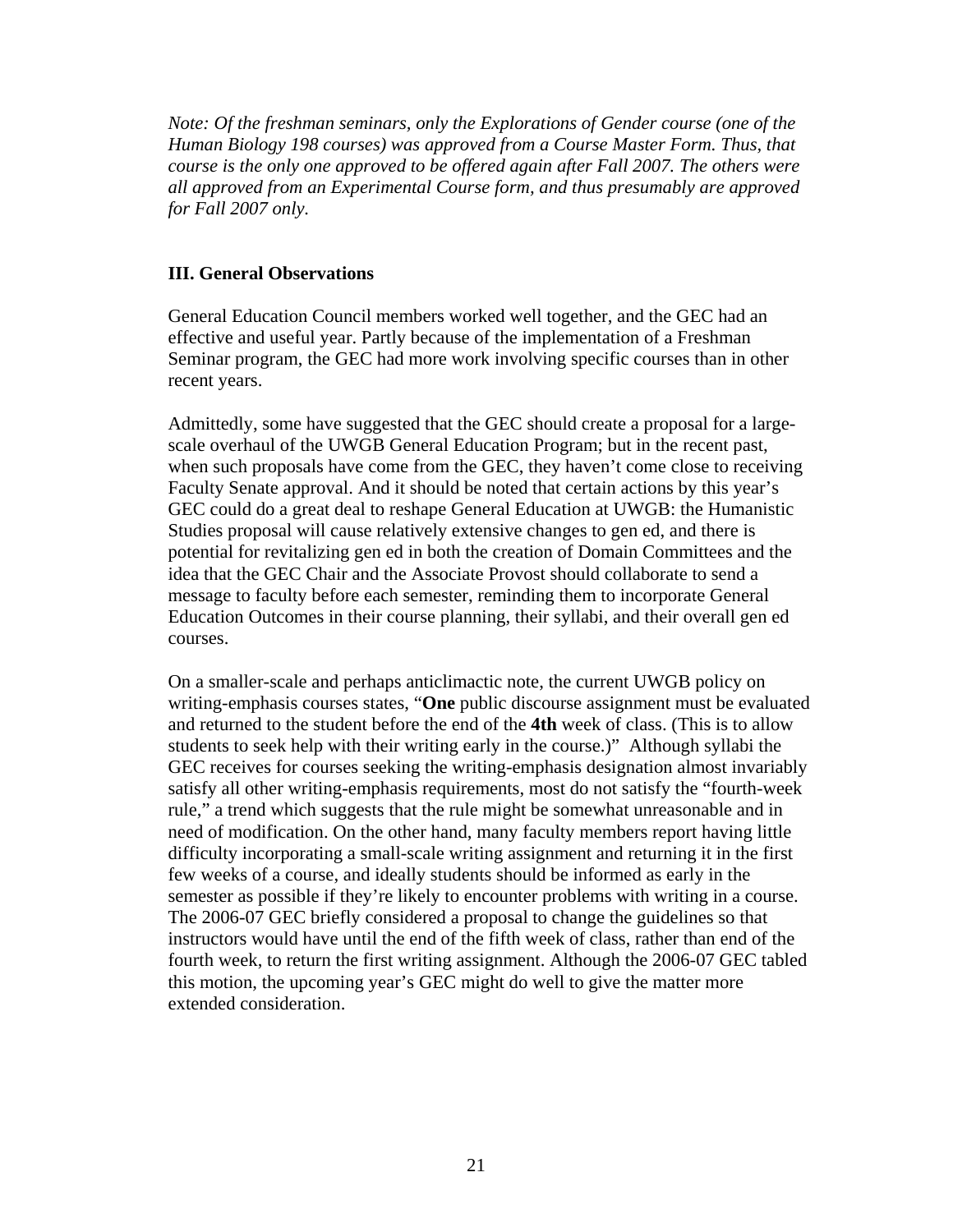*Note: Of the freshman seminars, only the Explorations of Gender course (one of the Human Biology 198 courses) was approved from a Course Master Form. Thus, that course is the only one approved to be offered again after Fall 2007. The others were all approved from an Experimental Course form, and thus presumably are approved for Fall 2007 only.*

### III. General Observations

General Education Council members worked well together, and the GEC had an effective and useful year. Partly because of the implementation of a Freshman Seminar program, the GEC had more work involving specific courses than in other recent years.

Admittedly, some have suggested that the GEC should create a proposal for a large-scale overhaul of the UWGB General Education Program; but in the recent past, when such proposals have come from the GEC, they haven't come close to receiving Faculty Senate approval. And it should be noted that certain actions by this year's GEC could do a great deal to reshape General Education at UWGB: the Humanistic Studies proposal will cause relatively extensive changes to gen ed, and there is potential for revitalizing gen ed in both the creation of Domain Committees and the idea that the GEC Chair and the Associate Provost should collaborate to send a message to faculty before each semester, reminding them to incorporate General Education Outcomes in their course planning, their syllabi, and their overall gen ed courses.

On a smaller-scale and perhaps anticlimactic note, the current UWGB policy on writing-emphasis courses states, "**One** public discourse assignment must be evaluated and returned to the student before the end of the **4th** week of class. (This is to allow students to seek help with their writing early in the course.)" Although syllabi the GEC receives for courses seeking the writing-emphasis designation almost invariably satisfy all other writing-emphasis requirements, most do not satisfy the "fourth-week rule," a trend which suggests that the rule might be somewhat unreasonable and in need of modification. On the other hand, many faculty members report having little difficulty incorporating a small-scale writing assignment and returning it in the first few weeks of a course, and ideally students should be informed as early in the semester as possible if they're likely to encounter problems with writing in a course. The 2006-07 GEC briefly considered a proposal to change the guidelines so that instructors would have until the end of the fifth week of class, rather than end of the fourth week, to return the first writing assignment. Although the 2006-07 GEC tabled this motion, the upcoming year's GEC might do well to give the matter more extended consideration.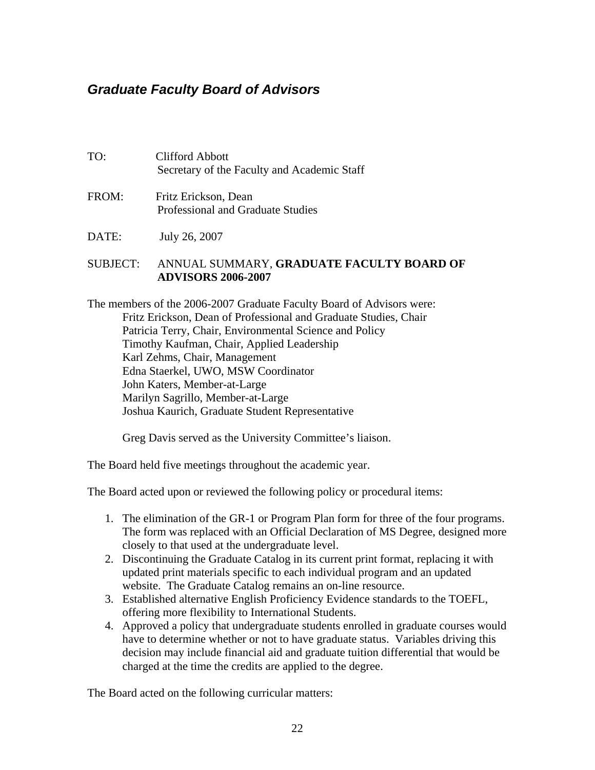## *Graduate Faculty Board of Advisors*

TO: Clifford Abbott
Secretary of the Faculty and Academic Staff

FROM: Fritz Erickson, Dean
Professional and Graduate Studies

DATE: July 26, 2007

SUBJECT: ANNUAL SUMMARY, **GRADUATE FACULTY BOARD OF ADVISORS 2006-2007**

The members of the 2006-2007 Graduate Faculty Board of Advisors were:

Fritz Erickson, Dean of Professional and Graduate Studies, Chair
Patricia Terry, Chair, Environmental Science and Policy
Timothy Kaufman, Chair, Applied Leadership
Karl Zehms, Chair, Management
Edna Staerkel, UWO, MSW Coordinator
John Katers, Member-at-Large
Marilyn Sagrillo, Member-at-Large
Joshua Kaurich, Graduate Student Representative

Greg Davis served as the University Committee's liaison.

The Board held five meetings throughout the academic year.

The Board acted upon or reviewed the following policy or procedural items:

1. The elimination of the GR-1 or Program Plan form for three of the four programs. The form was replaced with an Official Declaration of MS Degree, designed more closely to that used at the undergraduate level.
2. Discontinuing the Graduate Catalog in its current print format, replacing it with updated print materials specific to each individual program and an updated website. The Graduate Catalog remains an on-line resource.
3. Established alternative English Proficiency Evidence standards to the TOEFL, offering more flexibility to International Students.
4. Approved a policy that undergraduate students enrolled in graduate courses would have to determine whether or not to have graduate status. Variables driving this decision may include financial aid and graduate tuition differential that would be charged at the time the credits are applied to the degree.

The Board acted on the following curricular matters: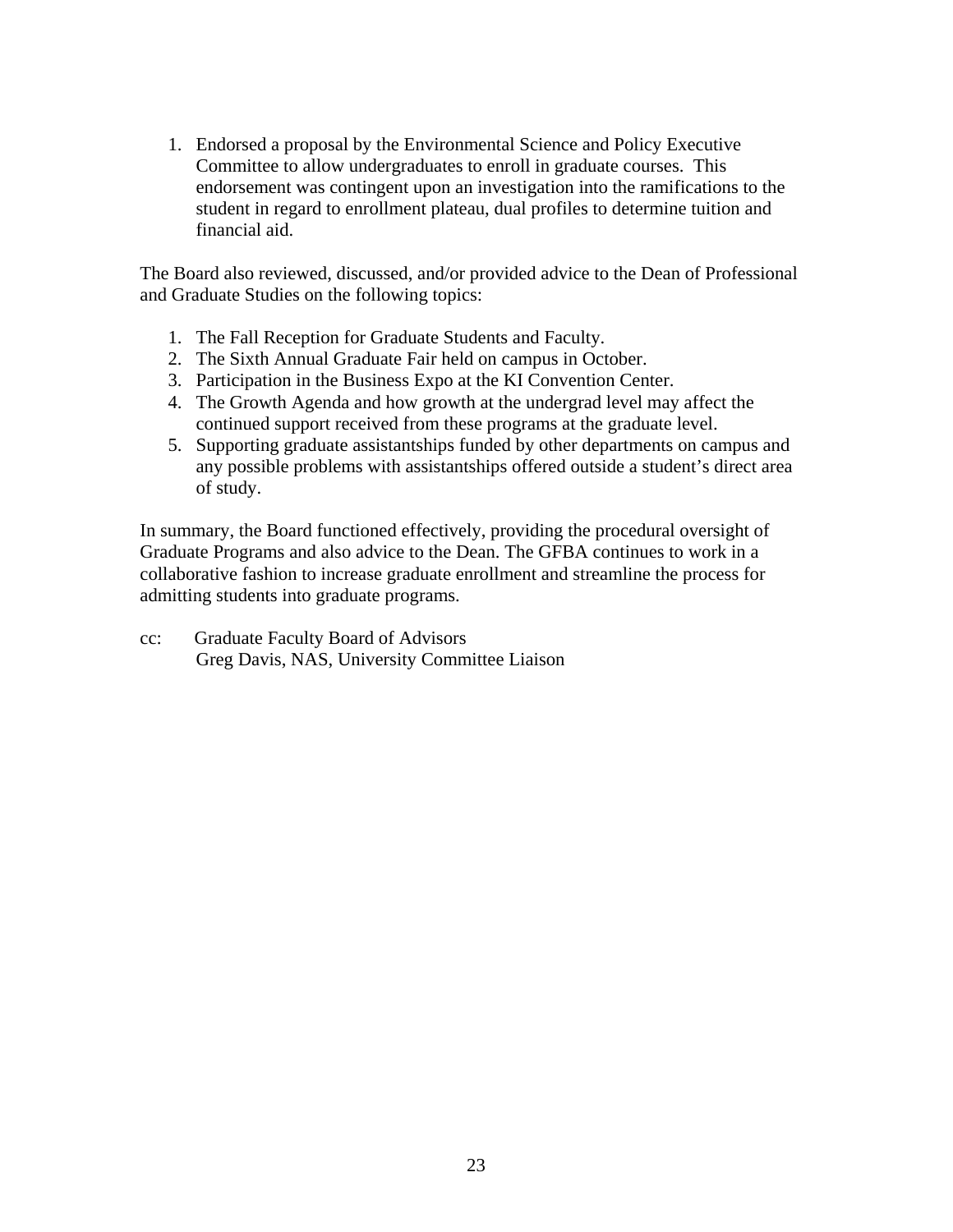1. Endorsed a proposal by the Environmental Science and Policy Executive Committee to allow undergraduates to enroll in graduate courses. This endorsement was contingent upon an investigation into the ramifications to the student in regard to enrollment plateau, dual profiles to determine tuition and financial aid.

The Board also reviewed, discussed, and/or provided advice to the Dean of Professional and Graduate Studies on the following topics:

1. The Fall Reception for Graduate Students and Faculty.
2. The Sixth Annual Graduate Fair held on campus in October.
3. Participation in the Business Expo at the KI Convention Center.
4. The Growth Agenda and how growth at the undergrad level may affect the continued support received from these programs at the graduate level.
5. Supporting graduate assistantships funded by other departments on campus and any possible problems with assistantships offered outside a student's direct area of study.

In summary, the Board functioned effectively, providing the procedural oversight of Graduate Programs and also advice to the Dean. The GFBA continues to work in a collaborative fashion to increase graduate enrollment and streamline the process for admitting students into graduate programs.

cc: Graduate Faculty Board of Advisors
Greg Davis, NAS, University Committee Liaison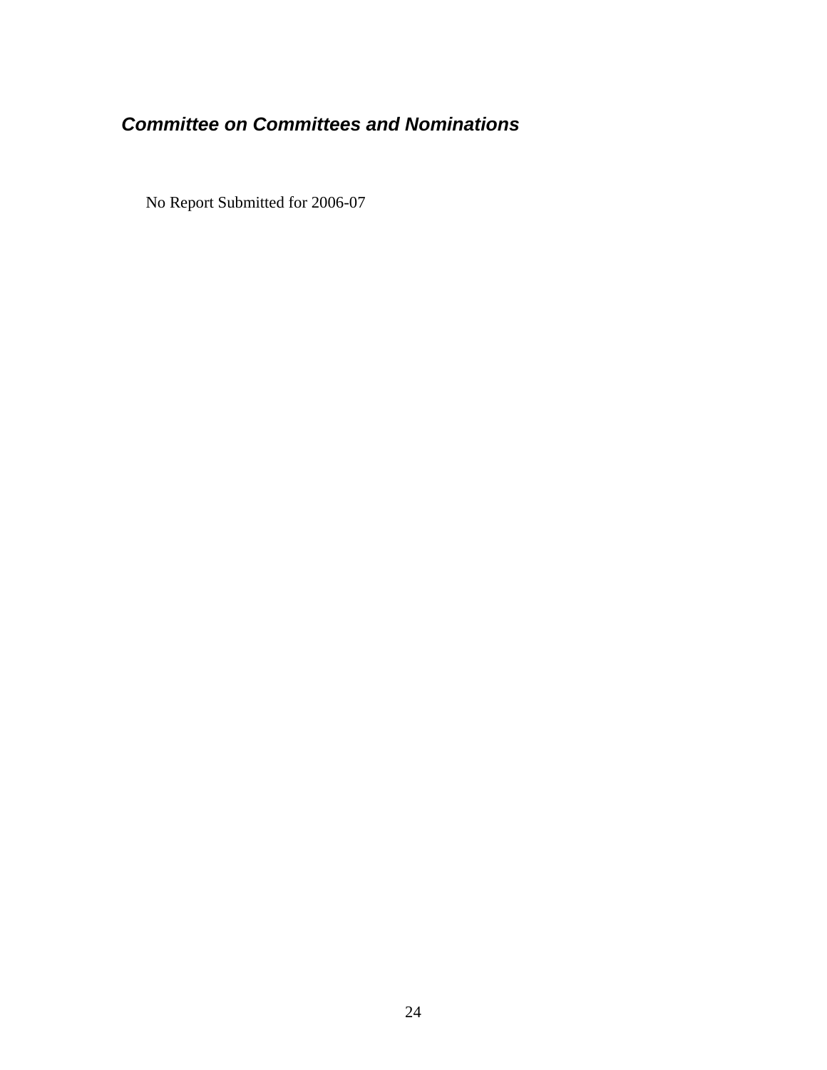## *Committee on Committees and Nominations*

No Report Submitted for 2006-07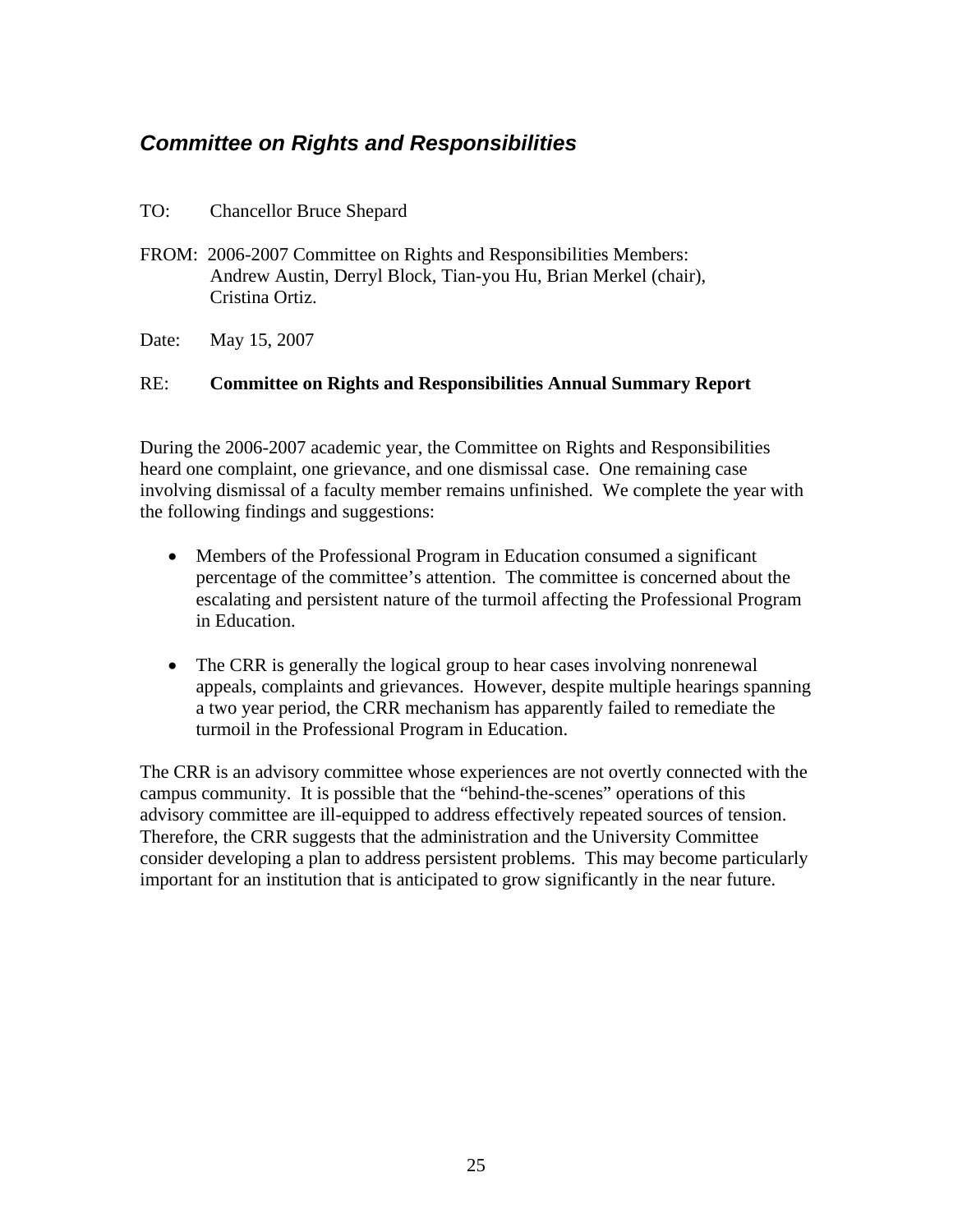## *Committee on Rights and Responsibilities*

TO: Chancellor Bruce Shepard

FROM: 2006-2007 Committee on Rights and Responsibilities Members:
Andrew Austin, Derryl Block, Tian-you Hu, Brian Merkel (chair), Cristina Ortiz.

Date: May 15, 2007

RE: **Committee on Rights and Responsibilities Annual Summary Report**

During the 2006-2007 academic year, the Committee on Rights and Responsibilities heard one complaint, one grievance, and one dismissal case. One remaining case involving dismissal of a faculty member remains unfinished. We complete the year with the following findings and suggestions:

- Members of the Professional Program in Education consumed a significant percentage of the committee's attention. The committee is concerned about the escalating and persistent nature of the turmoil affecting the Professional Program in Education.

- The CRR is generally the logical group to hear cases involving nonrenewal appeals, complaints and grievances. However, despite multiple hearings spanning a two year period, the CRR mechanism has apparently failed to remediate the turmoil in the Professional Program in Education.

The CRR is an advisory committee whose experiences are not overtly connected with the campus community. It is possible that the "behind-the-scenes" operations of this advisory committee are ill-equipped to address effectively repeated sources of tension. Therefore, the CRR suggests that the administration and the University Committee consider developing a plan to address persistent problems. This may become particularly important for an institution that is anticipated to grow significantly in the near future.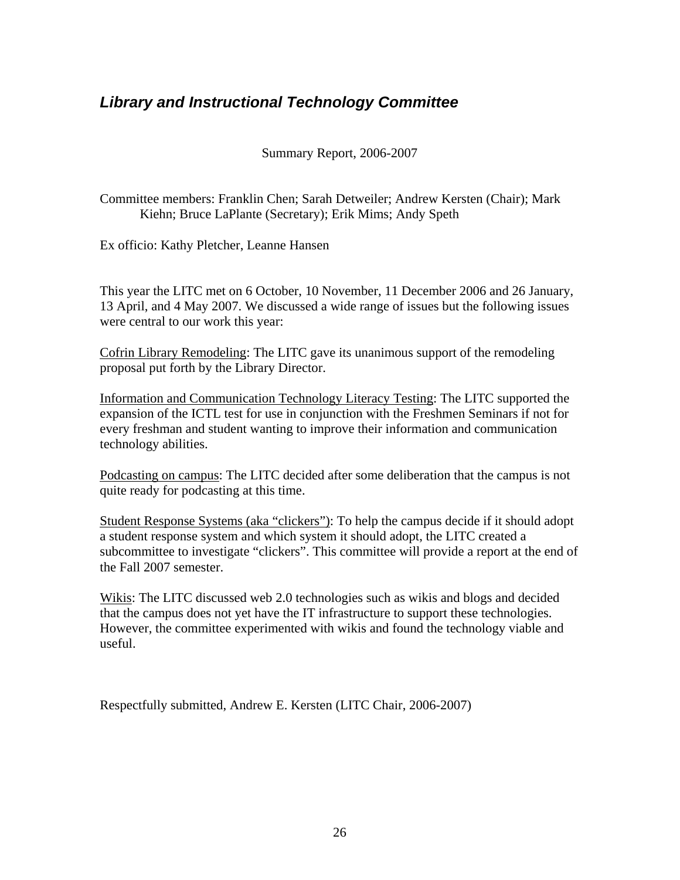## *Library and Instructional Technology Committee*

Summary Report, 2006-2007

Committee members: Franklin Chen; Sarah Detweiler; Andrew Kersten (Chair); Mark Kiehn; Bruce LaPlante (Secretary); Erik Mims; Andy Speth

Ex officio: Kathy Pletcher, Leanne Hansen

This year the LITC met on 6 October, 10 November, 11 December 2006 and 26 January, 13 April, and 4 May 2007. We discussed a wide range of issues but the following issues were central to our work this year:

<u>Cofrin Library Remodeling</u>: The LITC gave its unanimous support of the remodeling proposal put forth by the Library Director.

<u>Information and Communication Technology Literacy Testing</u>: The LITC supported the expansion of the ICTL test for use in conjunction with the Freshmen Seminars if not for every freshman and student wanting to improve their information and communication technology abilities.

<u>Podcasting on campus</u>: The LITC decided after some deliberation that the campus is not quite ready for podcasting at this time.

<u>Student Response Systems (aka “clickers”)</u>: To help the campus decide if it should adopt a student response system and which system it should adopt, the LITC created a subcommittee to investigate “clickers”. This committee will provide a report at the end of the Fall 2007 semester.

<u>Wikis</u>: The LITC discussed web 2.0 technologies such as wikis and blogs and decided that the campus does not yet have the IT infrastructure to support these technologies. However, the committee experimented with wikis and found the technology viable and useful.

Respectfully submitted, Andrew E. Kersten (LITC Chair, 2006-2007)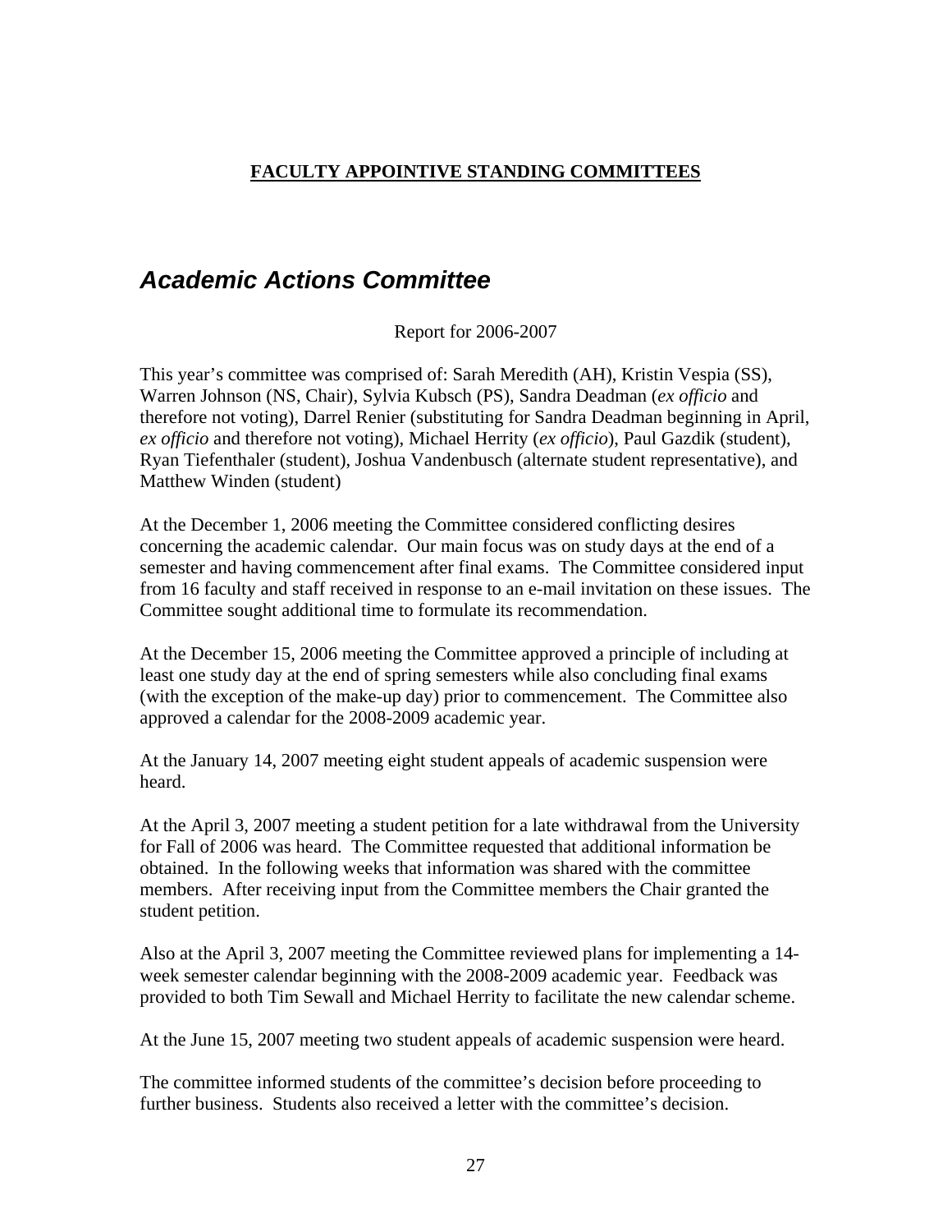**FACULTY APPOINTIVE STANDING COMMITTEES**

# *Academic Actions Committee*

Report for 2006-2007

This year's committee was comprised of: Sarah Meredith (AH), Kristin Vespia (SS), Warren Johnson (NS, Chair), Sylvia Kubsch (PS), Sandra Deadman (*ex officio* and therefore not voting), Darrel Renier (substituting for Sandra Deadman beginning in April, *ex officio* and therefore not voting), Michael Herrity (*ex officio*), Paul Gazdik (student), Ryan Tiefenthaler (student), Joshua Vandenbusch (alternate student representative), and Matthew Winden (student)

At the December 1, 2006 meeting the Committee considered conflicting desires concerning the academic calendar. Our main focus was on study days at the end of a semester and having commencement after final exams. The Committee considered input from 16 faculty and staff received in response to an e-mail invitation on these issues. The Committee sought additional time to formulate its recommendation.

At the December 15, 2006 meeting the Committee approved a principle of including at least one study day at the end of spring semesters while also concluding final exams (with the exception of the make-up day) prior to commencement. The Committee also approved a calendar for the 2008-2009 academic year.

At the January 14, 2007 meeting eight student appeals of academic suspension were heard.

At the April 3, 2007 meeting a student petition for a late withdrawal from the University for Fall of 2006 was heard. The Committee requested that additional information be obtained. In the following weeks that information was shared with the committee members. After receiving input from the Committee members the Chair granted the student petition.

Also at the April 3, 2007 meeting the Committee reviewed plans for implementing a 14-week semester calendar beginning with the 2008-2009 academic year. Feedback was provided to both Tim Sewall and Michael Herrity to facilitate the new calendar scheme.

At the June 15, 2007 meeting two student appeals of academic suspension were heard.

The committee informed students of the committee's decision before proceeding to further business. Students also received a letter with the committee's decision.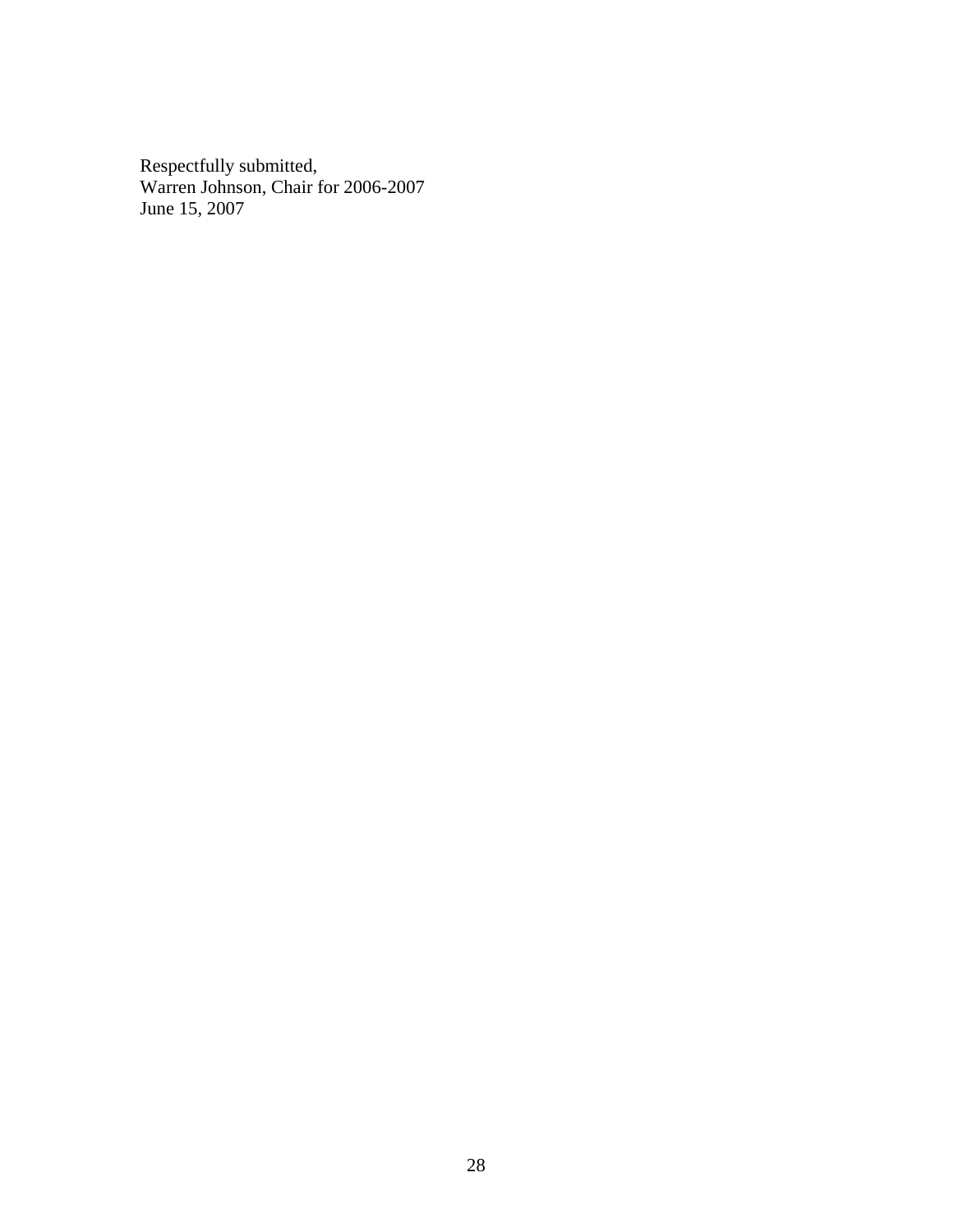Respectfully submitted,
Warren Johnson, Chair for 2006-2007
June 15, 2007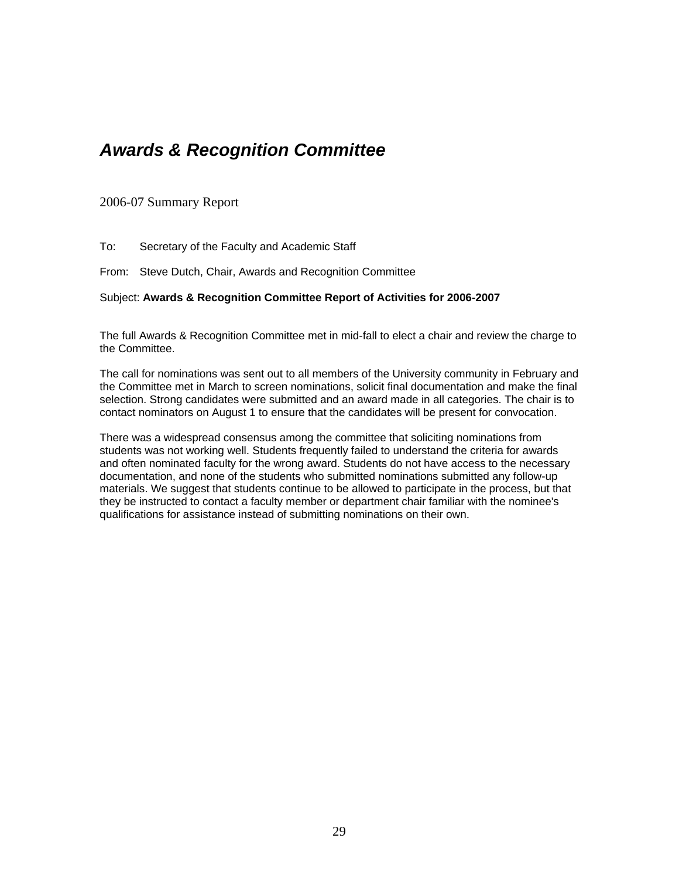## *Awards & Recognition Committee*

2006-07 Summary Report

To: Secretary of the Faculty and Academic Staff

From: Steve Dutch, Chair, Awards and Recognition Committee

Subject: **Awards & Recognition Committee Report of Activities for 2006-2007**

The full Awards & Recognition Committee met in mid-fall to elect a chair and review the charge to the Committee.

The call for nominations was sent out to all members of the University community in February and the Committee met in March to screen nominations, solicit final documentation and make the final selection. Strong candidates were submitted and an award made in all categories. The chair is to contact nominators on August 1 to ensure that the candidates will be present for convocation.

There was a widespread consensus among the committee that soliciting nominations from students was not working well. Students frequently failed to understand the criteria for awards and often nominated faculty for the wrong award. Students do not have access to the necessary documentation, and none of the students who submitted nominations submitted any follow-up materials. We suggest that students continue to be allowed to participate in the process, but that they be instructed to contact a faculty member or department chair familiar with the nominee's qualifications for assistance instead of submitting nominations on their own.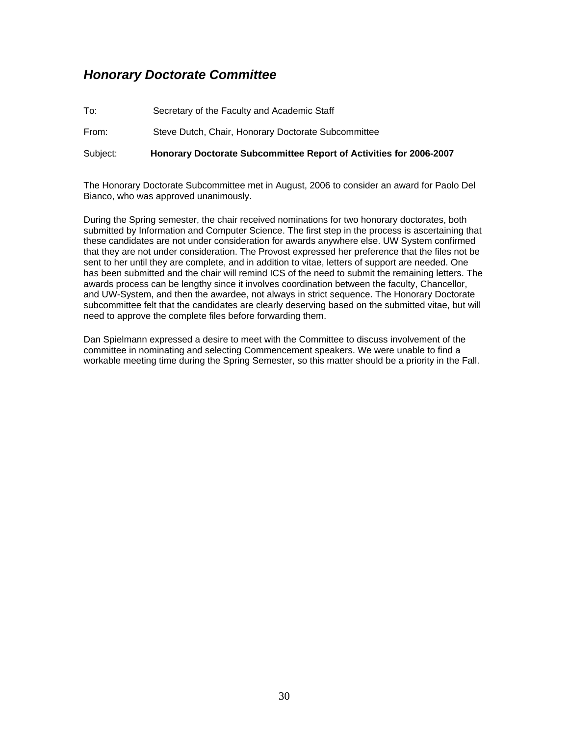## *Honorary Doctorate Committee*

To: Secretary of the Faculty and Academic Staff

From: Steve Dutch, Chair, Honorary Doctorate Subcommittee

Subject: **Honorary Doctorate Subcommittee Report of Activities for 2006-2007**

The Honorary Doctorate Subcommittee met in August, 2006 to consider an award for Paolo Del Bianco, who was approved unanimously.

During the Spring semester, the chair received nominations for two honorary doctorates, both submitted by Information and Computer Science. The first step in the process is ascertaining that these candidates are not under consideration for awards anywhere else. UW System confirmed that they are not under consideration. The Provost expressed her preference that the files not be sent to her until they are complete, and in addition to vitae, letters of support are needed. One has been submitted and the chair will remind ICS of the need to submit the remaining letters. The awards process can be lengthy since it involves coordination between the faculty, Chancellor, and UW-System, and then the awardee, not always in strict sequence. The Honorary Doctorate subcommittee felt that the candidates are clearly deserving based on the submitted vitae, but will need to approve the complete files before forwarding them.

Dan Spielmann expressed a desire to meet with the Committee to discuss involvement of the committee in nominating and selecting Commencement speakers. We were unable to find a workable meeting time during the Spring Semester, so this matter should be a priority in the Fall.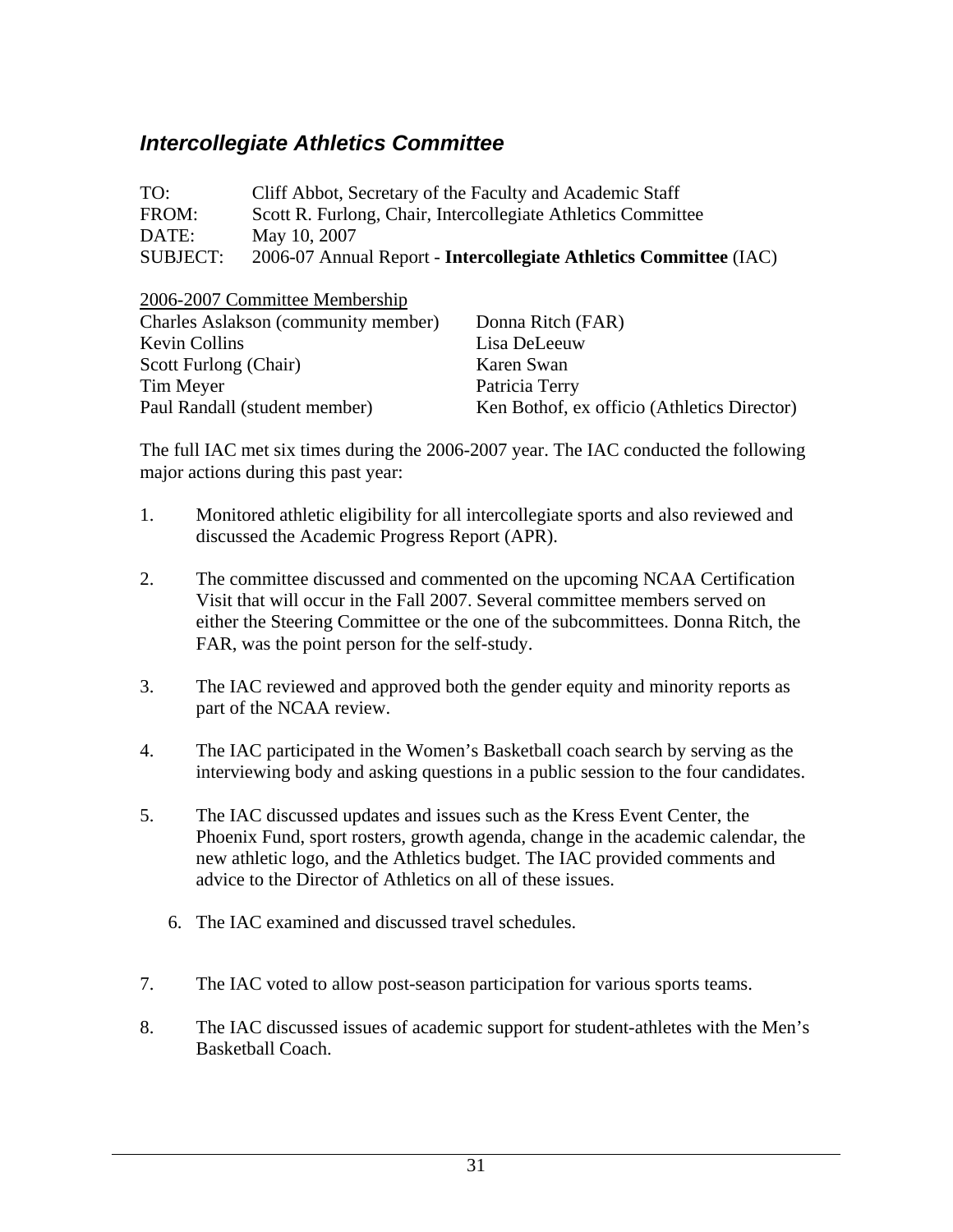## *Intercollegiate Athletics Committee*

TO: Cliff Abbot, Secretary of the Faculty and Academic Staff
FROM: Scott R. Furlong, Chair, Intercollegiate Athletics Committee
DATE: May 10, 2007
SUBJECT: 2006-07 Annual Report - **Intercollegiate Athletics Committee** (IAC)

<u>2006-2007 Committee Membership</u>

Charles Aslakson (community member)
Kevin Collins
Scott Furlong (Chair)
Tim Meyer
Paul Randall (student member)
Donna Ritch (FAR)
Lisa DeLeeuw
Karen Swan
Patricia Terry
Ken Bothof, ex officio (Athletics Director)

The full IAC met six times during the 2006-2007 year. The IAC conducted the following major actions during this past year:

1. Monitored athletic eligibility for all intercollegiate sports and also reviewed and discussed the Academic Progress Report (APR).

2. The committee discussed and commented on the upcoming NCAA Certification Visit that will occur in the Fall 2007. Several committee members served on either the Steering Committee or the one of the subcommittees. Donna Ritch, the FAR, was the point person for the self-study.

3. The IAC reviewed and approved both the gender equity and minority reports as part of the NCAA review.

4. The IAC participated in the Women's Basketball coach search by serving as the interviewing body and asking questions in a public session to the four candidates.

5. The IAC discussed updates and issues such as the Kress Event Center, the Phoenix Fund, sport rosters, growth agenda, change in the academic calendar, the new athletic logo, and the Athletics budget. The IAC provided comments and advice to the Director of Athletics on all of these issues.

6. The IAC examined and discussed travel schedules.

7. The IAC voted to allow post-season participation for various sports teams.

8. The IAC discussed issues of academic support for student-athletes with the Men's Basketball Coach.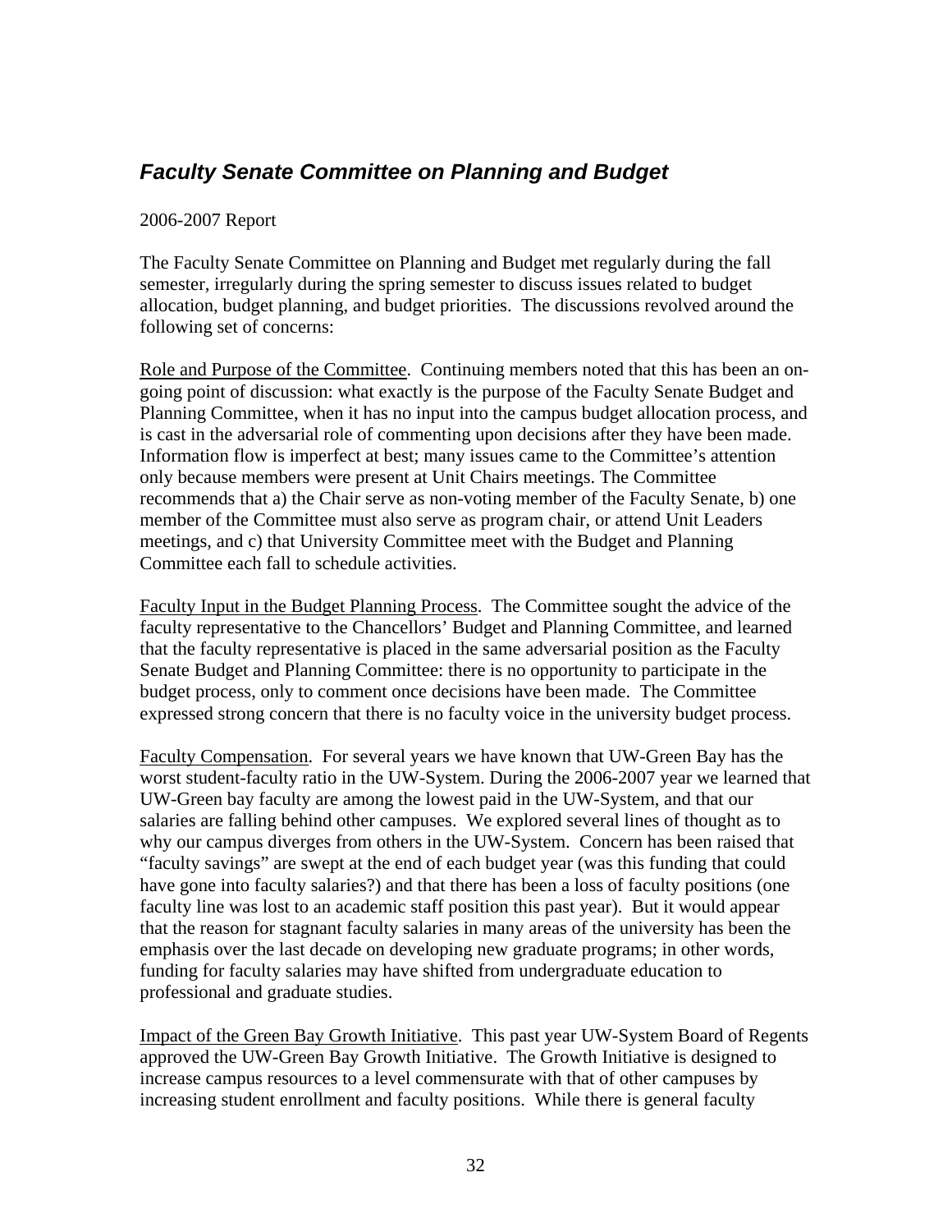## *Faculty Senate Committee on Planning and Budget*

2006-2007 Report

The Faculty Senate Committee on Planning and Budget met regularly during the fall semester, irregularly during the spring semester to discuss issues related to budget allocation, budget planning, and budget priorities. The discussions revolved around the following set of concerns:

Role and Purpose of the Committee. Continuing members noted that this has been an on-going point of discussion: what exactly is the purpose of the Faculty Senate Budget and Planning Committee, when it has no input into the campus budget allocation process, and is cast in the adversarial role of commenting upon decisions after they have been made. Information flow is imperfect at best; many issues came to the Committee's attention only because members were present at Unit Chairs meetings. The Committee recommends that a) the Chair serve as non-voting member of the Faculty Senate, b) one member of the Committee must also serve as program chair, or attend Unit Leaders meetings, and c) that University Committee meet with the Budget and Planning Committee each fall to schedule activities.

Faculty Input in the Budget Planning Process. The Committee sought the advice of the faculty representative to the Chancellors' Budget and Planning Committee, and learned that the faculty representative is placed in the same adversarial position as the Faculty Senate Budget and Planning Committee: there is no opportunity to participate in the budget process, only to comment once decisions have been made. The Committee expressed strong concern that there is no faculty voice in the university budget process.

Faculty Compensation. For several years we have known that UW-Green Bay has the worst student-faculty ratio in the UW-System. During the 2006-2007 year we learned that UW-Green bay faculty are among the lowest paid in the UW-System, and that our salaries are falling behind other campuses. We explored several lines of thought as to why our campus diverges from others in the UW-System. Concern has been raised that "faculty savings" are swept at the end of each budget year (was this funding that could have gone into faculty salaries?) and that there has been a loss of faculty positions (one faculty line was lost to an academic staff position this past year). But it would appear that the reason for stagnant faculty salaries in many areas of the university has been the emphasis over the last decade on developing new graduate programs; in other words, funding for faculty salaries may have shifted from undergraduate education to professional and graduate studies.

Impact of the Green Bay Growth Initiative. This past year UW-System Board of Regents approved the UW-Green Bay Growth Initiative. The Growth Initiative is designed to increase campus resources to a level commensurate with that of other campuses by increasing student enrollment and faculty positions. While there is general faculty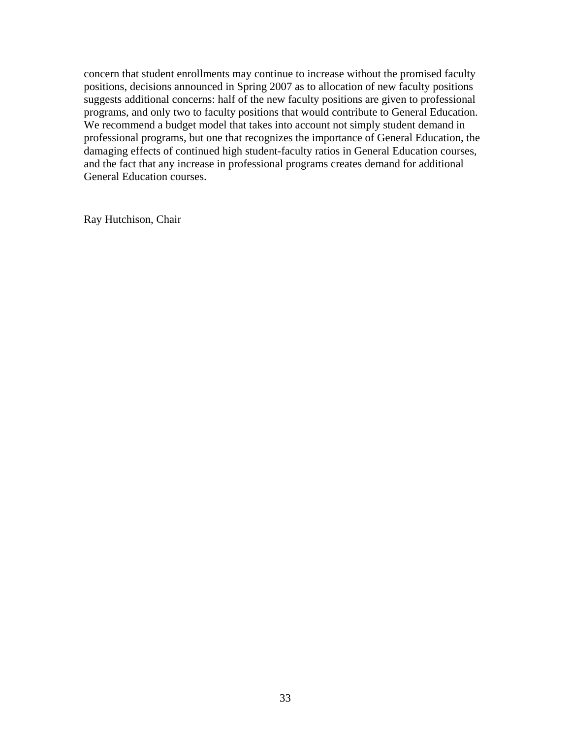concern that student enrollments may continue to increase without the promised faculty positions, decisions announced in Spring 2007 as to allocation of new faculty positions suggests additional concerns: half of the new faculty positions are given to professional programs, and only two to faculty positions that would contribute to General Education. We recommend a budget model that takes into account not simply student demand in professional programs, but one that recognizes the importance of General Education, the damaging effects of continued high student-faculty ratios in General Education courses, and the fact that any increase in professional programs creates demand for additional General Education courses.

Ray Hutchison, Chair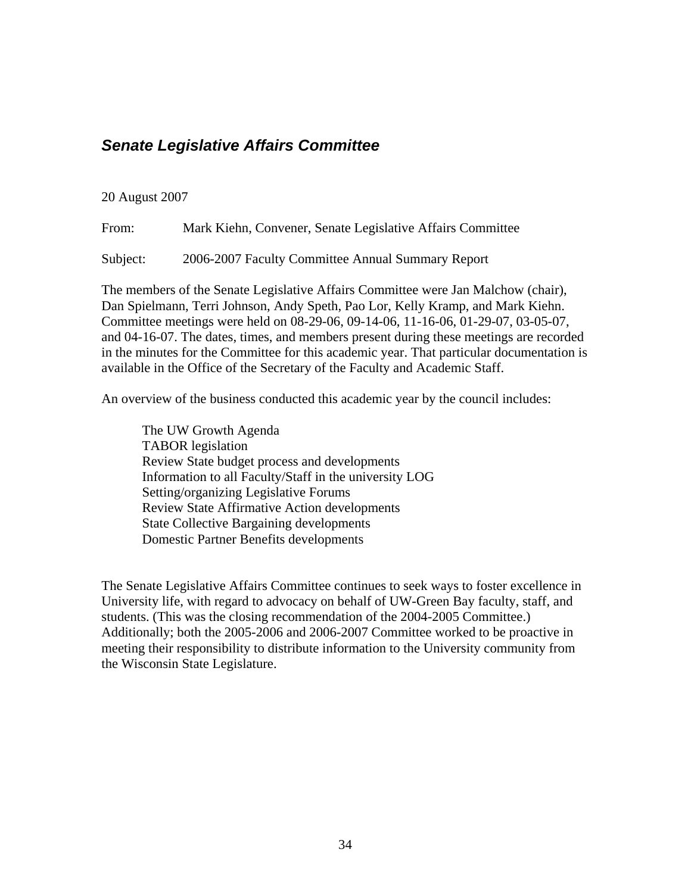## *Senate Legislative Affairs Committee*

20 August 2007

From: Mark Kiehn, Convener, Senate Legislative Affairs Committee

Subject: 2006-2007 Faculty Committee Annual Summary Report

The members of the Senate Legislative Affairs Committee were Jan Malchow (chair), Dan Spielmann, Terri Johnson, Andy Speth, Pao Lor, Kelly Kramp, and Mark Kiehn. Committee meetings were held on 08-29-06, 09-14-06, 11-16-06, 01-29-07, 03-05-07, and 04-16-07. The dates, times, and members present during these meetings are recorded in the minutes for the Committee for this academic year. That particular documentation is available in the Office of the Secretary of the Faculty and Academic Staff.

An overview of the business conducted this academic year by the council includes:

- The UW Growth Agenda
- TABOR legislation
- Review State budget process and developments
- Information to all Faculty/Staff in the university LOG
- Setting/organizing Legislative Forums
- Review State Affirmative Action developments
- State Collective Bargaining developments
- Domestic Partner Benefits developments

The Senate Legislative Affairs Committee continues to seek ways to foster excellence in University life, with regard to advocacy on behalf of UW-Green Bay faculty, staff, and students. (This was the closing recommendation of the 2004-2005 Committee.) Additionally; both the 2005-2006 and 2006-2007 Committee worked to be proactive in meeting their responsibility to distribute information to the University community from the Wisconsin State Legislature.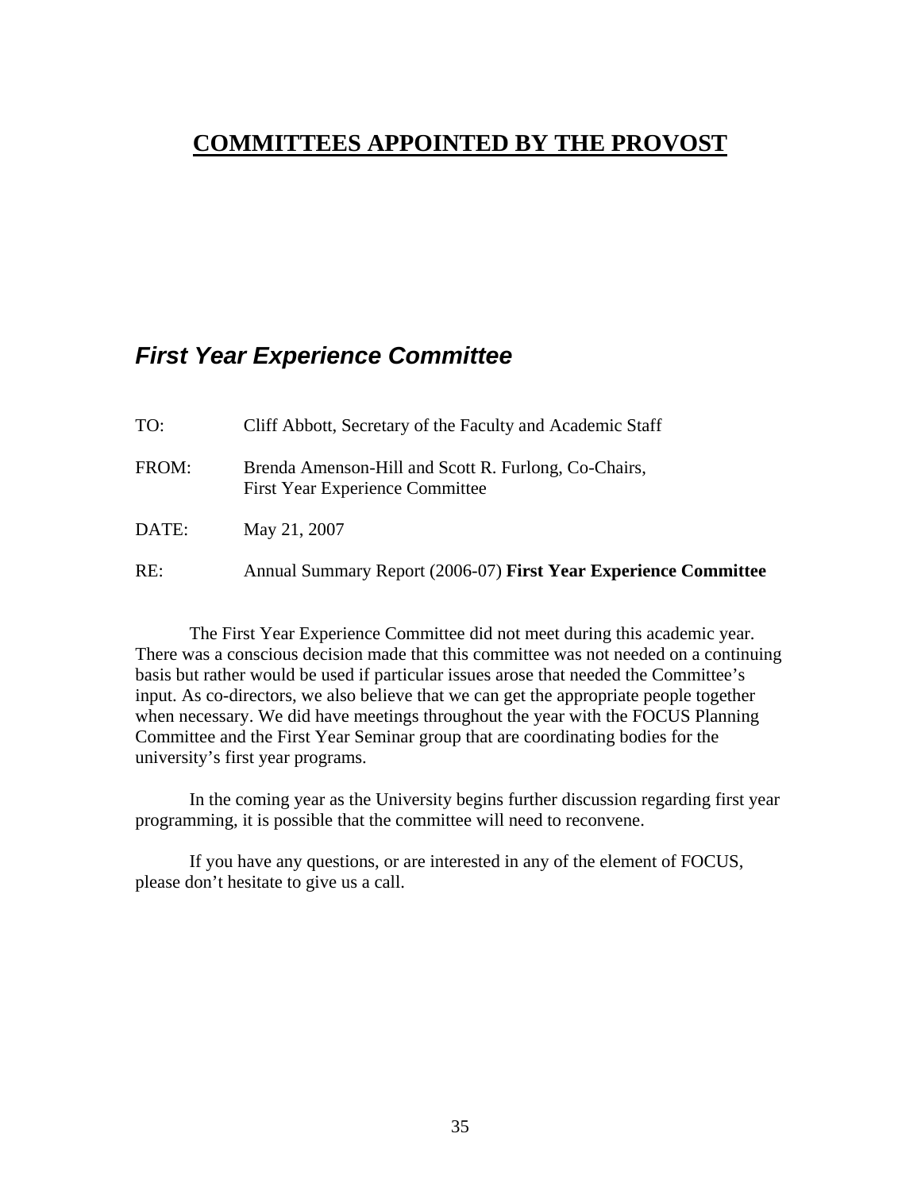# COMMITTEES APPOINTED BY THE PROVOST

## *First Year Experience Committee*

TO: Cliff Abbott, Secretary of the Faculty and Academic Staff

FROM: Brenda Amenson-Hill and Scott R. Furlong, Co-Chairs, First Year Experience Committee

DATE: May 21, 2007

RE: Annual Summary Report (2006-07) **First Year Experience Committee**

The First Year Experience Committee did not meet during this academic year. There was a conscious decision made that this committee was not needed on a continuing basis but rather would be used if particular issues arose that needed the Committee's input. As co-directors, we also believe that we can get the appropriate people together when necessary. We did have meetings throughout the year with the FOCUS Planning Committee and the First Year Seminar group that are coordinating bodies for the university's first year programs.

In the coming year as the University begins further discussion regarding first year programming, it is possible that the committee will need to reconvene.

If you have any questions, or are interested in any of the element of FOCUS, please don't hesitate to give us a call.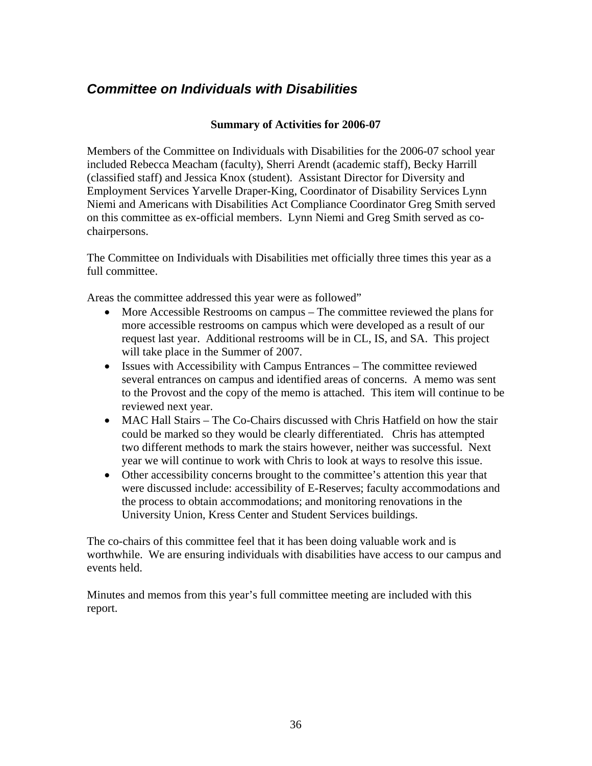## *Committee on Individuals with Disabilities*

**Summary of Activities for 2006-07**

Members of the Committee on Individuals with Disabilities for the 2006-07 school year included Rebecca Meacham (faculty), Sherri Arendt (academic staff), Becky Harrill (classified staff) and Jessica Knox (student). Assistant Director for Diversity and Employment Services Yarvelle Draper-King, Coordinator of Disability Services Lynn Niemi and Americans with Disabilities Act Compliance Coordinator Greg Smith served on this committee as ex-official members. Lynn Niemi and Greg Smith served as co-chairpersons.

The Committee on Individuals with Disabilities met officially three times this year as a full committee.

Areas the committee addressed this year were as followed"

- More Accessible Restrooms on campus – The committee reviewed the plans for more accessible restrooms on campus which were developed as a result of our request last year. Additional restrooms will be in CL, IS, and SA. This project will take place in the Summer of 2007.
- Issues with Accessibility with Campus Entrances – The committee reviewed several entrances on campus and identified areas of concerns. A memo was sent to the Provost and the copy of the memo is attached. This item will continue to be reviewed next year.
- MAC Hall Stairs – The Co-Chairs discussed with Chris Hatfield on how the stair could be marked so they would be clearly differentiated. Chris has attempted two different methods to mark the stairs however, neither was successful. Next year we will continue to work with Chris to look at ways to resolve this issue.
- Other accessibility concerns brought to the committee's attention this year that were discussed include: accessibility of E-Reserves; faculty accommodations and the process to obtain accommodations; and monitoring renovations in the University Union, Kress Center and Student Services buildings.

The co-chairs of this committee feel that it has been doing valuable work and is worthwhile. We are ensuring individuals with disabilities have access to our campus and events held.

Minutes and memos from this year's full committee meeting are included with this report.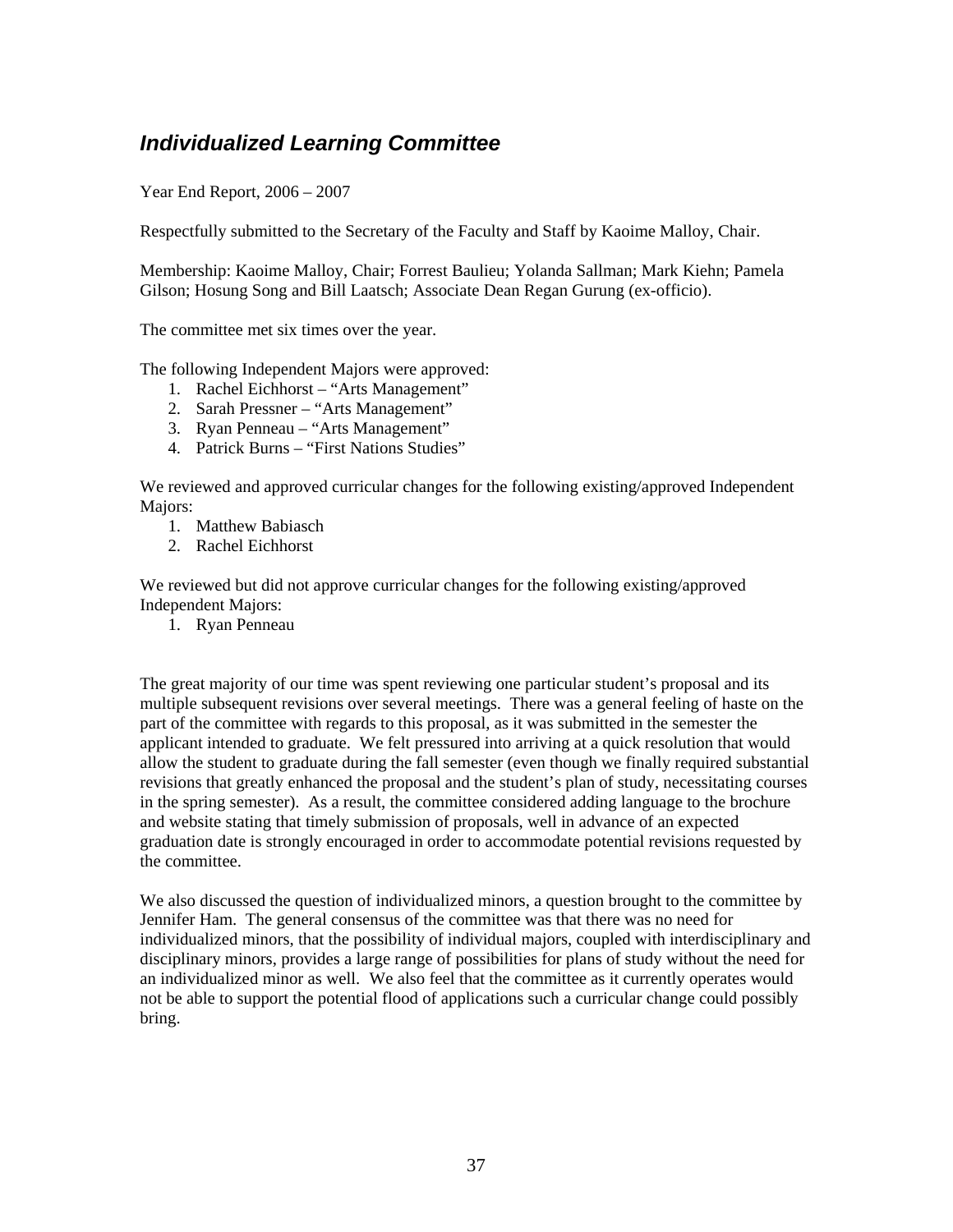## *Individualized Learning Committee*

Year End Report, 2006 – 2007

Respectfully submitted to the Secretary of the Faculty and Staff by Kaoime Malloy, Chair.

Membership: Kaoime Malloy, Chair; Forrest Baulieu; Yolanda Sallman; Mark Kiehn; Pamela Gilson; Hosung Song and Bill Laatsch; Associate Dean Regan Gurung (ex-officio).

The committee met six times over the year.

The following Independent Majors were approved:

1. Rachel Eichhorst – "Arts Management"
2. Sarah Pressner – "Arts Management"
3. Ryan Penneau – "Arts Management"
4. Patrick Burns – "First Nations Studies"

We reviewed and approved curricular changes for the following existing/approved Independent Majors:

1. Matthew Babiasch
2. Rachel Eichhorst

We reviewed but did not approve curricular changes for the following existing/approved Independent Majors:

1. Ryan Penneau

The great majority of our time was spent reviewing one particular student's proposal and its multiple subsequent revisions over several meetings. There was a general feeling of haste on the part of the committee with regards to this proposal, as it was submitted in the semester the applicant intended to graduate. We felt pressured into arriving at a quick resolution that would allow the student to graduate during the fall semester (even though we finally required substantial revisions that greatly enhanced the proposal and the student's plan of study, necessitating courses in the spring semester). As a result, the committee considered adding language to the brochure and website stating that timely submission of proposals, well in advance of an expected graduation date is strongly encouraged in order to accommodate potential revisions requested by the committee.

We also discussed the question of individualized minors, a question brought to the committee by Jennifer Ham. The general consensus of the committee was that there was no need for individualized minors, that the possibility of individual majors, coupled with interdisciplinary and disciplinary minors, provides a large range of possibilities for plans of study without the need for an individualized minor as well. We also feel that the committee as it currently operates would not be able to support the potential flood of applications such a curricular change could possibly bring.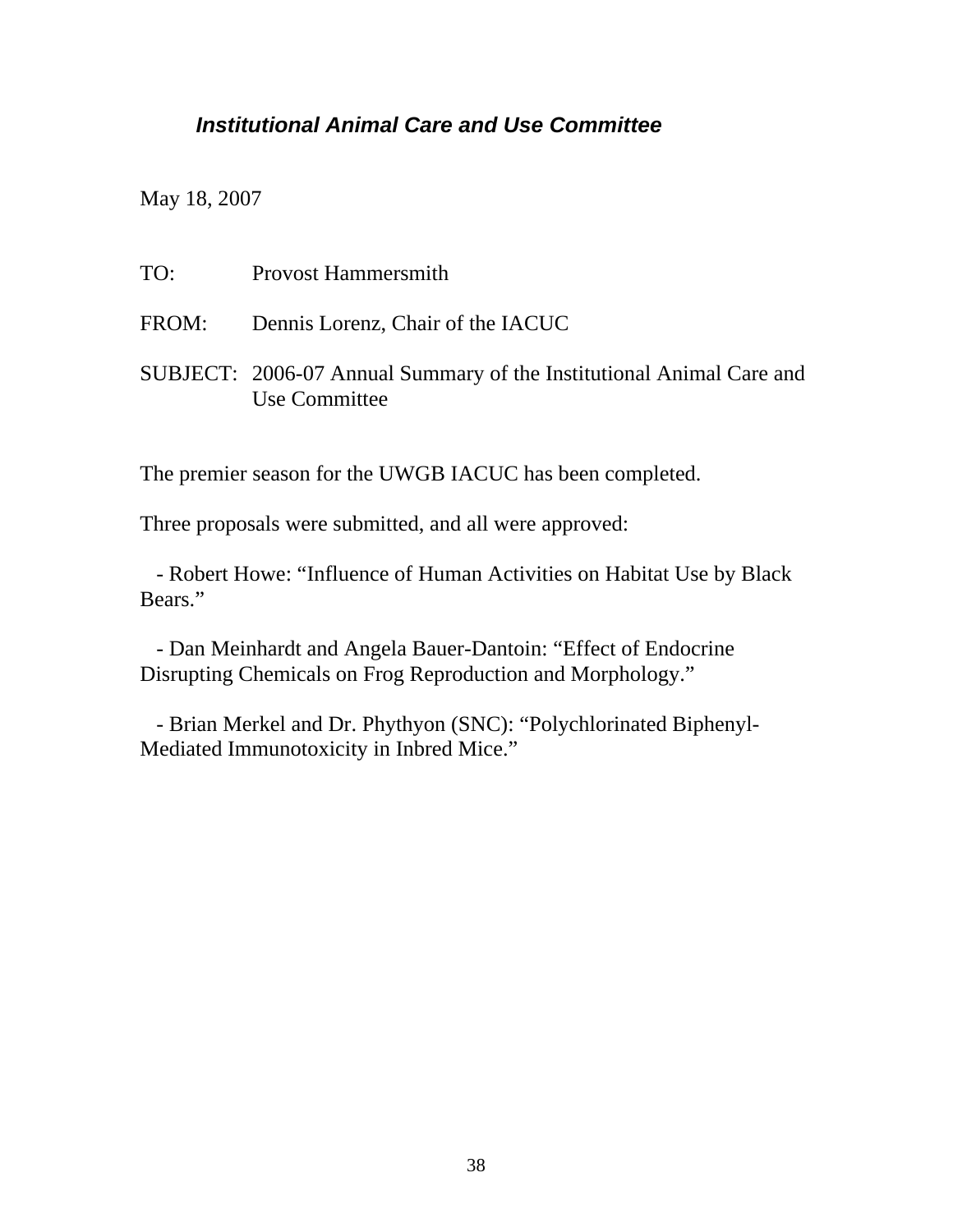### ***Institutional Animal Care and Use Committee***

May 18, 2007

TO: Provost Hammersmith

FROM: Dennis Lorenz, Chair of the IACUC

SUBJECT: 2006-07 Annual Summary of the Institutional Animal Care and Use Committee

The premier season for the UWGB IACUC has been completed.

Three proposals were submitted, and all were approved:

- Robert Howe: "Influence of Human Activities on Habitat Use by Black Bears."

- Dan Meinhardt and Angela Bauer-Dantoin: "Effect of Endocrine Disrupting Chemicals on Frog Reproduction and Morphology."

- Brian Merkel and Dr. Phythyon (SNC): "Polychlorinated Biphenyl-Mediated Immunotoxicity in Inbred Mice."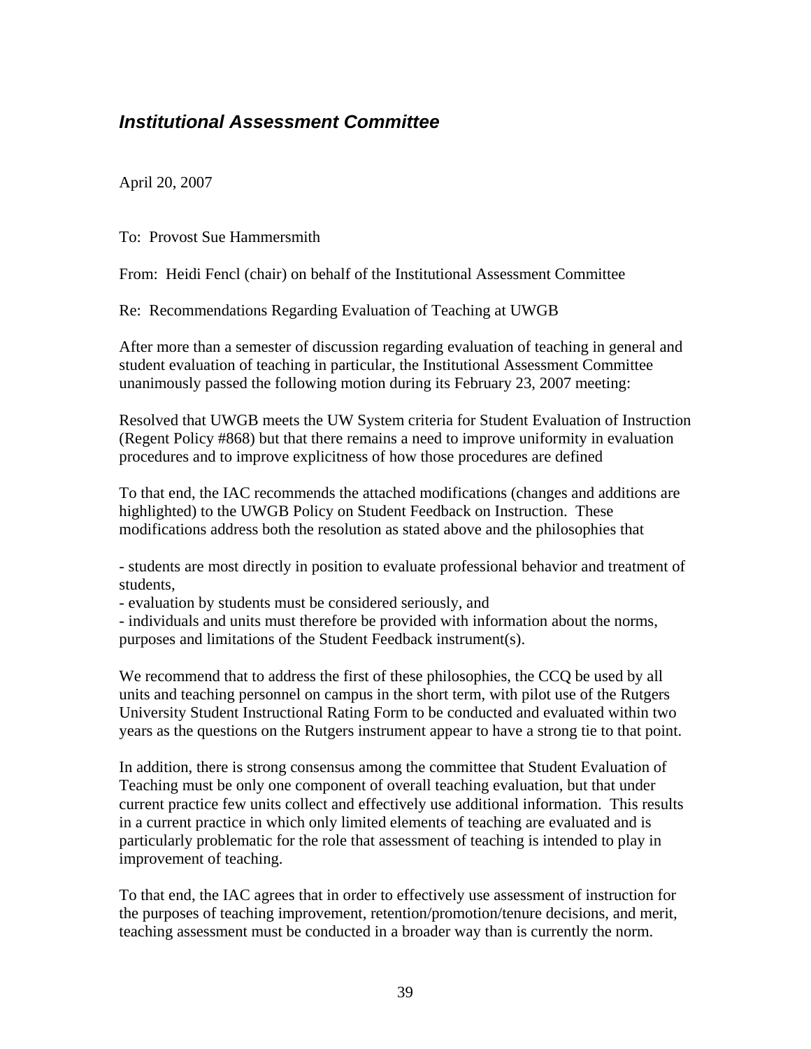## *Institutional Assessment Committee*

April 20, 2007

To: Provost Sue Hammersmith

From: Heidi Fencl (chair) on behalf of the Institutional Assessment Committee

Re: Recommendations Regarding Evaluation of Teaching at UWGB

After more than a semester of discussion regarding evaluation of teaching in general and student evaluation of teaching in particular, the Institutional Assessment Committee unanimously passed the following motion during its February 23, 2007 meeting:

Resolved that UWGB meets the UW System criteria for Student Evaluation of Instruction (Regent Policy #868) but that there remains a need to improve uniformity in evaluation procedures and to improve explicitness of how those procedures are defined

To that end, the IAC recommends the attached modifications (changes and additions are highlighted) to the UWGB Policy on Student Feedback on Instruction. These modifications address both the resolution as stated above and the philosophies that

- students are most directly in position to evaluate professional behavior and treatment of students,
- evaluation by students must be considered seriously, and
- individuals and units must therefore be provided with information about the norms, purposes and limitations of the Student Feedback instrument(s).

We recommend that to address the first of these philosophies, the CCQ be used by all units and teaching personnel on campus in the short term, with pilot use of the Rutgers University Student Instructional Rating Form to be conducted and evaluated within two years as the questions on the Rutgers instrument appear to have a strong tie to that point.

In addition, there is strong consensus among the committee that Student Evaluation of Teaching must be only one component of overall teaching evaluation, but that under current practice few units collect and effectively use additional information. This results in a current practice in which only limited elements of teaching are evaluated and is particularly problematic for the role that assessment of teaching is intended to play in improvement of teaching.

To that end, the IAC agrees that in order to effectively use assessment of instruction for the purposes of teaching improvement, retention/promotion/tenure decisions, and merit, teaching assessment must be conducted in a broader way than is currently the norm.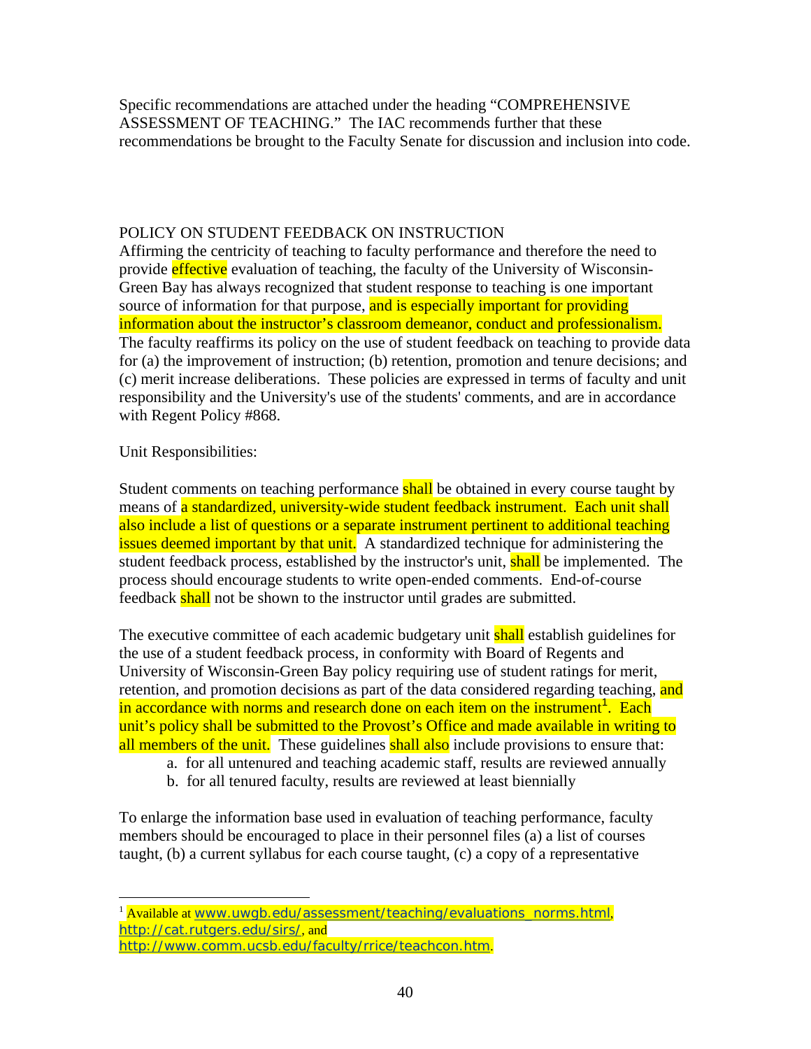Specific recommendations are attached under the heading "COMPREHENSIVE ASSESSMENT OF TEACHING." The IAC recommends further that these recommendations be brought to the Faculty Senate for discussion and inclusion into code.

POLICY ON STUDENT FEEDBACK ON INSTRUCTION

Affirming the centricity of teaching to faculty performance and therefore the need to provide effective evaluation of teaching, the faculty of the University of Wisconsin-Green Bay has always recognized that student response to teaching is one important source of information for that purpose, and is especially important for providing information about the instructor's classroom demeanor, conduct and professionalism. The faculty reaffirms its policy on the use of student feedback on teaching to provide data for (a) the improvement of instruction; (b) retention, promotion and tenure decisions; and (c) merit increase deliberations. These policies are expressed in terms of faculty and unit responsibility and the University's use of the students' comments, and are in accordance with Regent Policy #868.

Unit Responsibilities:

Student comments on teaching performance shall be obtained in every course taught by means of a standardized, university-wide student feedback instrument. Each unit shall also include a list of questions or a separate instrument pertinent to additional teaching issues deemed important by that unit. A standardized technique for administering the student feedback process, established by the instructor's unit, shall be implemented. The process should encourage students to write open-ended comments. End-of-course feedback shall not be shown to the instructor until grades are submitted.

The executive committee of each academic budgetary unit shall establish guidelines for the use of a student feedback process, in conformity with Board of Regents and University of Wisconsin-Green Bay policy requiring use of student ratings for merit, retention, and promotion decisions as part of the data considered regarding teaching, and in accordance with norms and research done on each item on the instrument[1]. Each unit's policy shall be submitted to the Provost's Office and made available in writing to all members of the unit. These guidelines shall also include provisions to ensure that:

a. for all untenured and teaching academic staff, results are reviewed annually
b. for all tenured faculty, results are reviewed at least biennially

To enlarge the information base used in evaluation of teaching performance, faculty members should be encouraged to place in their personnel files (a) a list of courses taught, (b) a current syllabus for each course taught, (c) a copy of a representative

---

[1] Available at www.uwgb.edu/assessment/teaching/evaluations_norms.html, http://cat.rutgers.edu/sirs/, and http://www.comm.ucsb.edu/faculty/rrice/teachcon.htm.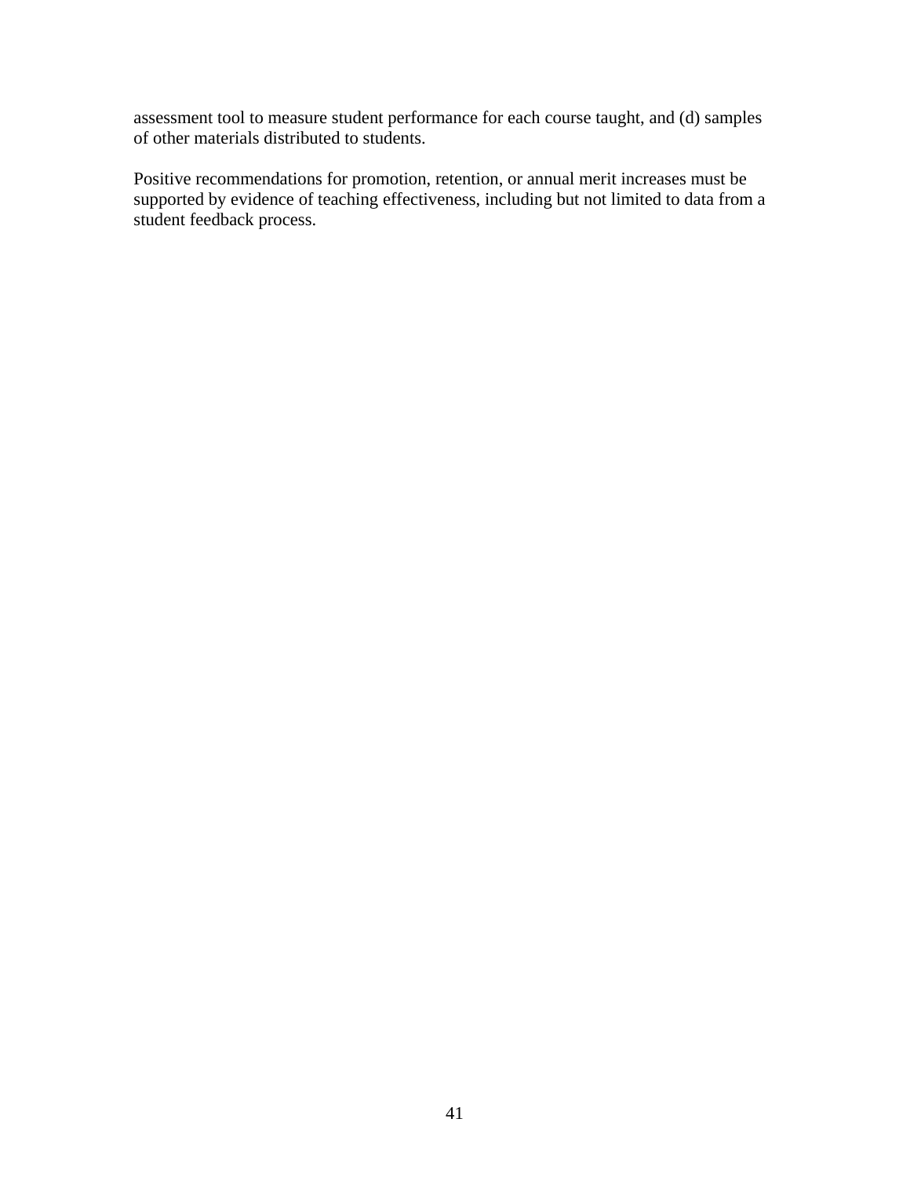assessment tool to measure student performance for each course taught, and (d) samples of other materials distributed to students.

Positive recommendations for promotion, retention, or annual merit increases must be supported by evidence of teaching effectiveness, including but not limited to data from a student feedback process.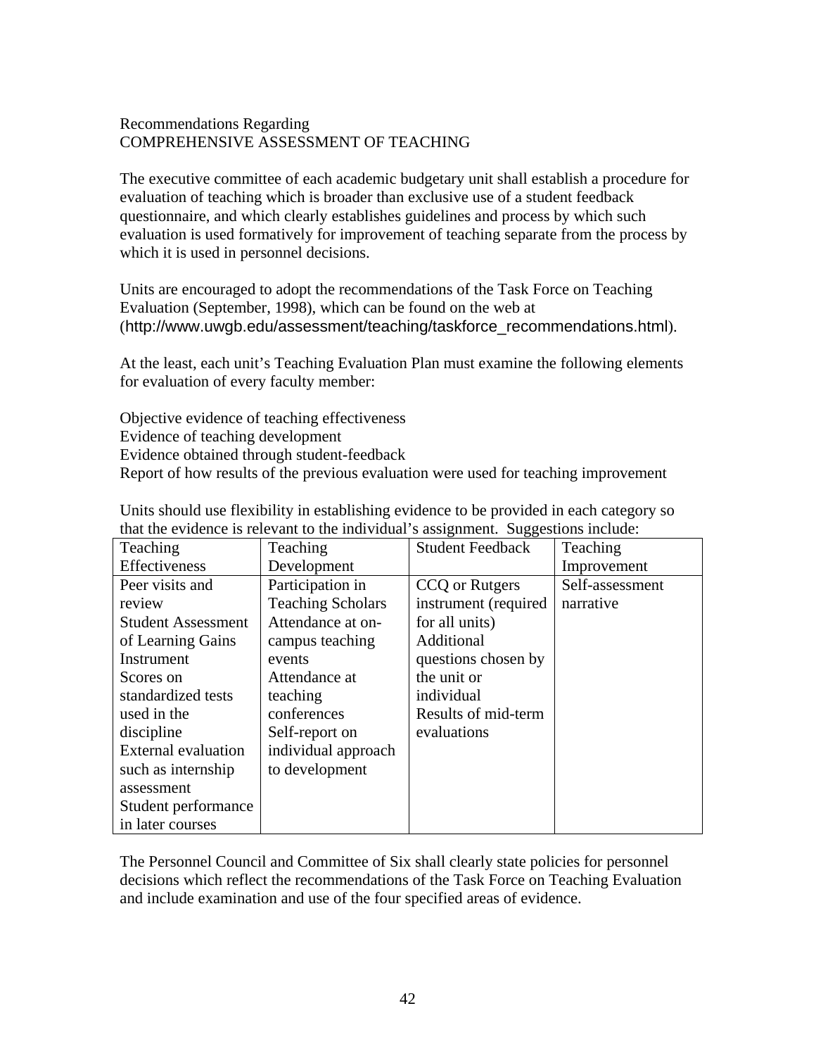## Recommendations Regarding
## COMPREHENSIVE ASSESSMENT OF TEACHING

The executive committee of each academic budgetary unit shall establish a procedure for evaluation of teaching which is broader than exclusive use of a student feedback questionnaire, and which clearly establishes guidelines and process by which such evaluation is used formatively for improvement of teaching separate from the process by which it is used in personnel decisions.

Units are encouraged to adopt the recommendations of the Task Force on Teaching Evaluation (September, 1998), which can be found on the web at (http://www.uwgb.edu/assessment/teaching/taskforce_recommendations.html).

At the least, each unit's Teaching Evaluation Plan must examine the following elements for evaluation of every faculty member:

Objective evidence of teaching effectiveness
Evidence of teaching development
Evidence obtained through student-feedback
Report of how results of the previous evaluation were used for teaching improvement

Units should use flexibility in establishing evidence to be provided in each category so that the evidence is relevant to the individual's assignment. Suggestions include:

| Teaching Effectiveness | Teaching Development | Student Feedback | Teaching Improvement |
|---|---|---|---|
| Peer visits and review<br>Student Assessment of Learning Gains Instrument<br>Scores on standardized tests used in the discipline<br>External evaluation such as internship assessment<br>Student performance in later courses | Participation in Teaching Scholars<br>Attendance at on-campus teaching events<br>Attendance at teaching conferences<br>Self-report on individual approach to development | CCQ or Rutgers instrument (required for all units)<br>Additional questions chosen by the unit or individual<br>Results of mid-term evaluations | Self-assessment narrative |

The Personnel Council and Committee of Six shall clearly state policies for personnel decisions which reflect the recommendations of the Task Force on Teaching Evaluation and include examination and use of the four specified areas of evidence.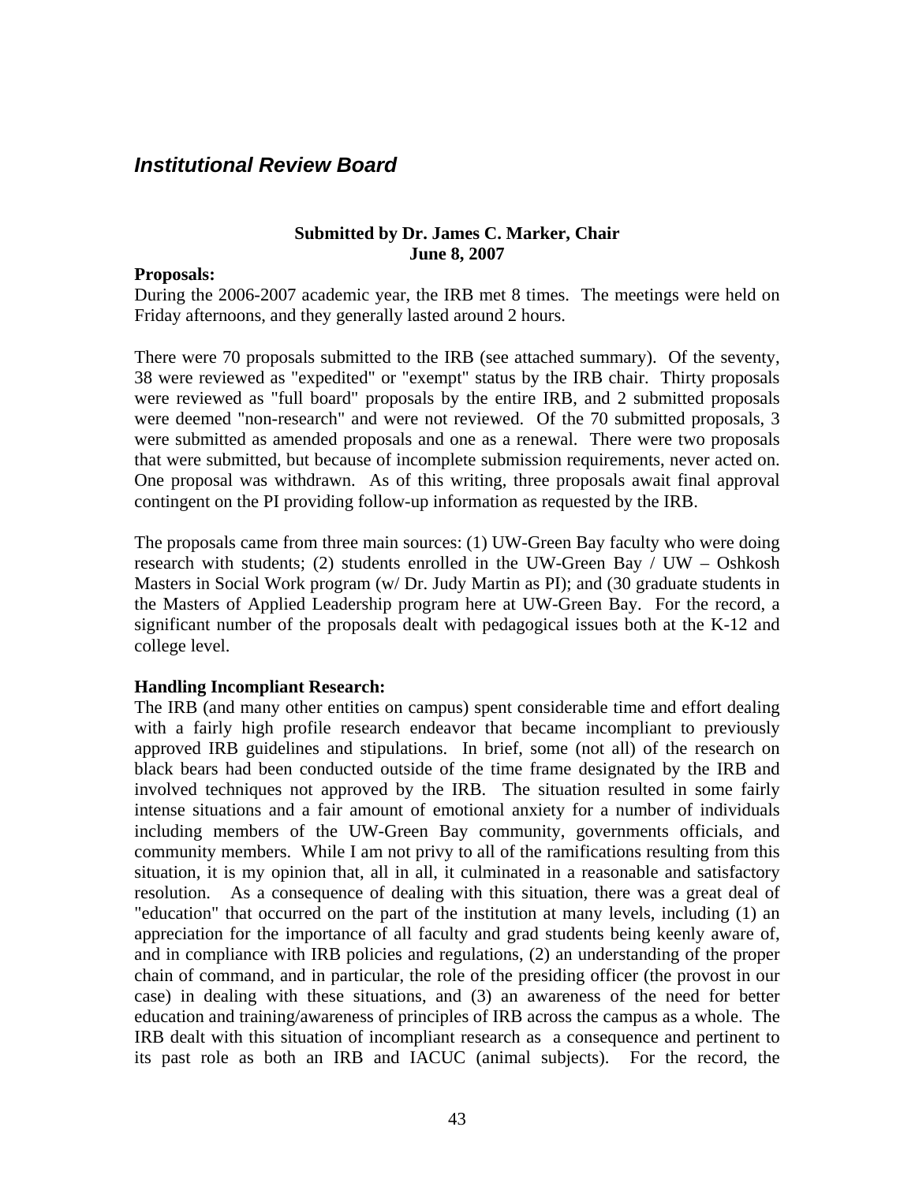## *Institutional Review Board*

**Submitted by Dr. James C. Marker, Chair**
**June 8, 2007**

**Proposals:**
During the 2006-2007 academic year, the IRB met 8 times. The meetings were held on Friday afternoons, and they generally lasted around 2 hours.

There were 70 proposals submitted to the IRB (see attached summary). Of the seventy, 38 were reviewed as "expedited" or "exempt" status by the IRB chair. Thirty proposals were reviewed as "full board" proposals by the entire IRB, and 2 submitted proposals were deemed "non-research" and were not reviewed. Of the 70 submitted proposals, 3 were submitted as amended proposals and one as a renewal. There were two proposals that were submitted, but because of incomplete submission requirements, never acted on. One proposal was withdrawn. As of this writing, three proposals await final approval contingent on the PI providing follow-up information as requested by the IRB.

The proposals came from three main sources: (1) UW-Green Bay faculty who were doing research with students; (2) students enrolled in the UW-Green Bay / UW – Oshkosh Masters in Social Work program (w/ Dr. Judy Martin as PI); and (30 graduate students in the Masters of Applied Leadership program here at UW-Green Bay. For the record, a significant number of the proposals dealt with pedagogical issues both at the K-12 and college level.

**Handling Incompliant Research:**
The IRB (and many other entities on campus) spent considerable time and effort dealing with a fairly high profile research endeavor that became incompliant to previously approved IRB guidelines and stipulations. In brief, some (not all) of the research on black bears had been conducted outside of the time frame designated by the IRB and involved techniques not approved by the IRB. The situation resulted in some fairly intense situations and a fair amount of emotional anxiety for a number of individuals including members of the UW-Green Bay community, governments officials, and community members. While I am not privy to all of the ramifications resulting from this situation, it is my opinion that, all in all, it culminated in a reasonable and satisfactory resolution. As a consequence of dealing with this situation, there was a great deal of "education" that occurred on the part of the institution at many levels, including (1) an appreciation for the importance of all faculty and grad students being keenly aware of, and in compliance with IRB policies and regulations, (2) an understanding of the proper chain of command, and in particular, the role of the presiding officer (the provost in our case) in dealing with these situations, and (3) an awareness of the need for better education and training/awareness of principles of IRB across the campus as a whole. The IRB dealt with this situation of incompliant research as a consequence and pertinent to its past role as both an IRB and IACUC (animal subjects). For the record, the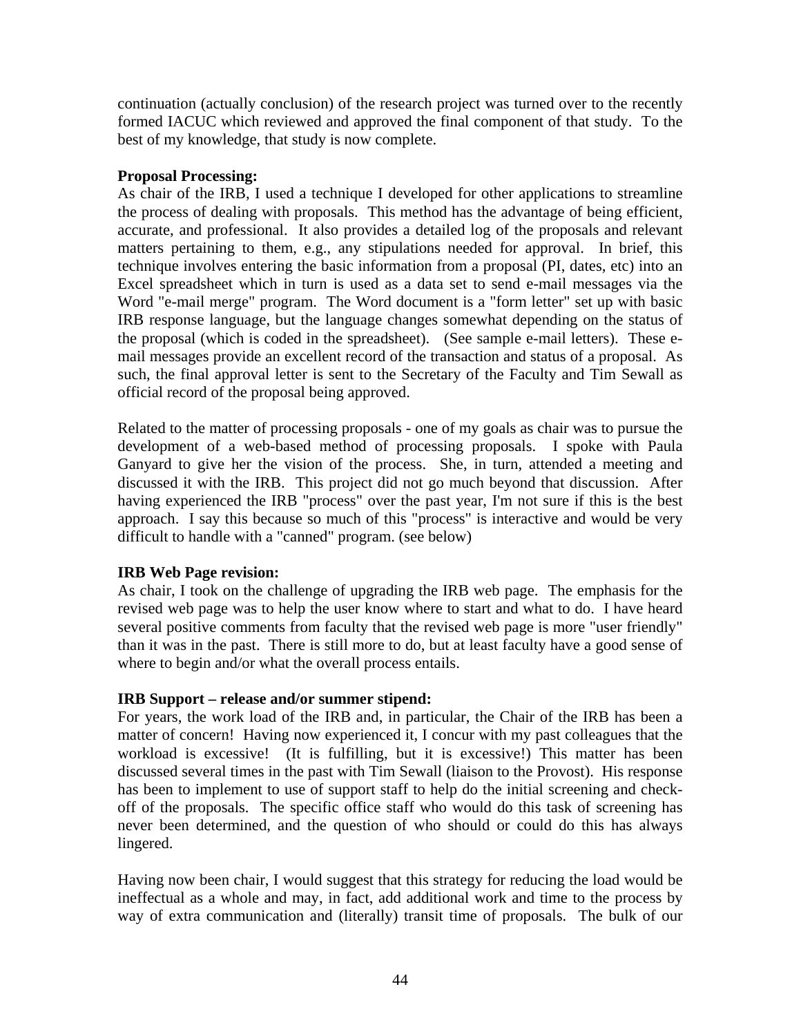continuation (actually conclusion) of the research project was turned over to the recently formed IACUC which reviewed and approved the final component of that study. To the best of my knowledge, that study is now complete.

**Proposal Processing:**

As chair of the IRB, I used a technique I developed for other applications to streamline the process of dealing with proposals. This method has the advantage of being efficient, accurate, and professional. It also provides a detailed log of the proposals and relevant matters pertaining to them, e.g., any stipulations needed for approval. In brief, this technique involves entering the basic information from a proposal (PI, dates, etc) into an Excel spreadsheet which in turn is used as a data set to send e-mail messages via the Word "e-mail merge" program. The Word document is a "form letter" set up with basic IRB response language, but the language changes somewhat depending on the status of the proposal (which is coded in the spreadsheet). (See sample e-mail letters). These e-mail messages provide an excellent record of the transaction and status of a proposal. As such, the final approval letter is sent to the Secretary of the Faculty and Tim Sewall as official record of the proposal being approved.

Related to the matter of processing proposals - one of my goals as chair was to pursue the development of a web-based method of processing proposals. I spoke with Paula Ganyard to give her the vision of the process. She, in turn, attended a meeting and discussed it with the IRB. This project did not go much beyond that discussion. After having experienced the IRB "process" over the past year, I'm not sure if this is the best approach. I say this because so much of this "process" is interactive and would be very difficult to handle with a "canned" program. (see below)

**IRB Web Page revision:**

As chair, I took on the challenge of upgrading the IRB web page. The emphasis for the revised web page was to help the user know where to start and what to do. I have heard several positive comments from faculty that the revised web page is more "user friendly" than it was in the past. There is still more to do, but at least faculty have a good sense of where to begin and/or what the overall process entails.

**IRB Support – release and/or summer stipend:**

For years, the work load of the IRB and, in particular, the Chair of the IRB has been a matter of concern! Having now experienced it, I concur with my past colleagues that the workload is excessive! (It is fulfilling, but it is excessive!) This matter has been discussed several times in the past with Tim Sewall (liaison to the Provost). His response has been to implement to use of support staff to help do the initial screening and check-off of the proposals. The specific office staff who would do this task of screening has never been determined, and the question of who should or could do this has always lingered.

Having now been chair, I would suggest that this strategy for reducing the load would be ineffectual as a whole and may, in fact, add additional work and time to the process by way of extra communication and (literally) transit time of proposals. The bulk of our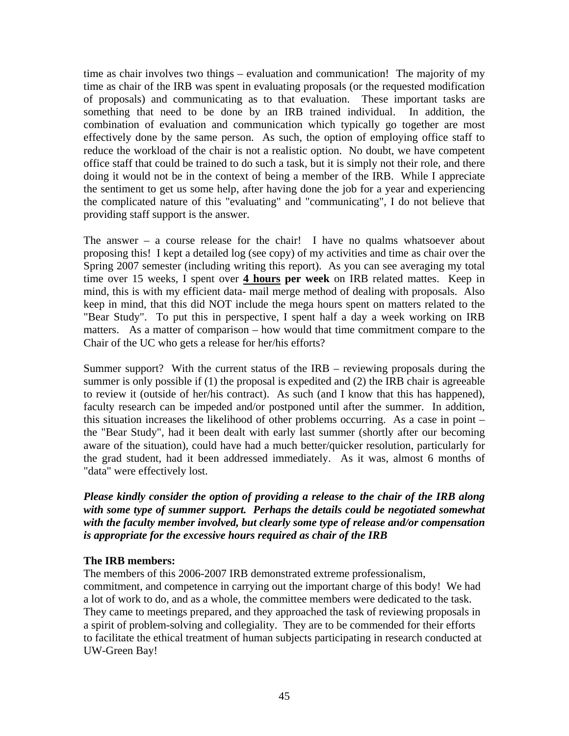time as chair involves two things – evaluation and communication! The majority of my time as chair of the IRB was spent in evaluating proposals (or the requested modification of proposals) and communicating as to that evaluation. These important tasks are something that need to be done by an IRB trained individual. In addition, the combination of evaluation and communication which typically go together are most effectively done by the same person. As such, the option of employing office staff to reduce the workload of the chair is not a realistic option. No doubt, we have competent office staff that could be trained to do such a task, but it is simply not their role, and there doing it would not be in the context of being a member of the IRB. While I appreciate the sentiment to get us some help, after having done the job for a year and experiencing the complicated nature of this "evaluating" and "communicating", I do not believe that providing staff support is the answer.

The answer – a course release for the chair! I have no qualms whatsoever about proposing this! I kept a detailed log (see copy) of my activities and time as chair over the Spring 2007 semester (including writing this report). As you can see averaging my total time over 15 weeks, I spent over **4 hours per week** on IRB related mattes. Keep in mind, this is with my efficient data- mail merge method of dealing with proposals. Also keep in mind, that this did NOT include the mega hours spent on matters related to the "Bear Study". To put this in perspective, I spent half a day a week working on IRB matters. As a matter of comparison – how would that time commitment compare to the Chair of the UC who gets a release for her/his efforts?

Summer support? With the current status of the IRB – reviewing proposals during the summer is only possible if (1) the proposal is expedited and (2) the IRB chair is agreeable to review it (outside of her/his contract). As such (and I know that this has happened), faculty research can be impeded and/or postponed until after the summer. In addition, this situation increases the likelihood of other problems occurring. As a case in point – the "Bear Study", had it been dealt with early last summer (shortly after our becoming aware of the situation), could have had a much better/quicker resolution, particularly for the grad student, had it been addressed immediately. As it was, almost 6 months of "data" were effectively lost.

***Please kindly consider the option of providing a release to the chair of the IRB along with some type of summer support. Perhaps the details could be negotiated somewhat with the faculty member involved, but clearly some type of release and/or compensation is appropriate for the excessive hours required as chair of the IRB***

**The IRB members:**

The members of this 2006-2007 IRB demonstrated extreme professionalism, commitment, and competence in carrying out the important charge of this body! We had a lot of work to do, and as a whole, the committee members were dedicated to the task. They came to meetings prepared, and they approached the task of reviewing proposals in a spirit of problem-solving and collegiality. They are to be commended for their efforts to facilitate the ethical treatment of human subjects participating in research conducted at UW-Green Bay!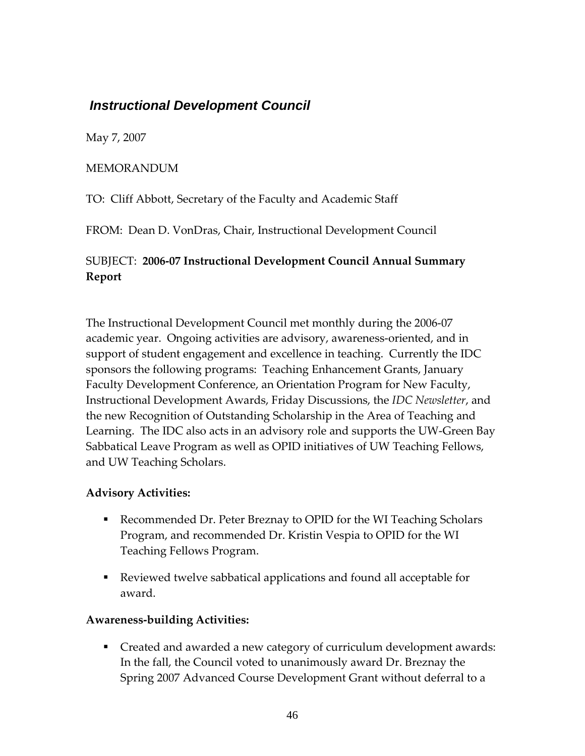## *Instructional Development Council*

May 7, 2007

MEMORANDUM

TO: Cliff Abbott, Secretary of the Faculty and Academic Staff

FROM: Dean D. VonDras, Chair, Instructional Development Council

SUBJECT: **2006-07 Instructional Development Council Annual Summary Report**

The Instructional Development Council met monthly during the 2006-07 academic year. Ongoing activities are advisory, awareness-oriented, and in support of student engagement and excellence in teaching. Currently the IDC sponsors the following programs: Teaching Enhancement Grants, January Faculty Development Conference, an Orientation Program for New Faculty, Instructional Development Awards, Friday Discussions, the *IDC Newsletter*, and the new Recognition of Outstanding Scholarship in the Area of Teaching and Learning. The IDC also acts in an advisory role and supports the UW-Green Bay Sabbatical Leave Program as well as OPID initiatives of UW Teaching Fellows, and UW Teaching Scholars.

**Advisory Activities:**

- Recommended Dr. Peter Breznay to OPID for the WI Teaching Scholars Program, and recommended Dr. Kristin Vespia to OPID for the WI Teaching Fellows Program.
- Reviewed twelve sabbatical applications and found all acceptable for award.

**Awareness-building Activities:**

- Created and awarded a new category of curriculum development awards: In the fall, the Council voted to unanimously award Dr. Breznay the Spring 2007 Advanced Course Development Grant without deferral to a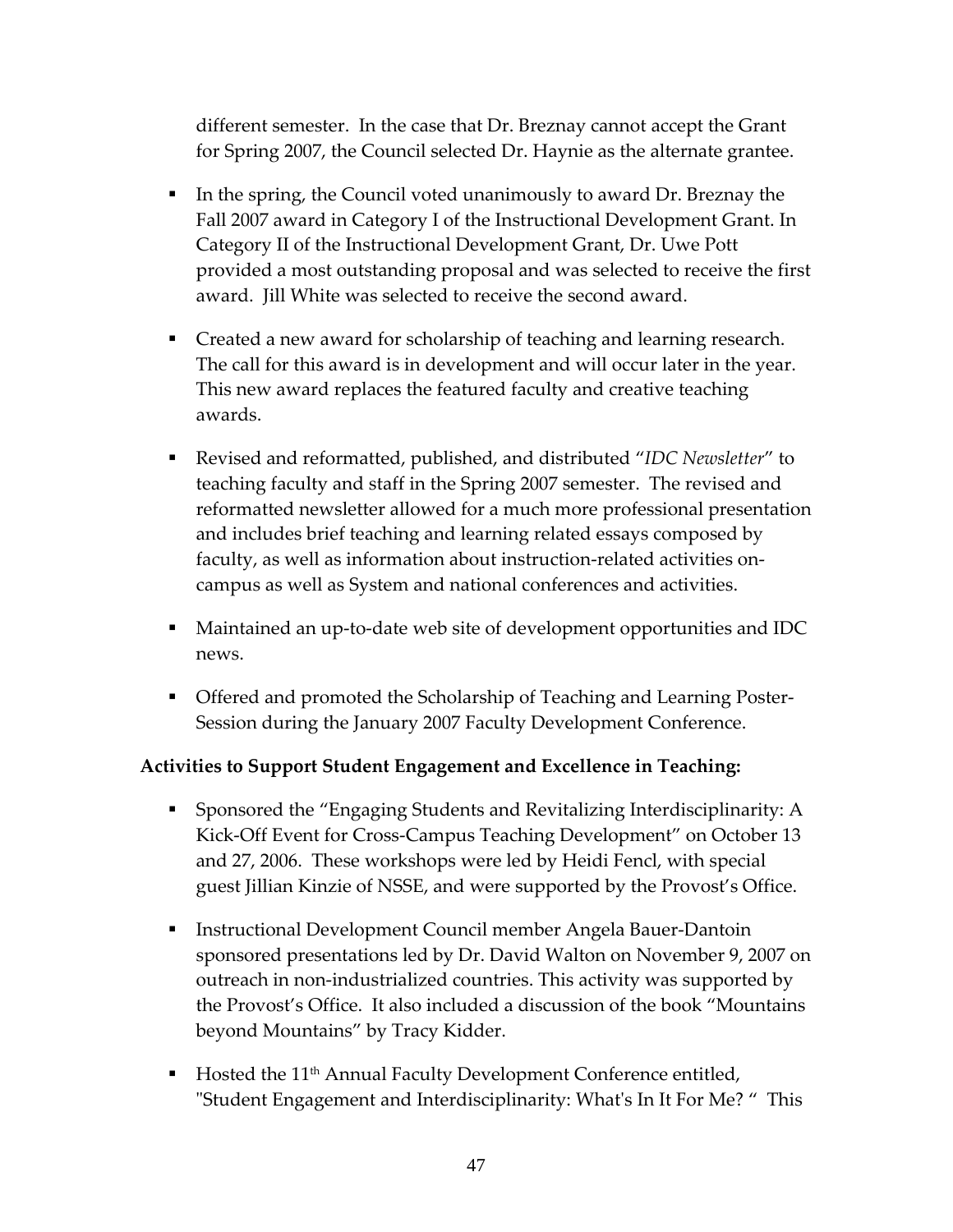different semester. In the case that Dr. Breznay cannot accept the Grant for Spring 2007, the Council selected Dr. Haynie as the alternate grantee.

- In the spring, the Council voted unanimously to award Dr. Breznay the Fall 2007 award in Category I of the Instructional Development Grant. In Category II of the Instructional Development Grant, Dr. Uwe Pott provided a most outstanding proposal and was selected to receive the first award. Jill White was selected to receive the second award.
- Created a new award for scholarship of teaching and learning research. The call for this award is in development and will occur later in the year. This new award replaces the featured faculty and creative teaching awards.
- Revised and reformatted, published, and distributed "*IDC Newsletter*" to teaching faculty and staff in the Spring 2007 semester. The revised and reformatted newsletter allowed for a much more professional presentation and includes brief teaching and learning related essays composed by faculty, as well as information about instruction-related activities on-campus as well as System and national conferences and activities.
- Maintained an up-to-date web site of development opportunities and IDC news.
- Offered and promoted the Scholarship of Teaching and Learning Poster-Session during the January 2007 Faculty Development Conference.

**Activities to Support Student Engagement and Excellence in Teaching:**

- Sponsored the "Engaging Students and Revitalizing Interdisciplinarity: A Kick-Off Event for Cross-Campus Teaching Development" on October 13 and 27, 2006. These workshops were led by Heidi Fencl, with special guest Jillian Kinzie of NSSE, and were supported by the Provost's Office.
- Instructional Development Council member Angela Bauer-Dantoin sponsored presentations led by Dr. David Walton on November 9, 2007 on outreach in non-industrialized countries. This activity was supported by the Provost's Office. It also included a discussion of the book "Mountains beyond Mountains" by Tracy Kidder.
- Hosted the 11th Annual Faculty Development Conference entitled, "Student Engagement and Interdisciplinarity: What's In It For Me? " This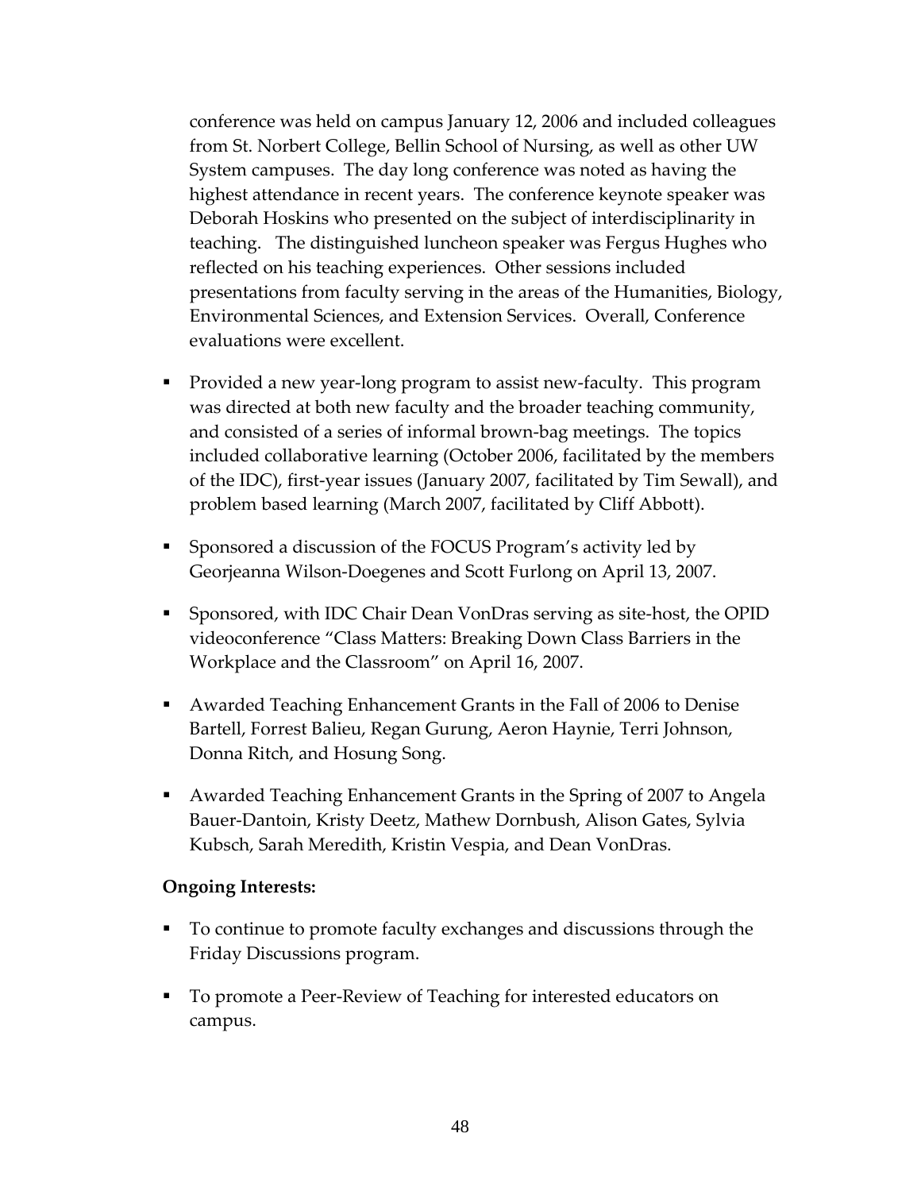conference was held on campus January 12, 2006 and included colleagues from St. Norbert College, Bellin School of Nursing, as well as other UW System campuses. The day long conference was noted as having the highest attendance in recent years. The conference keynote speaker was Deborah Hoskins who presented on the subject of interdisciplinarity in teaching. The distinguished luncheon speaker was Fergus Hughes who reflected on his teaching experiences. Other sessions included presentations from faculty serving in the areas of the Humanities, Biology, Environmental Sciences, and Extension Services. Overall, Conference evaluations were excellent.

- Provided a new year-long program to assist new-faculty. This program was directed at both new faculty and the broader teaching community, and consisted of a series of informal brown-bag meetings. The topics included collaborative learning (October 2006, facilitated by the members of the IDC), first-year issues (January 2007, facilitated by Tim Sewall), and problem based learning (March 2007, facilitated by Cliff Abbott).

- Sponsored a discussion of the FOCUS Program's activity led by Georjeanna Wilson-Doegenes and Scott Furlong on April 13, 2007.

- Sponsored, with IDC Chair Dean VonDras serving as site-host, the OPID videoconference "Class Matters: Breaking Down Class Barriers in the Workplace and the Classroom" on April 16, 2007.

- Awarded Teaching Enhancement Grants in the Fall of 2006 to Denise Bartell, Forrest Balieu, Regan Gurung, Aeron Haynie, Terri Johnson, Donna Ritch, and Hosung Song.

- Awarded Teaching Enhancement Grants in the Spring of 2007 to Angela Bauer-Dantoin, Kristy Deetz, Mathew Dornbush, Alison Gates, Sylvia Kubsch, Sarah Meredith, Kristin Vespia, and Dean VonDras.

**Ongoing Interests:**

- To continue to promote faculty exchanges and discussions through the Friday Discussions program.

- To promote a Peer-Review of Teaching for interested educators on campus.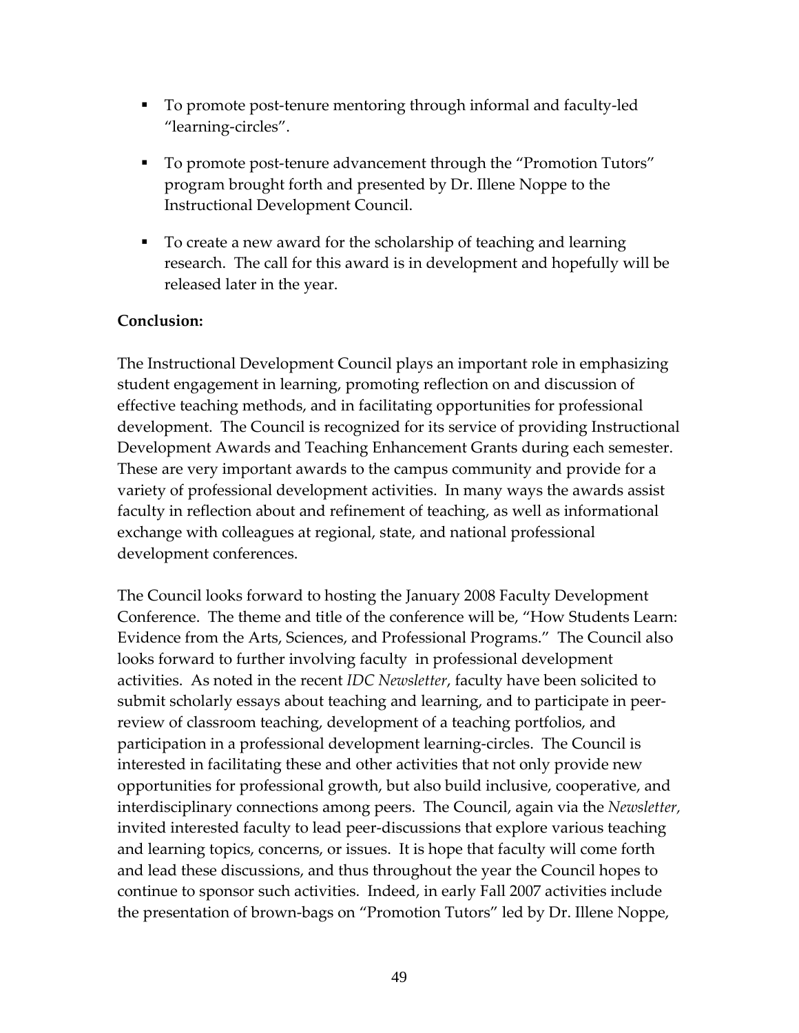- To promote post-tenure mentoring through informal and faculty-led "learning-circles".
- To promote post-tenure advancement through the "Promotion Tutors" program brought forth and presented by Dr. Illene Noppe to the Instructional Development Council.
- To create a new award for the scholarship of teaching and learning research. The call for this award is in development and hopefully will be released later in the year.

**Conclusion:**

The Instructional Development Council plays an important role in emphasizing student engagement in learning, promoting reflection on and discussion of effective teaching methods, and in facilitating opportunities for professional development. The Council is recognized for its service of providing Instructional Development Awards and Teaching Enhancement Grants during each semester. These are very important awards to the campus community and provide for a variety of professional development activities. In many ways the awards assist faculty in reflection about and refinement of teaching, as well as informational exchange with colleagues at regional, state, and national professional development conferences.

The Council looks forward to hosting the January 2008 Faculty Development Conference. The theme and title of the conference will be, "How Students Learn: Evidence from the Arts, Sciences, and Professional Programs." The Council also looks forward to further involving faculty in professional development activities. As noted in the recent *IDC Newsletter*, faculty have been solicited to submit scholarly essays about teaching and learning, and to participate in peer-review of classroom teaching, development of a teaching portfolios, and participation in a professional development learning-circles. The Council is interested in facilitating these and other activities that not only provide new opportunities for professional growth, but also build inclusive, cooperative, and interdisciplinary connections among peers. The Council, again via the *Newsletter,* invited interested faculty to lead peer-discussions that explore various teaching and learning topics, concerns, or issues. It is hope that faculty will come forth and lead these discussions, and thus throughout the year the Council hopes to continue to sponsor such activities. Indeed, in early Fall 2007 activities include the presentation of brown-bags on "Promotion Tutors" led by Dr. Illene Noppe,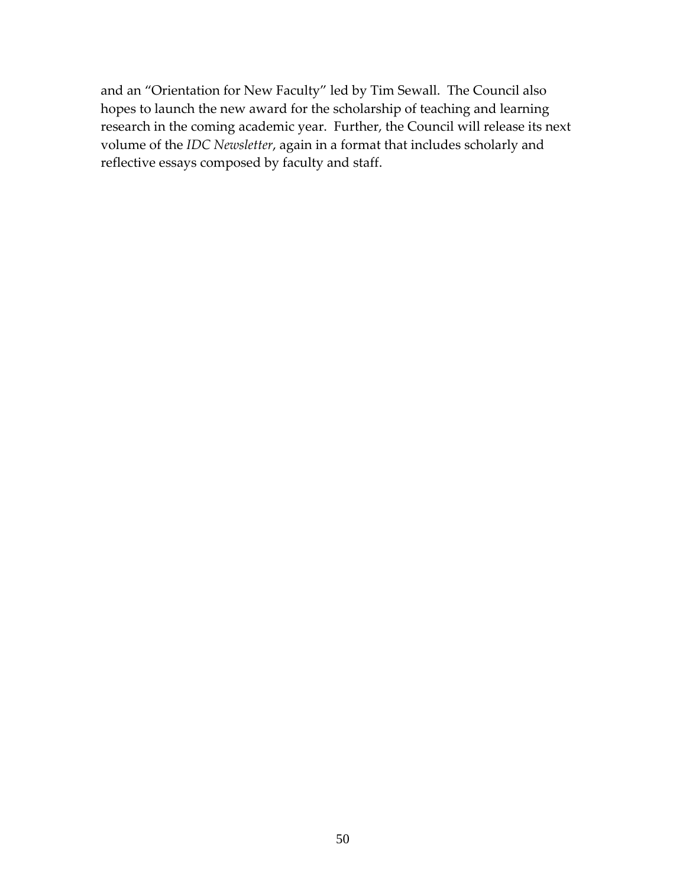and an "Orientation for New Faculty" led by Tim Sewall. The Council also hopes to launch the new award for the scholarship of teaching and learning research in the coming academic year. Further, the Council will release its next volume of the *IDC Newsletter*, again in a format that includes scholarly and reflective essays composed by faculty and staff.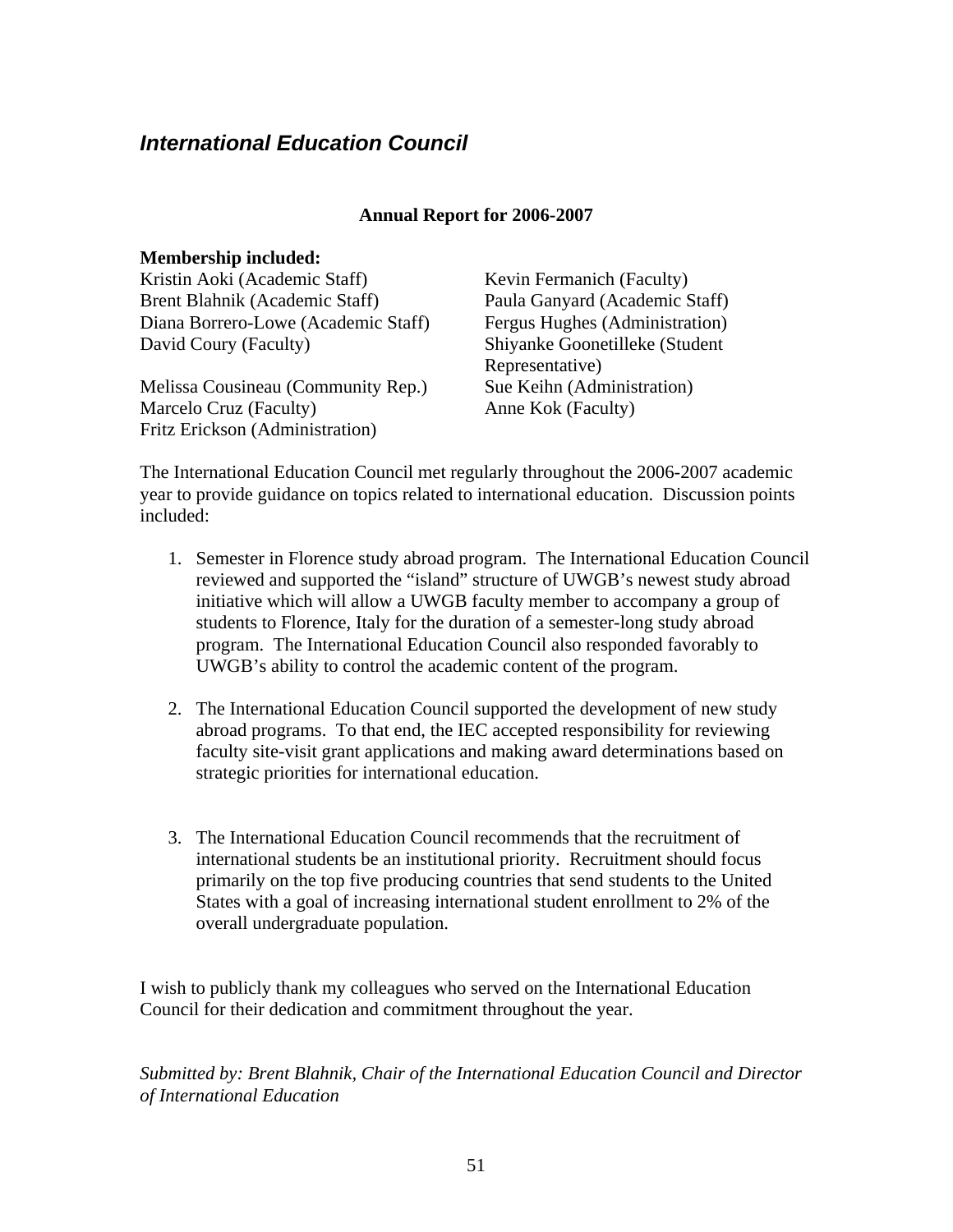## *International Education Council*

**Annual Report for 2006-2007**

**Membership included:**

Kristin Aoki (Academic Staff)
Brent Blahnik (Academic Staff)
Diana Borrero-Lowe (Academic Staff)
David Coury (Faculty)
Melissa Cousineau (Community Rep.)
Marcelo Cruz (Faculty)
Fritz Erickson (Administration)
Kevin Fermanich (Faculty)
Paula Ganyard (Academic Staff)
Fergus Hughes (Administration)
Shiyanke Goonetilleke (Student Representative)
Sue Keihn (Administration)
Anne Kok (Faculty)

The International Education Council met regularly throughout the 2006-2007 academic year to provide guidance on topics related to international education. Discussion points included:

1. Semester in Florence study abroad program. The International Education Council reviewed and supported the "island" structure of UWGB's newest study abroad initiative which will allow a UWGB faculty member to accompany a group of students to Florence, Italy for the duration of a semester-long study abroad program. The International Education Council also responded favorably to UWGB's ability to control the academic content of the program.

2. The International Education Council supported the development of new study abroad programs. To that end, the IEC accepted responsibility for reviewing faculty site-visit grant applications and making award determinations based on strategic priorities for international education.

3. The International Education Council recommends that the recruitment of international students be an institutional priority. Recruitment should focus primarily on the top five producing countries that send students to the United States with a goal of increasing international student enrollment to 2% of the overall undergraduate population.

I wish to publicly thank my colleagues who served on the International Education Council for their dedication and commitment throughout the year.

*Submitted by: Brent Blahnik, Chair of the International Education Council and Director of International Education*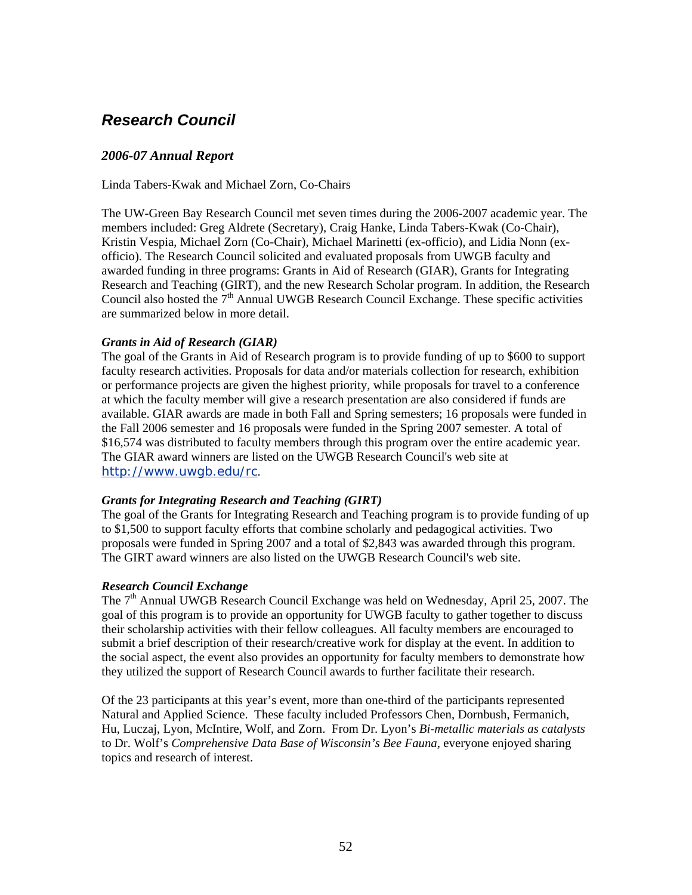# *Research Council*

## *2006-07 Annual Report*

Linda Tabers-Kwak and Michael Zorn, Co-Chairs

The UW-Green Bay Research Council met seven times during the 2006-2007 academic year. The members included: Greg Aldrete (Secretary), Craig Hanke, Linda Tabers-Kwak (Co-Chair), Kristin Vespia, Michael Zorn (Co-Chair), Michael Marinetti (ex-officio), and Lidia Nonn (ex-officio). The Research Council solicited and evaluated proposals from UWGB faculty and awarded funding in three programs: Grants in Aid of Research (GIAR), Grants for Integrating Research and Teaching (GIRT), and the new Research Scholar program. In addition, the Research Council also hosted the 7th Annual UWGB Research Council Exchange. These specific activities are summarized below in more detail.

### *Grants in Aid of Research (GIAR)*

The goal of the Grants in Aid of Research program is to provide funding of up to $600 to support faculty research activities. Proposals for data and/or materials collection for research, exhibition or performance projects are given the highest priority, while proposals for travel to a conference at which the faculty member will give a research presentation are also considered if funds are available. GIAR awards are made in both Fall and Spring semesters; 16 proposals were funded in the Fall 2006 semester and 16 proposals were funded in the Spring 2007 semester. A total of $16,574 was distributed to faculty members through this program over the entire academic year. The GIAR award winners are listed on the UWGB Research Council's web site at http://www.uwgb.edu/rc.

### *Grants for Integrating Research and Teaching (GIRT)*

The goal of the Grants for Integrating Research and Teaching program is to provide funding of up to $1,500 to support faculty efforts that combine scholarly and pedagogical activities. Two proposals were funded in Spring 2007 and a total of $2,843 was awarded through this program. The GIRT award winners are also listed on the UWGB Research Council's web site.

### *Research Council Exchange*

The 7th Annual UWGB Research Council Exchange was held on Wednesday, April 25, 2007. The goal of this program is to provide an opportunity for UWGB faculty to gather together to discuss their scholarship activities with their fellow colleagues. All faculty members are encouraged to submit a brief description of their research/creative work for display at the event. In addition to the social aspect, the event also provides an opportunity for faculty members to demonstrate how they utilized the support of Research Council awards to further facilitate their research.

Of the 23 participants at this year's event, more than one-third of the participants represented Natural and Applied Science. These faculty included Professors Chen, Dornbush, Fermanich, Hu, Luczaj, Lyon, McIntire, Wolf, and Zorn. From Dr. Lyon's *Bi-metallic materials as catalysts* to Dr. Wolf's *Comprehensive Data Base of Wisconsin's Bee Fauna*, everyone enjoyed sharing topics and research of interest.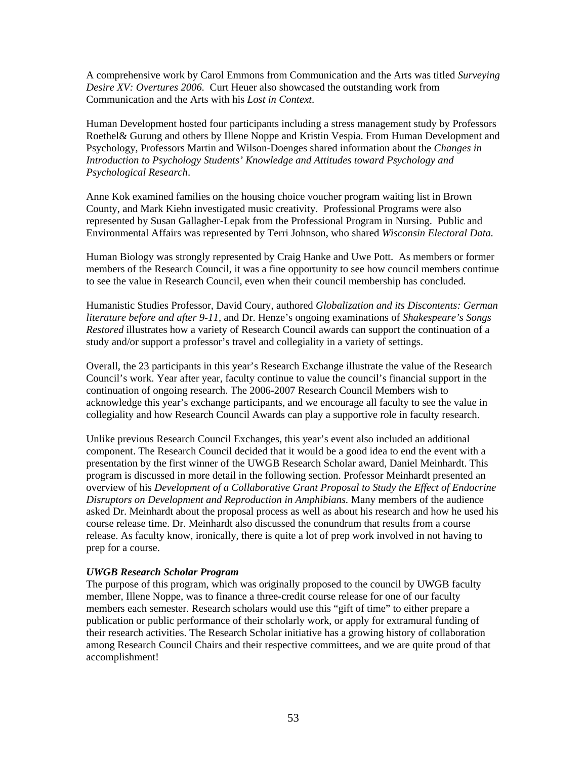A comprehensive work by Carol Emmons from Communication and the Arts was titled *Surveying Desire XV: Overtures 2006.* Curt Heuer also showcased the outstanding work from Communication and the Arts with his *Lost in Context*.

Human Development hosted four participants including a stress management study by Professors Roethel& Gurung and others by Illene Noppe and Kristin Vespia. From Human Development and Psychology, Professors Martin and Wilson-Doenges shared information about the *Changes in Introduction to Psychology Students' Knowledge and Attitudes toward Psychology and Psychological Research*.

Anne Kok examined families on the housing choice voucher program waiting list in Brown County, and Mark Kiehn investigated music creativity. Professional Programs were also represented by Susan Gallagher-Lepak from the Professional Program in Nursing. Public and Environmental Affairs was represented by Terri Johnson, who shared *Wisconsin Electoral Data.*

Human Biology was strongly represented by Craig Hanke and Uwe Pott. As members or former members of the Research Council, it was a fine opportunity to see how council members continue to see the value in Research Council, even when their council membership has concluded.

Humanistic Studies Professor, David Coury, authored *Globalization and its Discontents: German literature before and after 9-11*, and Dr. Henze's ongoing examinations of *Shakespeare's Songs Restored* illustrates how a variety of Research Council awards can support the continuation of a study and/or support a professor's travel and collegiality in a variety of settings.

Overall, the 23 participants in this year's Research Exchange illustrate the value of the Research Council's work. Year after year, faculty continue to value the council's financial support in the continuation of ongoing research. The 2006-2007 Research Council Members wish to acknowledge this year's exchange participants, and we encourage all faculty to see the value in collegiality and how Research Council Awards can play a supportive role in faculty research.

Unlike previous Research Council Exchanges, this year's event also included an additional component. The Research Council decided that it would be a good idea to end the event with a presentation by the first winner of the UWGB Research Scholar award, Daniel Meinhardt. This program is discussed in more detail in the following section. Professor Meinhardt presented an overview of his *Development of a Collaborative Grant Proposal to Study the Effect of Endocrine Disruptors on Development and Reproduction in Amphibians.* Many members of the audience asked Dr. Meinhardt about the proposal process as well as about his research and how he used his course release time. Dr. Meinhardt also discussed the conundrum that results from a course release. As faculty know, ironically, there is quite a lot of prep work involved in not having to prep for a course.

***UWGB Research Scholar Program***

The purpose of this program, which was originally proposed to the council by UWGB faculty member, Illene Noppe, was to finance a three-credit course release for one of our faculty members each semester. Research scholars would use this "gift of time" to either prepare a publication or public performance of their scholarly work, or apply for extramural funding of their research activities. The Research Scholar initiative has a growing history of collaboration among Research Council Chairs and their respective committees, and we are quite proud of that accomplishment!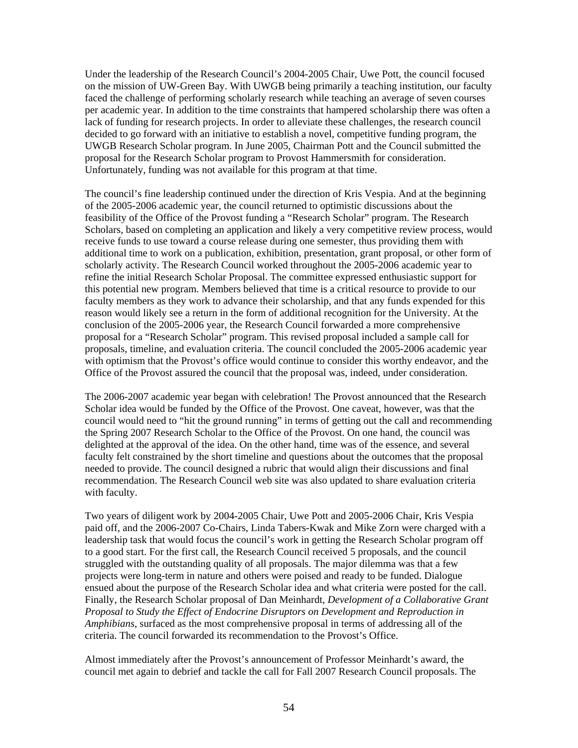Under the leadership of the Research Council's 2004-2005 Chair, Uwe Pott, the council focused on the mission of UW-Green Bay. With UWGB being primarily a teaching institution, our faculty faced the challenge of performing scholarly research while teaching an average of seven courses per academic year. In addition to the time constraints that hampered scholarship there was often a lack of funding for research projects. In order to alleviate these challenges, the research council decided to go forward with an initiative to establish a novel, competitive funding program, the UWGB Research Scholar program. In June 2005, Chairman Pott and the Council submitted the proposal for the Research Scholar program to Provost Hammersmith for consideration. Unfortunately, funding was not available for this program at that time.

The council's fine leadership continued under the direction of Kris Vespia. And at the beginning of the 2005-2006 academic year, the council returned to optimistic discussions about the feasibility of the Office of the Provost funding a "Research Scholar" program. The Research Scholars, based on completing an application and likely a very competitive review process, would receive funds to use toward a course release during one semester, thus providing them with additional time to work on a publication, exhibition, presentation, grant proposal, or other form of scholarly activity. The Research Council worked throughout the 2005-2006 academic year to refine the initial Research Scholar Proposal. The committee expressed enthusiastic support for this potential new program. Members believed that time is a critical resource to provide to our faculty members as they work to advance their scholarship, and that any funds expended for this reason would likely see a return in the form of additional recognition for the University. At the conclusion of the 2005-2006 year, the Research Council forwarded a more comprehensive proposal for a "Research Scholar" program. This revised proposal included a sample call for proposals, timeline, and evaluation criteria. The council concluded the 2005-2006 academic year with optimism that the Provost's office would continue to consider this worthy endeavor, and the Office of the Provost assured the council that the proposal was, indeed, under consideration.

The 2006-2007 academic year began with celebration! The Provost announced that the Research Scholar idea would be funded by the Office of the Provost. One caveat, however, was that the council would need to "hit the ground running" in terms of getting out the call and recommending the Spring 2007 Research Scholar to the Office of the Provost. On one hand, the council was delighted at the approval of the idea. On the other hand, time was of the essence, and several faculty felt constrained by the short timeline and questions about the outcomes that the proposal needed to provide. The council designed a rubric that would align their discussions and final recommendation. The Research Council web site was also updated to share evaluation criteria with faculty.

Two years of diligent work by 2004-2005 Chair, Uwe Pott and 2005-2006 Chair, Kris Vespia paid off, and the 2006-2007 Co-Chairs, Linda Tabers-Kwak and Mike Zorn were charged with a leadership task that would focus the council's work in getting the Research Scholar program off to a good start. For the first call, the Research Council received 5 proposals, and the council struggled with the outstanding quality of all proposals. The major dilemma was that a few projects were long-term in nature and others were poised and ready to be funded. Dialogue ensued about the purpose of the Research Scholar idea and what criteria were posted for the call. Finally, the Research Scholar proposal of Dan Meinhardt, *Development of a Collaborative Grant Proposal to Study the Effect of Endocrine Disruptors on Development and Reproduction in Amphibians*, surfaced as the most comprehensive proposal in terms of addressing all of the criteria. The council forwarded its recommendation to the Provost's Office.

Almost immediately after the Provost's announcement of Professor Meinhardt's award, the council met again to debrief and tackle the call for Fall 2007 Research Council proposals. The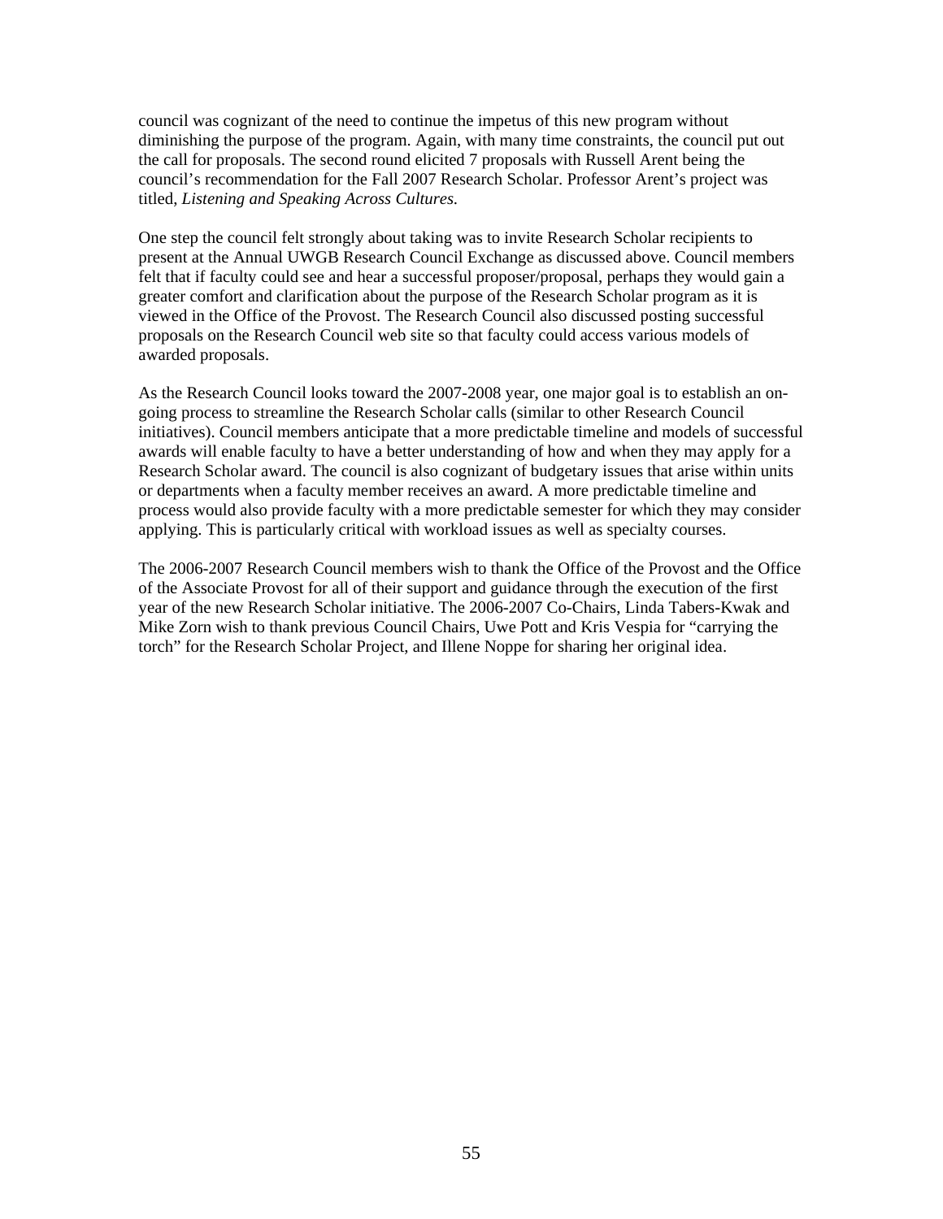council was cognizant of the need to continue the impetus of this new program without diminishing the purpose of the program. Again, with many time constraints, the council put out the call for proposals. The second round elicited 7 proposals with Russell Arent being the council's recommendation for the Fall 2007 Research Scholar. Professor Arent's project was titled, *Listening and Speaking Across Cultures.*

One step the council felt strongly about taking was to invite Research Scholar recipients to present at the Annual UWGB Research Council Exchange as discussed above. Council members felt that if faculty could see and hear a successful proposer/proposal, perhaps they would gain a greater comfort and clarification about the purpose of the Research Scholar program as it is viewed in the Office of the Provost. The Research Council also discussed posting successful proposals on the Research Council web site so that faculty could access various models of awarded proposals.

As the Research Council looks toward the 2007-2008 year, one major goal is to establish an on-going process to streamline the Research Scholar calls (similar to other Research Council initiatives). Council members anticipate that a more predictable timeline and models of successful awards will enable faculty to have a better understanding of how and when they may apply for a Research Scholar award. The council is also cognizant of budgetary issues that arise within units or departments when a faculty member receives an award. A more predictable timeline and process would also provide faculty with a more predictable semester for which they may consider applying. This is particularly critical with workload issues as well as specialty courses.

The 2006-2007 Research Council members wish to thank the Office of the Provost and the Office of the Associate Provost for all of their support and guidance through the execution of the first year of the new Research Scholar initiative. The 2006-2007 Co-Chairs, Linda Tabers-Kwak and Mike Zorn wish to thank previous Council Chairs, Uwe Pott and Kris Vespia for "carrying the torch" for the Research Scholar Project, and Illene Noppe for sharing her original idea.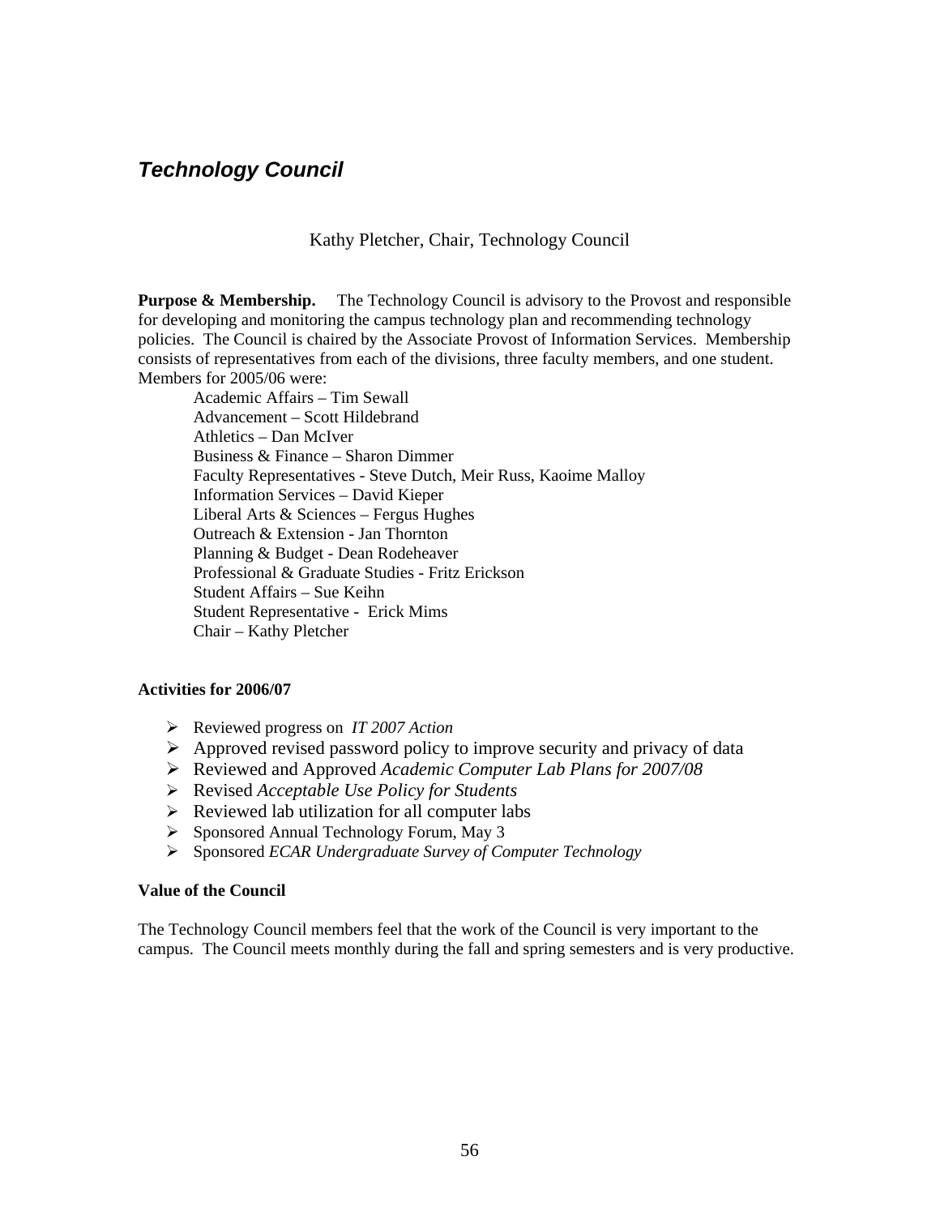## *Technology Council*

Kathy Pletcher, Chair, Technology Council

**Purpose & Membership.** The Technology Council is advisory to the Provost and responsible for developing and monitoring the campus technology plan and recommending technology policies. The Council is chaired by the Associate Provost of Information Services. Membership consists of representatives from each of the divisions, three faculty members, and one student. Members for 2005/06 were:

- Academic Affairs – Tim Sewall
- Advancement – Scott Hildebrand
- Athletics – Dan McIver
- Business & Finance – Sharon Dimmer
- Faculty Representatives - Steve Dutch, Meir Russ, Kaoime Malloy
- Information Services – David Kieper
- Liberal Arts & Sciences – Fergus Hughes
- Outreach & Extension - Jan Thornton
- Planning & Budget - Dean Rodeheaver
- Professional & Graduate Studies - Fritz Erickson
- Student Affairs – Sue Keihn
- Student Representative - Erick Mims
- Chair – Kathy Pletcher

**Activities for 2006/07**

- Reviewed progress on *IT 2007 Action*
- Approved revised password policy to improve security and privacy of data
- Reviewed and Approved *Academic Computer Lab Plans for 2007/08*
- Revised *Acceptable Use Policy for Students*
- Reviewed lab utilization for all computer labs
- Sponsored Annual Technology Forum, May 3
- Sponsored *ECAR Undergraduate Survey of Computer Technology*

**Value of the Council**

The Technology Council members feel that the work of the Council is very important to the campus. The Council meets monthly during the fall and spring semesters and is very productive.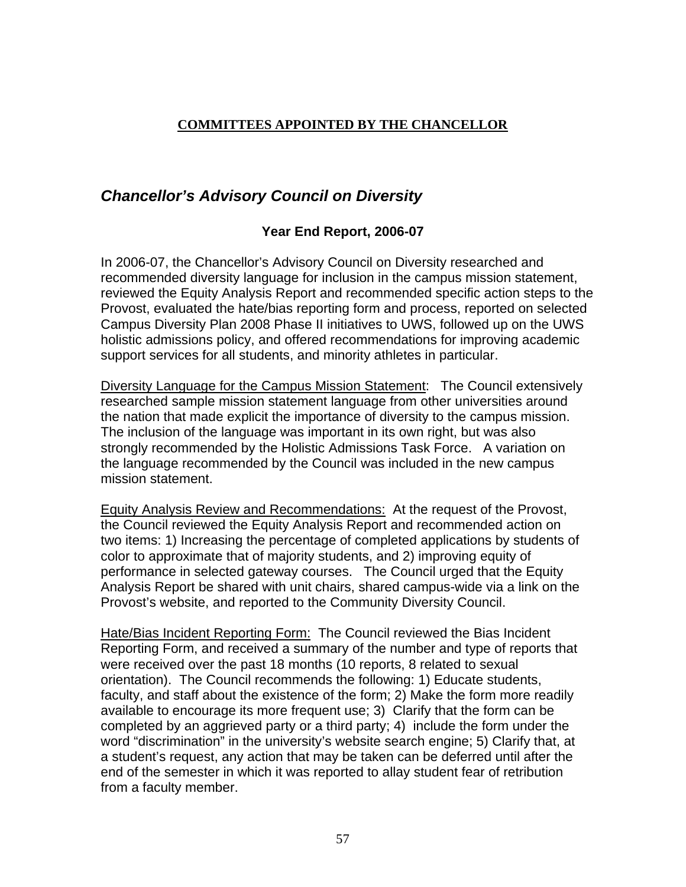**COMMITTEES APPOINTED BY THE CHANCELLOR**

## *Chancellor's Advisory Council on Diversity*

### Year End Report, 2006-07

In 2006-07, the Chancellor's Advisory Council on Diversity researched and recommended diversity language for inclusion in the campus mission statement, reviewed the Equity Analysis Report and recommended specific action steps to the Provost, evaluated the hate/bias reporting form and process, reported on selected Campus Diversity Plan 2008 Phase II initiatives to UWS, followed up on the UWS holistic admissions policy, and offered recommendations for improving academic support services for all students, and minority athletes in particular.

<u>Diversity Language for the Campus Mission Statement</u>: The Council extensively researched sample mission statement language from other universities around the nation that made explicit the importance of diversity to the campus mission. The inclusion of the language was important in its own right, but was also strongly recommended by the Holistic Admissions Task Force. A variation on the language recommended by the Council was included in the new campus mission statement.

<u>Equity Analysis Review and Recommendations:</u> At the request of the Provost, the Council reviewed the Equity Analysis Report and recommended action on two items: 1) Increasing the percentage of completed applications by students of color to approximate that of majority students, and 2) improving equity of performance in selected gateway courses. The Council urged that the Equity Analysis Report be shared with unit chairs, shared campus-wide via a link on the Provost's website, and reported to the Community Diversity Council.

<u>Hate/Bias Incident Reporting Form:</u> The Council reviewed the Bias Incident Reporting Form, and received a summary of the number and type of reports that were received over the past 18 months (10 reports, 8 related to sexual orientation). The Council recommends the following: 1) Educate students, faculty, and staff about the existence of the form; 2) Make the form more readily available to encourage its more frequent use; 3) Clarify that the form can be completed by an aggrieved party or a third party; 4) include the form under the word "discrimination" in the university's website search engine; 5) Clarify that, at a student's request, any action that may be taken can be deferred until after the end of the semester in which it was reported to allay student fear of retribution from a faculty member.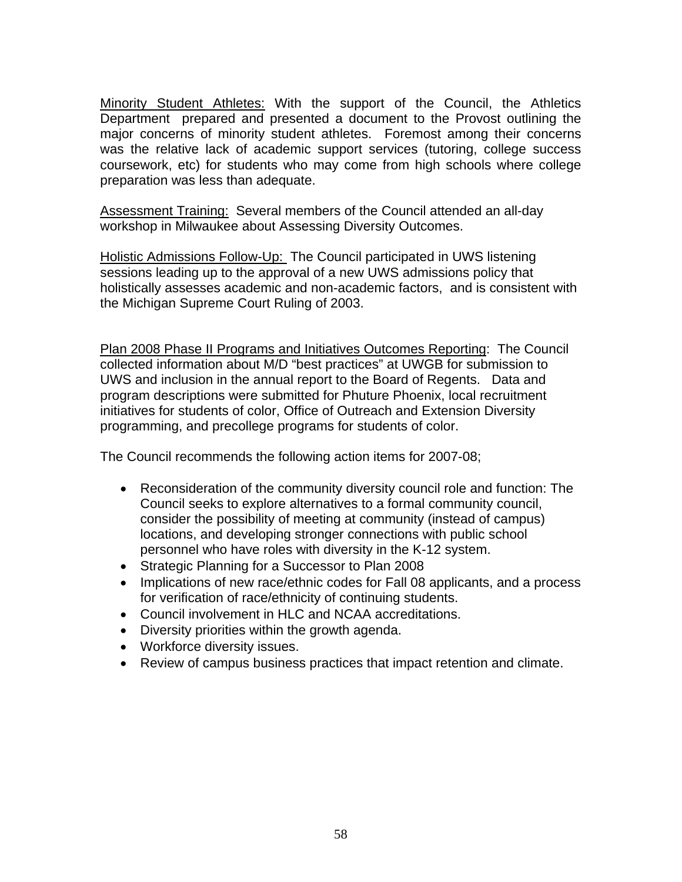<u>Minority Student Athletes:</u> With the support of the Council, the Athletics Department prepared and presented a document to the Provost outlining the major concerns of minority student athletes. Foremost among their concerns was the relative lack of academic support services (tutoring, college success coursework, etc) for students who may come from high schools where college preparation was less than adequate.

<u>Assessment Training:</u> Several members of the Council attended an all-day workshop in Milwaukee about Assessing Diversity Outcomes.

<u>Holistic Admissions Follow-Up:</u> The Council participated in UWS listening sessions leading up to the approval of a new UWS admissions policy that holistically assesses academic and non-academic factors, and is consistent with the Michigan Supreme Court Ruling of 2003.

<u>Plan 2008 Phase II Programs and Initiatives Outcomes Reporting</u>: The Council collected information about M/D "best practices" at UWGB for submission to UWS and inclusion in the annual report to the Board of Regents. Data and program descriptions were submitted for Phuture Phoenix, local recruitment initiatives for students of color, Office of Outreach and Extension Diversity programming, and precollege programs for students of color.

The Council recommends the following action items for 2007-08;

- Reconsideration of the community diversity council role and function: The Council seeks to explore alternatives to a formal community council, consider the possibility of meeting at community (instead of campus) locations, and developing stronger connections with public school personnel who have roles with diversity in the K-12 system.
- Strategic Planning for a Successor to Plan 2008
- Implications of new race/ethnic codes for Fall 08 applicants, and a process for verification of race/ethnicity of continuing students.
- Council involvement in HLC and NCAA accreditations.
- Diversity priorities within the growth agenda.
- Workforce diversity issues.
- Review of campus business practices that impact retention and climate.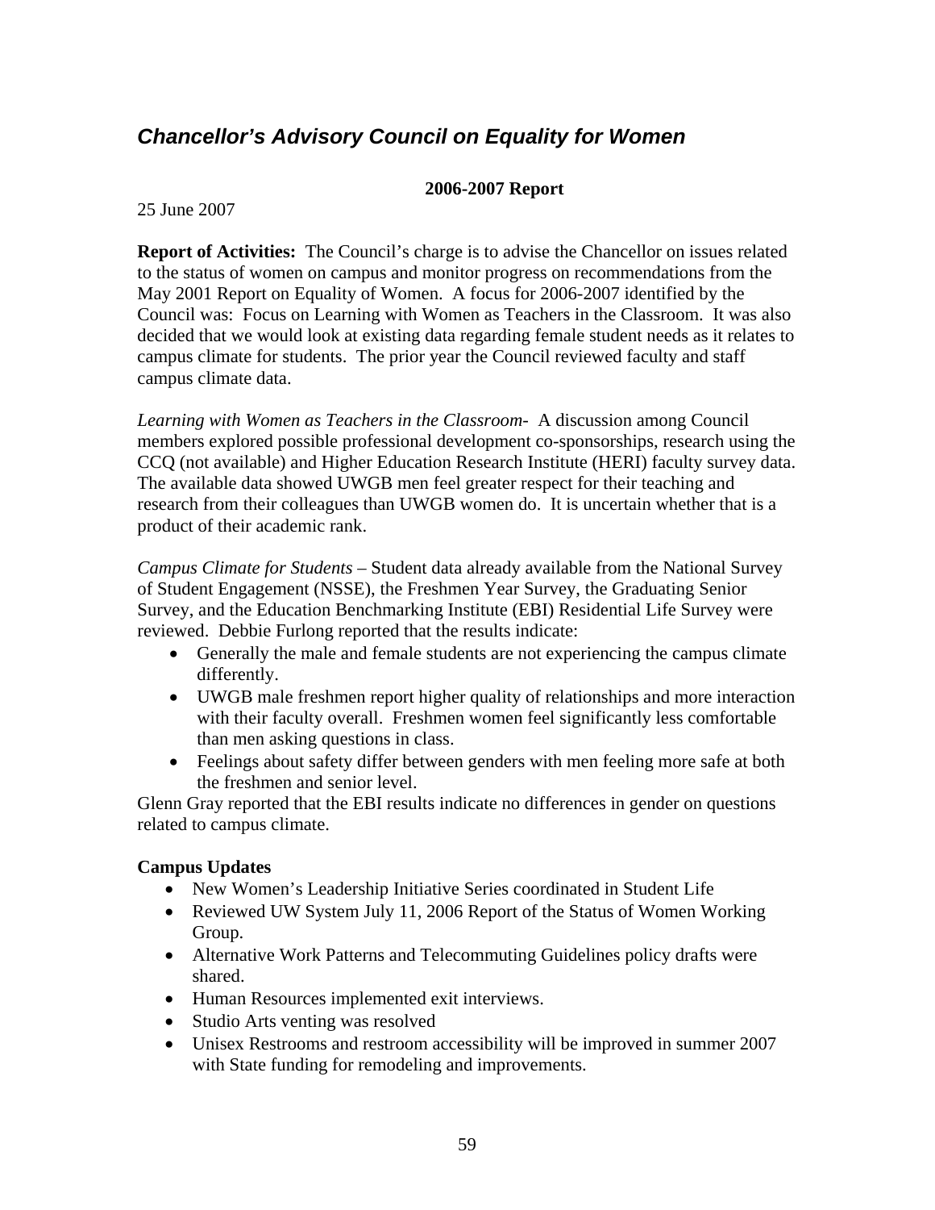## *Chancellor's Advisory Council on Equality for Women*

**2006-2007 Report**

25 June 2007

**Report of Activities:** The Council's charge is to advise the Chancellor on issues related to the status of women on campus and monitor progress on recommendations from the May 2001 Report on Equality of Women. A focus for 2006-2007 identified by the Council was: Focus on Learning with Women as Teachers in the Classroom. It was also decided that we would look at existing data regarding female student needs as it relates to campus climate for students. The prior year the Council reviewed faculty and staff campus climate data.

*Learning with Women as Teachers in the Classroom*- A discussion among Council members explored possible professional development co-sponsorships, research using the CCQ (not available) and Higher Education Research Institute (HERI) faculty survey data. The available data showed UWGB men feel greater respect for their teaching and research from their colleagues than UWGB women do. It is uncertain whether that is a product of their academic rank.

*Campus Climate for Students* – Student data already available from the National Survey of Student Engagement (NSSE), the Freshmen Year Survey, the Graduating Senior Survey, and the Education Benchmarking Institute (EBI) Residential Life Survey were reviewed. Debbie Furlong reported that the results indicate:

- Generally the male and female students are not experiencing the campus climate differently.
- UWGB male freshmen report higher quality of relationships and more interaction with their faculty overall. Freshmen women feel significantly less comfortable than men asking questions in class.
- Feelings about safety differ between genders with men feeling more safe at both the freshmen and senior level.

Glenn Gray reported that the EBI results indicate no differences in gender on questions related to campus climate.

**Campus Updates**

- New Women's Leadership Initiative Series coordinated in Student Life
- Reviewed UW System July 11, 2006 Report of the Status of Women Working Group.
- Alternative Work Patterns and Telecommuting Guidelines policy drafts were shared.
- Human Resources implemented exit interviews.
- Studio Arts venting was resolved
- Unisex Restrooms and restroom accessibility will be improved in summer 2007 with State funding for remodeling and improvements.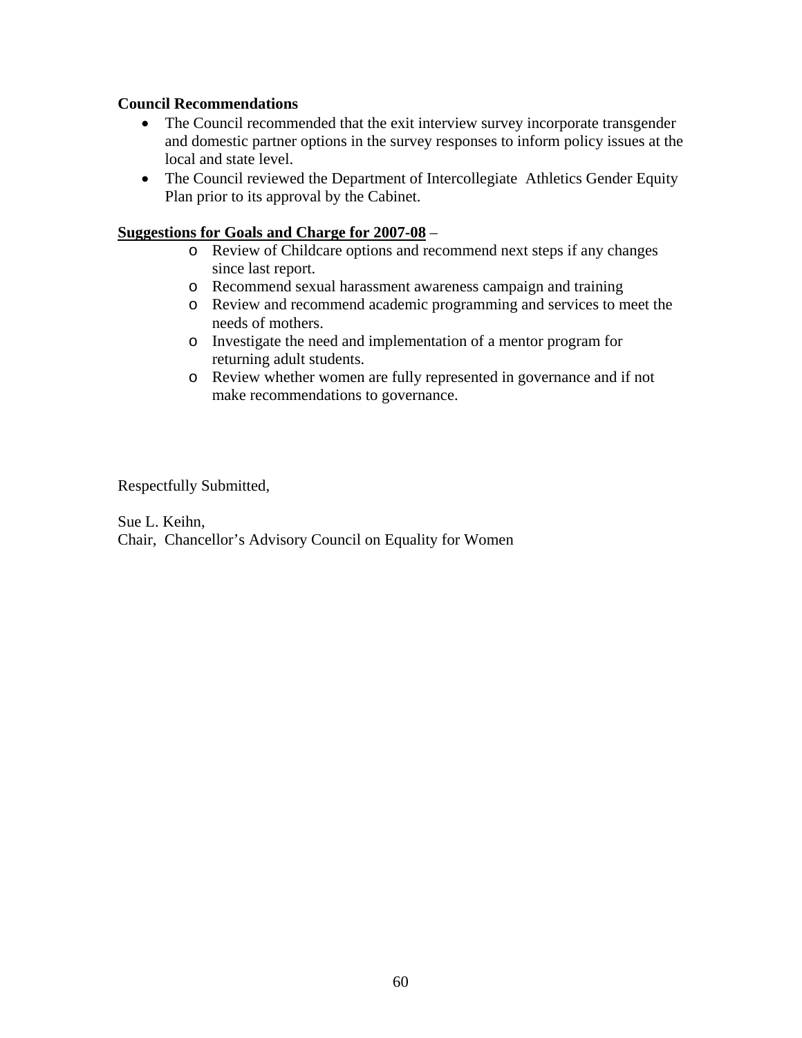**Council Recommendations**

- The Council recommended that the exit interview survey incorporate transgender and domestic partner options in the survey responses to inform policy issues at the local and state level.
- The Council reviewed the Department of Intercollegiate Athletics Gender Equity Plan prior to its approval by the Cabinet.

**<u>Suggestions for Goals and Charge for 2007-08</u>** –

  - Review of Childcare options and recommend next steps if any changes since last report.
  - Recommend sexual harassment awareness campaign and training
  - Review and recommend academic programming and services to meet the needs of mothers.
  - Investigate the need and implementation of a mentor program for returning adult students.
  - Review whether women are fully represented in governance and if not make recommendations to governance.

Respectfully Submitted,

Sue L. Keihn,
Chair, Chancellor's Advisory Council on Equality for Women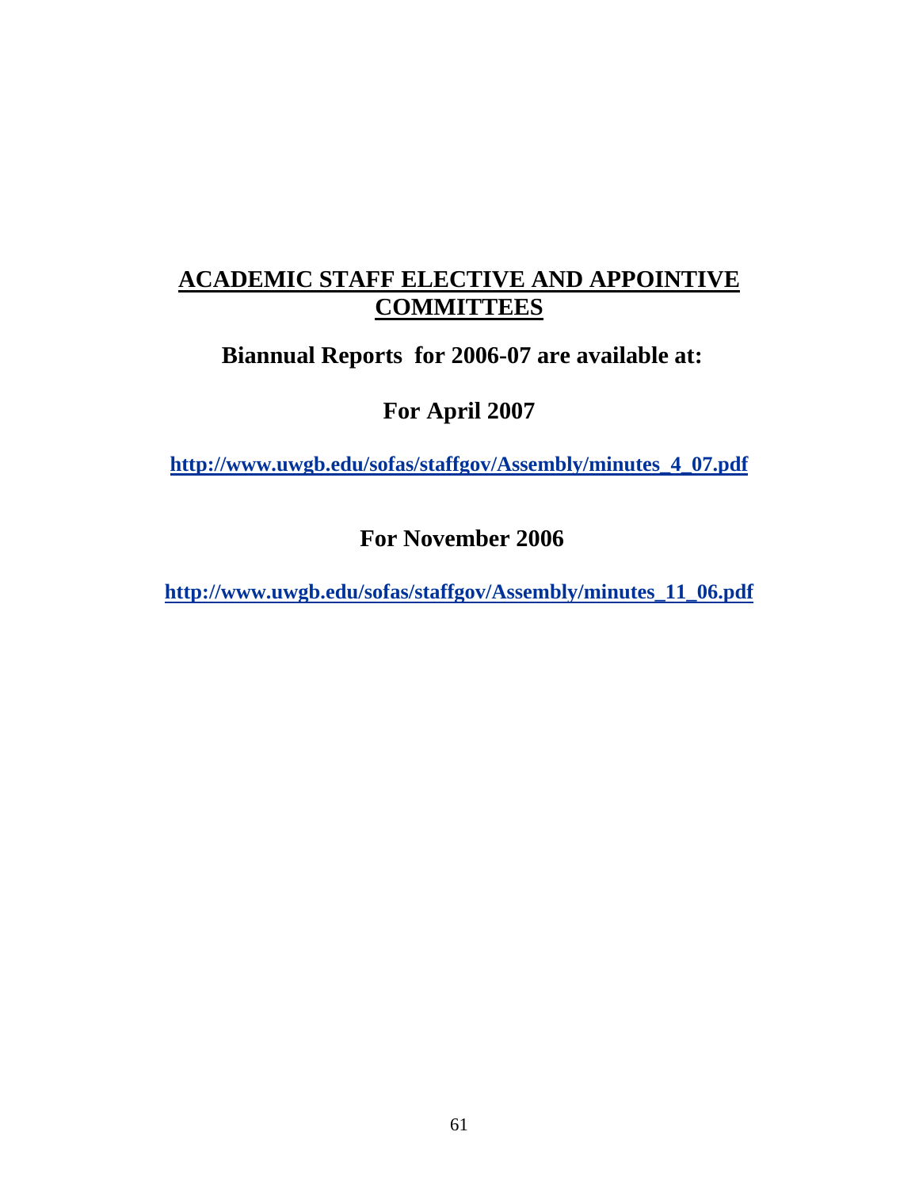# ACADEMIC STAFF ELECTIVE AND APPOINTIVE COMMITTEES

## Biannual Reports for 2006-07 are available at:

## For April 2007

**http://www.uwgb.edu/sofas/staffgov/Assembly/minutes_4_07.pdf**

## For November 2006

**http://www.uwgb.edu/sofas/staffgov/Assembly/minutes_11_06.pdf**